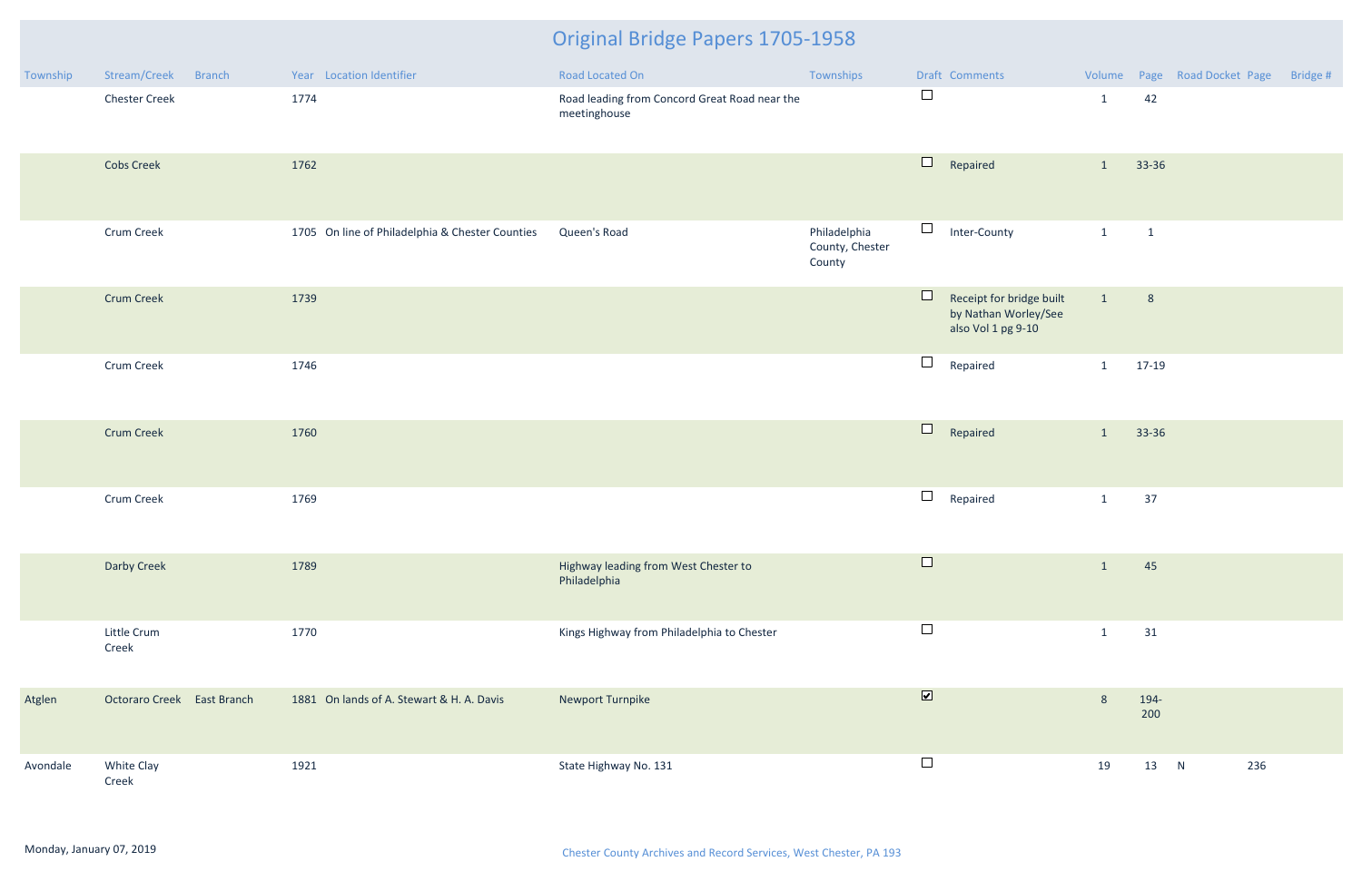# Original Bridge Papers 1705-1958

| Township | Stream/Creek | Branch | Year | Location Identifier | Road Located On | Townships | Draft | Comments | Volume | Page | Road Docket | Page | Bridge # |
|---|---|---|---|---|---|---|---|---|---|---|---|---|---|
| | Chester Creek | | 1774 | | Road leading from Concord Great Road near the meetinghouse | | ☐ | | 1 | 42 | | | |
| | Cobs Creek | | 1762 | | | | ☐ | Repaired | 1 | 33-36 | | | |
| | Crum Creek | | 1705 | On line of Philadelphia & Chester Counties | Queen's Road | Philadelphia County, Chester County | ☐ | Inter-County | 1 | 1 | | | |
| | Crum Creek | | 1739 | | | | ☐ | Receipt for bridge built by Nathan Worley/See also Vol 1 pg 9-10 | 1 | 8 | | | |
| | Crum Creek | | 1746 | | | | ☐ | Repaired | 1 | 17-19 | | | |
| | Crum Creek | | 1760 | | | | ☐ | Repaired | 1 | 33-36 | | | |
| | Crum Creek | | 1769 | | | | ☐ | Repaired | 1 | 37 | | | |
| | Darby Creek | | 1789 | | Highway leading from West Chester to Philadelphia | | ☐ | | 1 | 45 | | | |
| | Little Crum Creek | | 1770 | | Kings Highway from Philadelphia to Chester | | ☐ | | 1 | 31 | | | |
| Atglen | Octoraro Creek | East Branch | 1881 | On lands of A. Stewart & H. A. Davis | Newport Turnpike | | ☑ | | 8 | 194-200 | | | |
| Avondale | White Clay Creek | | 1921 | | State Highway No. 131 | | ☐ | | 19 | 13 | N | 236 | |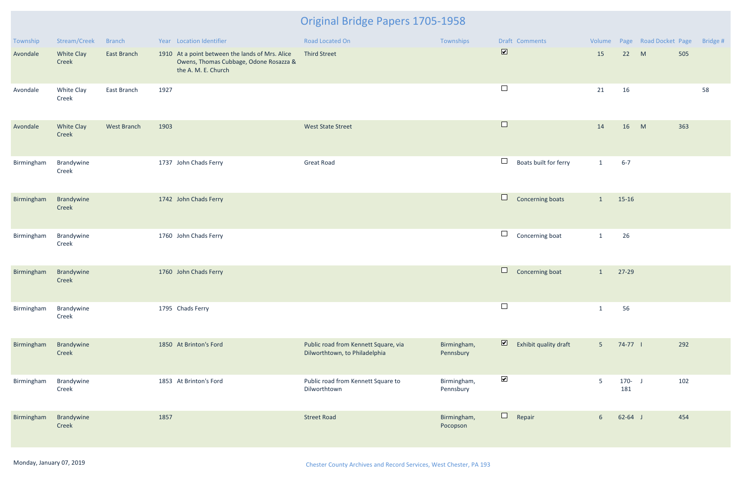# Original Bridge Papers 1705-1958

| Township | Stream/Creek | Branch | Year | Location Identifier | Road Located On | Townships | Draft | Comments | Volume | Page | Road Docket | Page | Bridge # |
|---|---|---|---|---|---|---|---|---|---|---|---|---|---|
| Avondale | White Clay Creek | East Branch | 1910 | At a point between the lands of Mrs. Alice Owens, Thomas Cubbage, Odone Rosazza & the A. M. E. Church | Third Street | | ☑ | | 15 | 22 | M | 505 | |
| Avondale | White Clay Creek | East Branch | 1927 | | | | ☐ | | 21 | 16 | | | 58 |
| Avondale | White Clay Creek | West Branch | 1903 | | West State Street | | ☐ | | 14 | 16 | M | 363 | |
| Birmingham | Brandywine Creek | | 1737 | John Chads Ferry | Great Road | | ☐ | Boats built for ferry | 1 | 6-7 | | | |
| Birmingham | Brandywine Creek | | 1742 | John Chads Ferry | | | ☐ | Concerning boats | 1 | 15-16 | | | |
| Birmingham | Brandywine Creek | | 1760 | John Chads Ferry | | | ☐ | Concerning boat | 1 | 26 | | | |
| Birmingham | Brandywine Creek | | 1760 | John Chads Ferry | | | ☐ | Concerning boat | 1 | 27-29 | | | |
| Birmingham | Brandywine Creek | | 1795 | Chads Ferry | | | ☐ | | 1 | 56 | | | |
| Birmingham | Brandywine Creek | | 1850 | At Brinton's Ford | Public road from Kennett Square, via Dilworthtown, to Philadelphia | Birmingham, Pennsbury | ☑ | Exhibit quality draft | 5 | 74-77 | I | 292 | |
| Birmingham | Brandywine Creek | | 1853 | At Brinton's Ford | Public road from Kennett Square to Dilworthtown | Birmingham, Pennsbury | ☑ | | 5 | 170-181 | J | 102 | |
| Birmingham | Brandywine Creek | | 1857 | | Street Road | Birmingham, Pocopson | ☐ | Repair | 6 | 62-64 | J | 454 | |

Monday, January 07, 2019

Chester County Archives and Record Services, West Chester, PA 193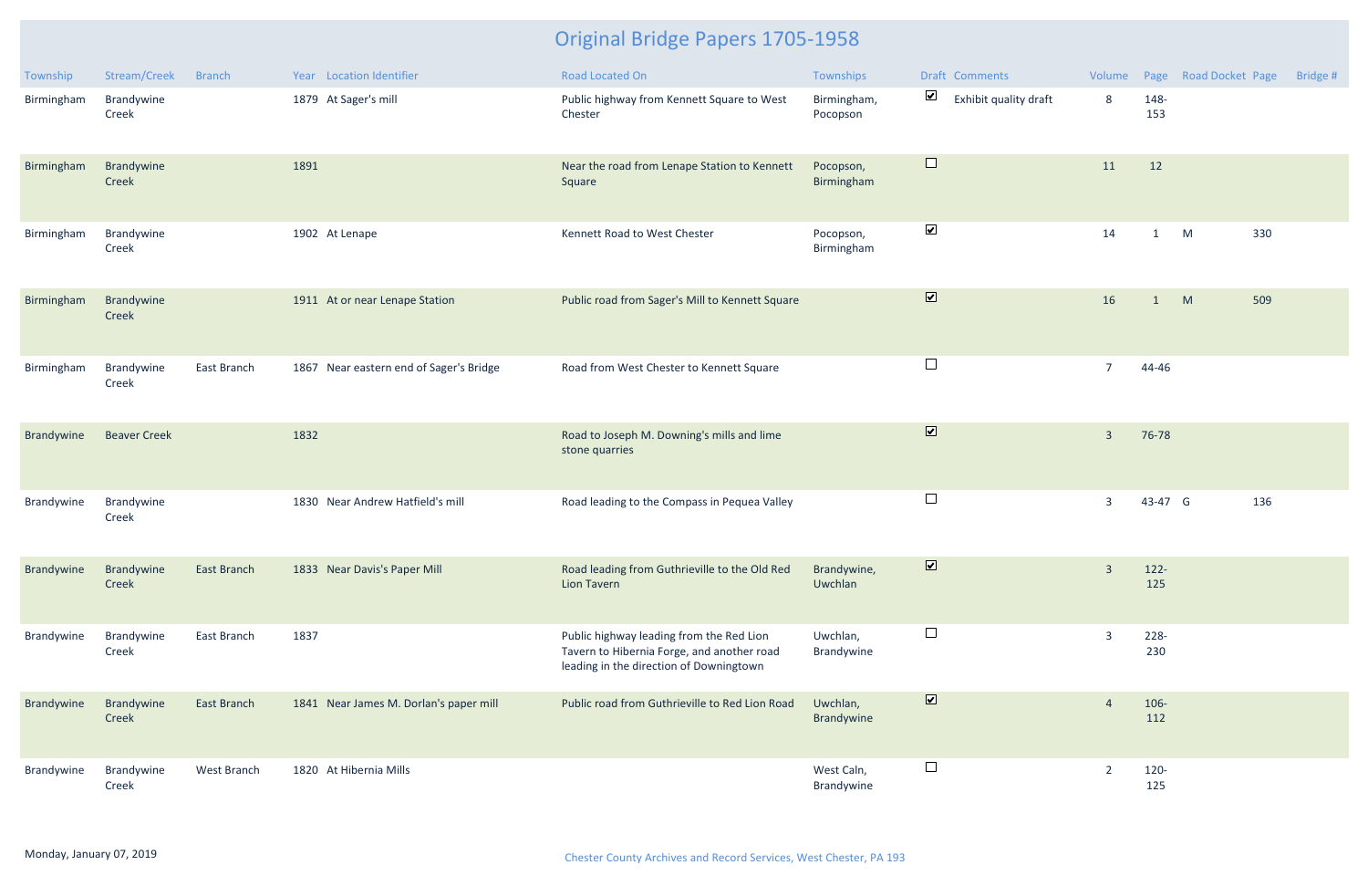# Original Bridge Papers 1705-1958

| Township | Stream/Creek | Branch | Year | Location Identifier | Road Located On | Townships | Draft | Comments | Volume | Page | Road Docket | Page | Bridge # |
|---|---|---|---|---|---|---|---|---|---|---|---|---|---|
| Birmingham | Brandywine Creek | | 1879 | At Sager's mill | Public highway from Kennett Square to West Chester | Birmingham, Pocopson | ☑ | Exhibit quality draft | 8 | 148-153 | | | |
| Birmingham | Brandywine Creek | | 1891 | | Near the road from Lenape Station to Kennett Square | Pocopson, Birmingham | ☐ | | 11 | 12 | | | |
| Birmingham | Brandywine Creek | | 1902 | At Lenape | Kennett Road to West Chester | Pocopson, Birmingham | ☑ | | 14 | 1 | M | 330 | |
| Birmingham | Brandywine Creek | | 1911 | At or near Lenape Station | Public road from Sager's Mill to Kennett Square | | ☑ | | 16 | 1 | M | 509 | |
| Birmingham | Brandywine Creek | East Branch | 1867 | Near eastern end of Sager's Bridge | Road from West Chester to Kennett Square | | ☐ | | 7 | 44-46 | | | |
| Brandywine | Beaver Creek | | 1832 | | Road to Joseph M. Downing's mills and lime stone quarries | | ☑ | | 3 | 76-78 | | | |
| Brandywine | Brandywine Creek | | 1830 | Near Andrew Hatfield's mill | Road leading to the Compass in Pequea Valley | | ☐ | | 3 | 43-47 | G | 136 | |
| Brandywine | Brandywine Creek | East Branch | 1833 | Near Davis's Paper Mill | Road leading from Guthrieville to the Old Red Lion Tavern | Brandywine, Uwchlan | ☑ | | 3 | 122-125 | | | |
| Brandywine | Brandywine Creek | East Branch | 1837 | | Public highway leading from the Red Lion Tavern to Hibernia Forge, and another road leading in the direction of Downingtown | Uwchlan, Brandywine | ☐ | | 3 | 228-230 | | | |
| Brandywine | Brandywine Creek | East Branch | 1841 | Near James M. Dorlan's paper mill | Public road from Guthrieville to Red Lion Road | Uwchlan, Brandywine | ☑ | | 4 | 106-112 | | | |
| Brandywine | Brandywine Creek | West Branch | 1820 | At Hibernia Mills | | West Caln, Brandywine | ☐ | | 2 | 120-125 | | | |

Monday, January 07, 2019

Chester County Archives and Record Services, West Chester, PA 193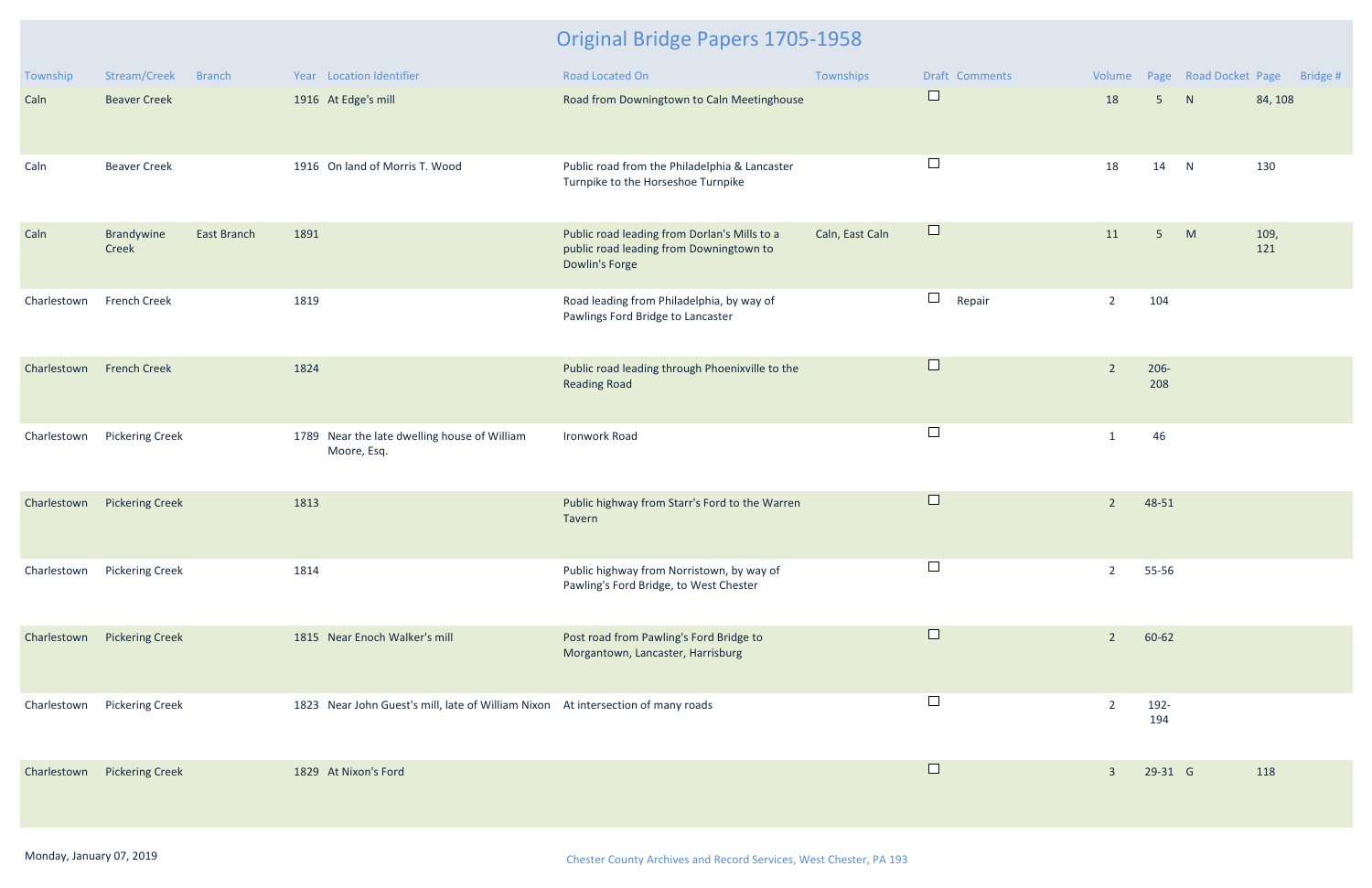# Original Bridge Papers 1705-1958

| Township | Stream/Creek | Branch | Year | Location Identifier | Road Located On | Townships | Draft | Comments | Volume | Page | Road Docket | Page | Bridge # |
|---|---|---|---|---|---|---|---|---|---|---|---|---|---|
| Caln | Beaver Creek | | 1916 | At Edge's mill | Road from Downingtown to Caln Meetinghouse | | ☐ | | 18 | 5 | N | 84, 108 | |
| Caln | Beaver Creek | | 1916 | On land of Morris T. Wood | Public road from the Philadelphia & Lancaster Turnpike to the Horseshoe Turnpike | | ☐ | | 18 | 14 | N | 130 | |
| Caln | Brandywine Creek | East Branch | 1891 | | Public road leading from Dorlan's Mills to a public road leading from Downingtown to Dowlin's Forge | Caln, East Caln | ☐ | | 11 | 5 | M | 109, 121 | |
| Charlestown | French Creek | | 1819 | | Road leading from Philadelphia, by way of Pawlings Ford Bridge to Lancaster | | ☐ | Repair | 2 | 104 | | | |
| Charlestown | French Creek | | 1824 | | Public road leading through Phoenixville to the Reading Road | | ☐ | | 2 | 206-208 | | | |
| Charlestown | Pickering Creek | | 1789 | Near the late dwelling house of William Moore, Esq. | Ironwork Road | | ☐ | | 1 | 46 | | | |
| Charlestown | Pickering Creek | | 1813 | | Public highway from Starr's Ford to the Warren Tavern | | ☐ | | 2 | 48-51 | | | |
| Charlestown | Pickering Creek | | 1814 | | Public highway from Norristown, by way of Pawling's Ford Bridge, to West Chester | | ☐ | | 2 | 55-56 | | | |
| Charlestown | Pickering Creek | | 1815 | Near Enoch Walker's mill | Post road from Pawling's Ford Bridge to Morgantown, Lancaster, Harrisburg | | ☐ | | 2 | 60-62 | | | |
| Charlestown | Pickering Creek | | 1823 | Near John Guest's mill, late of William Nixon | At intersection of many roads | | ☐ | | 2 | 192-194 | | | |
| Charlestown | Pickering Creek | | 1829 | At Nixon's Ford | | | ☐ | | 3 | 29-31 | G | 118 | |

Monday, January 07, 2019

Chester County Archives and Record Services, West Chester, PA 193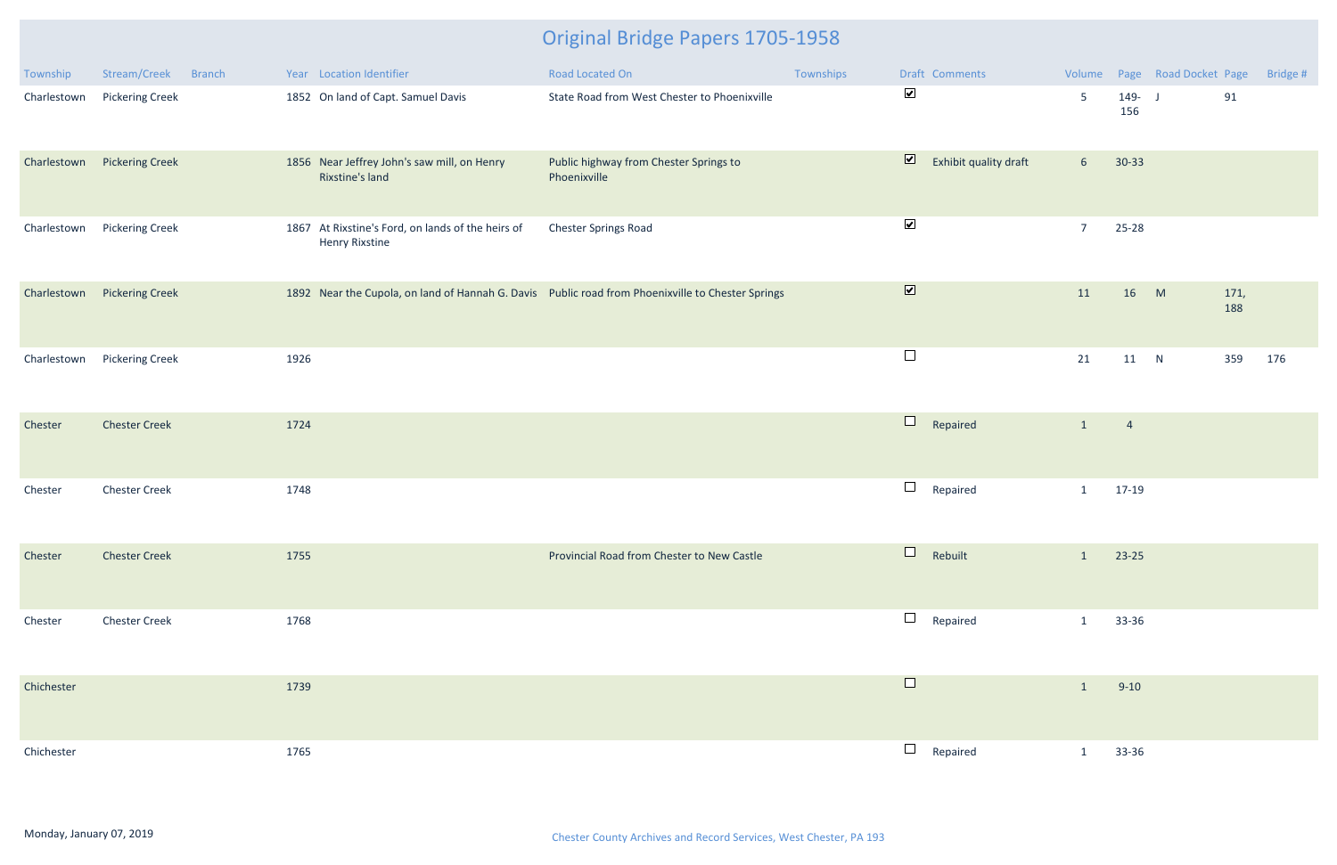# Original Bridge Papers 1705-1958

| Township | Stream/Creek | Branch | Year | Location Identifier | Road Located On | Townships | Draft | Comments | Volume | Page | Road Docket | Page | Bridge # |
|---|---|---|---|---|---|---|---|---|---|---|---|---|---|
| Charlestown | Pickering Creek | | 1852 | On land of Capt. Samuel Davis | State Road from West Chester to Phoenixville | | ☑ | | 5 | 149-156 | J | 91 | |
| Charlestown | Pickering Creek | | 1856 | Near Jeffrey John's saw mill, on Henry Rixstine's land | Public highway from Chester Springs to Phoenixville | | ☑ | Exhibit quality draft | 6 | 30-33 | | | |
| Charlestown | Pickering Creek | | 1867 | At Rixstine's Ford, on lands of the heirs of Henry Rixstine | Chester Springs Road | | ☑ | | 7 | 25-28 | | | |
| Charlestown | Pickering Creek | | 1892 | Near the Cupola, on land of Hannah G. Davis | Public road from Phoenixville to Chester Springs | | ☑ | | 11 | 16 | M | 171, 188 | |
| Charlestown | Pickering Creek | | 1926 | | | | ☐ | | 21 | 11 | N | 359 | 176 |
| Chester | Chester Creek | | 1724 | | | | ☐ | Repaired | 1 | 4 | | | |
| Chester | Chester Creek | | 1748 | | | | ☐ | Repaired | 1 | 17-19 | | | |
| Chester | Chester Creek | | 1755 | | Provincial Road from Chester to New Castle | | ☐ | Rebuilt | 1 | 23-25 | | | |
| Chester | Chester Creek | | 1768 | | | | ☐ | Repaired | 1 | 33-36 | | | |
| Chichester | | | 1739 | | | | ☐ | | 1 | 9-10 | | | |
| Chichester | | | 1765 | | | | ☐ | Repaired | 1 | 33-36 | | | |

Monday, January 07, 2019

Chester County Archives and Record Services, West Chester, PA 193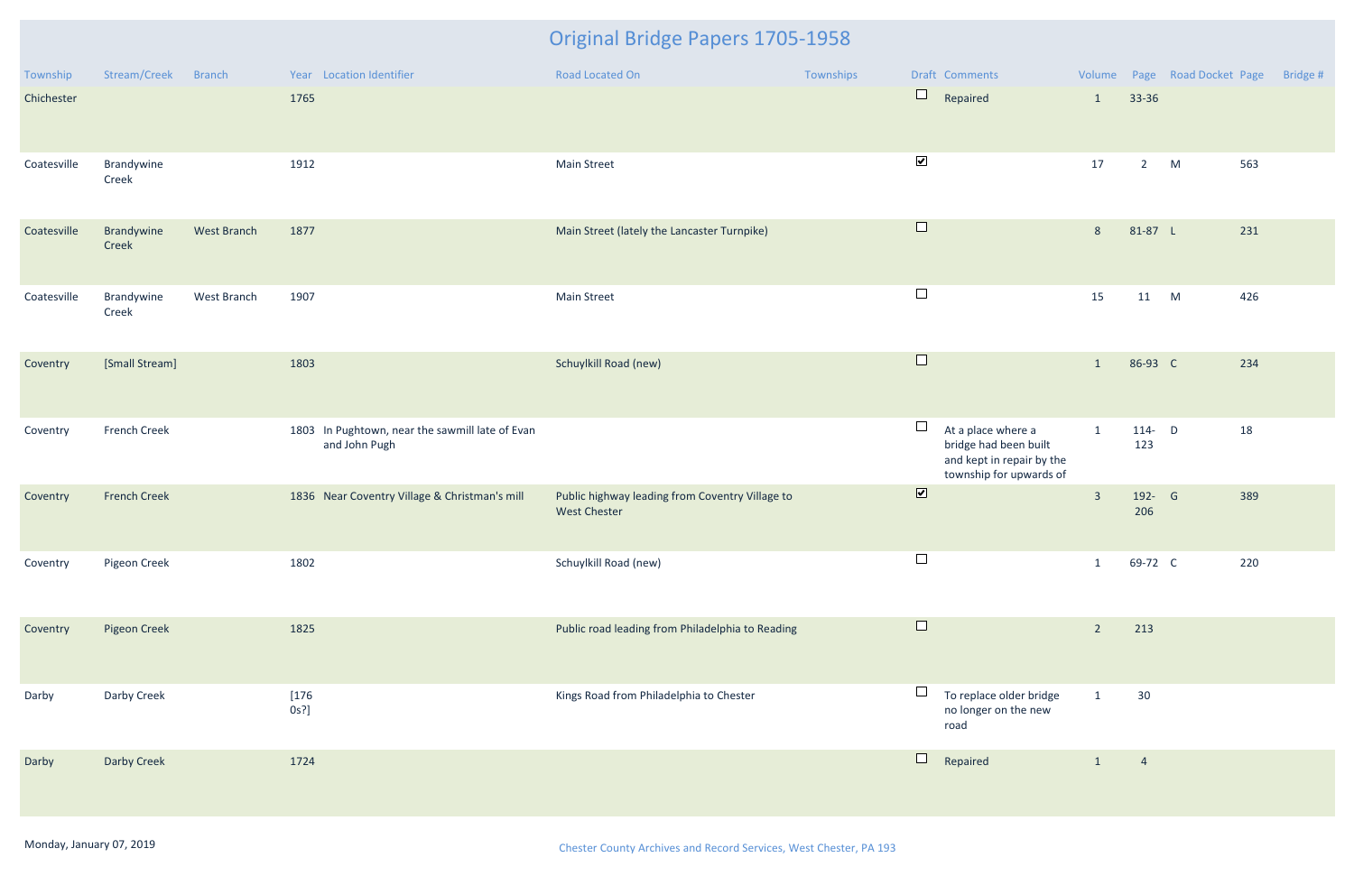# Original Bridge Papers 1705-1958

| Township | Stream/Creek | Branch | Year | Location Identifier | Road Located On | Townships | Draft | Comments | Volume | Page | Road Docket | Page | Bridge # |
|---|---|---|---|---|---|---|---|---|---|---|---|---|---|
| Chichester | | | 1765 | | | | ☐ | Repaired | 1 | 33-36 | | | |
| Coatesville | Brandywine Creek | | 1912 | | Main Street | | ☑ | | 17 | 2 | M | 563 | |
| Coatesville | Brandywine Creek | West Branch | 1877 | | Main Street (lately the Lancaster Turnpike) | | ☐ | | 8 | 81-87 | L | 231 | |
| Coatesville | Brandywine Creek | West Branch | 1907 | | Main Street | | ☐ | | 15 | 11 | M | 426 | |
| Coventry | [Small Stream] | | 1803 | | Schuylkill Road (new) | | ☐ | | 1 | 86-93 | C | 234 | |
| Coventry | French Creek | | 1803 | In Pughtown, near the sawmill late of Evan and John Pugh | | | ☐ | At a place where a bridge had been built and kept in repair by the township for upwards of | 1 | 114-123 | D | 18 | |
| Coventry | French Creek | | 1836 | Near Coventry Village & Christman's mill | Public highway leading from Coventry Village to West Chester | | ☑ | | 3 | 192-206 | G | 389 | |
| Coventry | Pigeon Creek | | 1802 | | Schuylkill Road (new) | | ☐ | | 1 | 69-72 | C | 220 | |
| Coventry | Pigeon Creek | | 1825 | | Public road leading from Philadelphia to Reading | | ☐ | | 2 | 213 | | | |
| Darby | Darby Creek | | [1760s?] | | Kings Road from Philadelphia to Chester | | ☐ | To replace older bridge no longer on the new road | 1 | 30 | | | |
| Darby | Darby Creek | | 1724 | | | | ☐ | Repaired | 1 | 4 | | | |

Monday, January 07, 2019

Chester County Archives and Record Services, West Chester, PA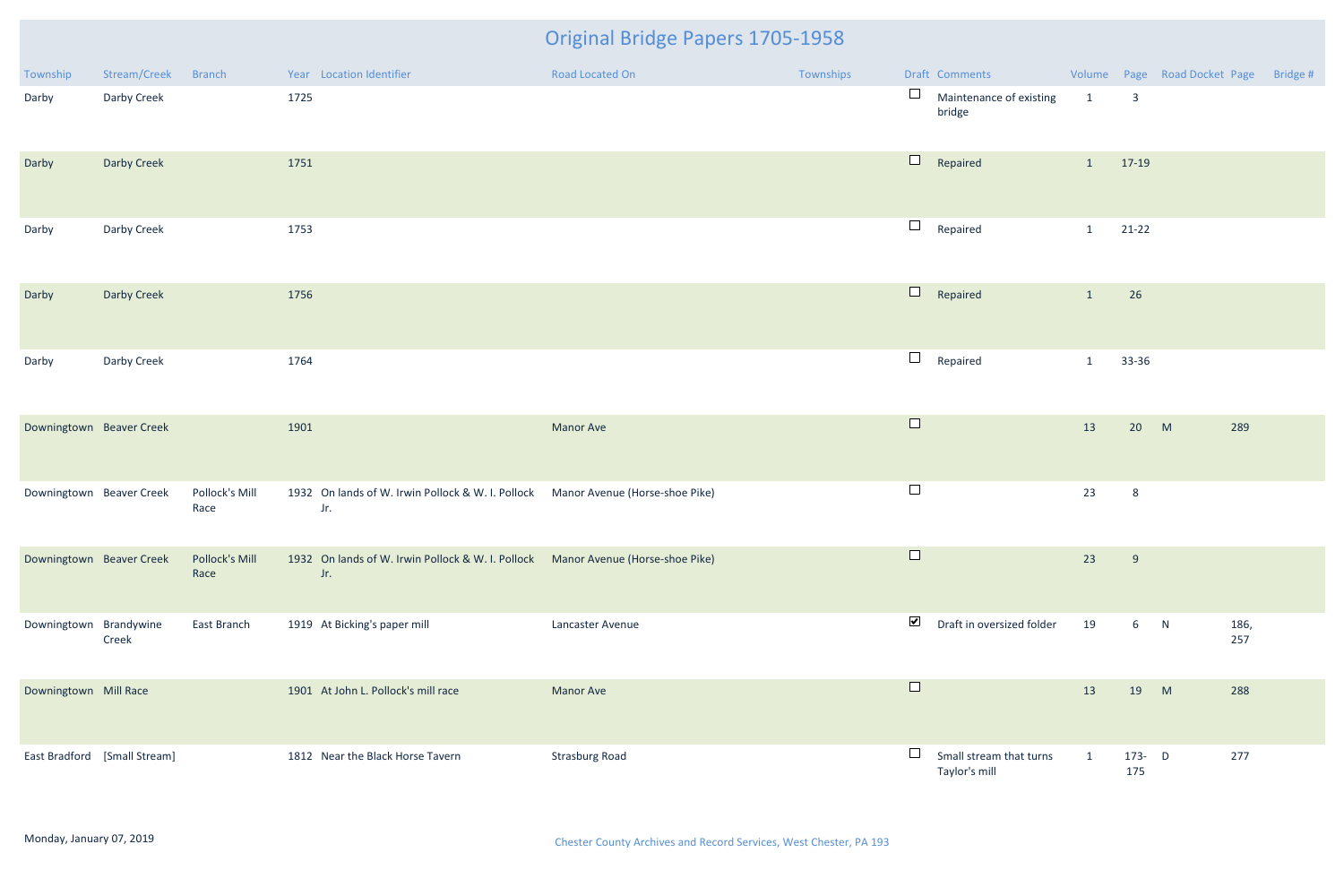# Original Bridge Papers 1705-1958

| Township | Stream/Creek | Branch | Year | Location Identifier | Road Located On | Townships | Draft | Comments | Volume | Page | Road Docket | Page | Bridge # |
|---|---|---|---|---|---|---|---|---|---|---|---|---|---|
| Darby | Darby Creek | | 1725 | | | | ☐ | Maintenance of existing bridge | 1 | 3 | | | |
| Darby | Darby Creek | | 1751 | | | | ☐ | Repaired | 1 | 17-19 | | | |
| Darby | Darby Creek | | 1753 | | | | ☐ | Repaired | 1 | 21-22 | | | |
| Darby | Darby Creek | | 1756 | | | | ☐ | Repaired | 1 | 26 | | | |
| Darby | Darby Creek | | 1764 | | | | ☐ | Repaired | 1 | 33-36 | | | |
| Downingtown | Beaver Creek | | 1901 | | Manor Ave | | ☐ | | 13 | 20 | M | 289 | |
| Downingtown | Beaver Creek | Pollock's Mill Race | 1932 | On lands of W. Irwin Pollock & W. I. Pollock Jr. | Manor Avenue (Horse-shoe Pike) | | ☐ | | 23 | 8 | | | |
| Downingtown | Beaver Creek | Pollock's Mill Race | 1932 | On lands of W. Irwin Pollock & W. I. Pollock Jr. | Manor Avenue (Horse-shoe Pike) | | ☐ | | 23 | 9 | | | |
| Downingtown | Brandywine Creek | East Branch | 1919 | At Bicking's paper mill | Lancaster Avenue | | ☑ | Draft in oversized folder | 19 | 6 | N | 186, 257 | |
| Downingtown | Mill Race | | 1901 | At John L. Pollock's mill race | Manor Ave | | ☐ | | 13 | 19 | M | 288 | |
| East Bradford | [Small Stream] | | 1812 | Near the Black Horse Tavern | Strasburg Road | | ☐ | Small stream that turns Taylor's mill | 1 | 173-175 | D | 277 | |

Monday, January 07, 2019

Chester County Archives and Record Services, West Chester, PA 193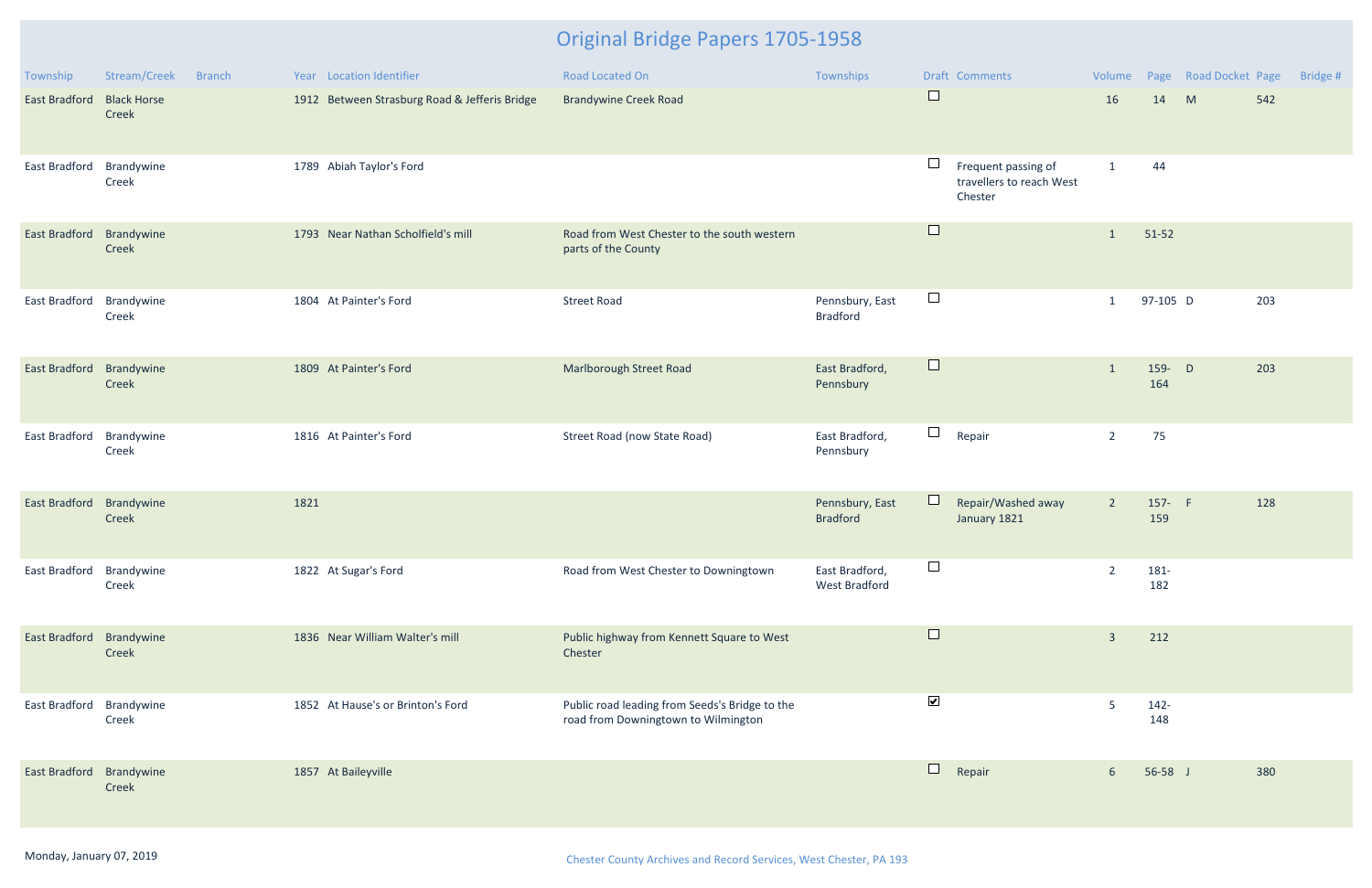# Original Bridge Papers 1705-1958

| Township | Stream/Creek | Branch | Year | Location Identifier | Road Located On | Townships | Draft | Comments | Volume | Page | Road Docket | Page | Bridge # |
|---|---|---|---|---|---|---|---|---|---|---|---|---|---|
| East Bradford | Black Horse Creek | | 1912 | Between Strasburg Road & Jefferis Bridge | Brandywine Creek Road | | ☐ | | 16 | 14 | M | 542 | |
| East Bradford | Brandywine Creek | | 1789 | Abiah Taylor's Ford | | | ☐ | Frequent passing of travellers to reach West Chester | 1 | 44 | | | |
| East Bradford | Brandywine Creek | | 1793 | Near Nathan Scholfield's mill | Road from West Chester to the south western parts of the County | | ☐ | | 1 | 51-52 | | | |
| East Bradford | Brandywine Creek | | 1804 | At Painter's Ford | Street Road | Pennsbury, East Bradford | ☐ | | 1 | 97-105 | D | 203 | |
| East Bradford | Brandywine Creek | | 1809 | At Painter's Ford | Marlborough Street Road | East Bradford, Pennsbury | ☐ | | 1 | 159-164 | D | 203 | |
| East Bradford | Brandywine Creek | | 1816 | At Painter's Ford | Street Road (now State Road) | East Bradford, Pennsbury | ☐ | Repair | 2 | 75 | | | |
| East Bradford | Brandywine Creek | | 1821 | | | Pennsbury, East Bradford | ☐ | Repair/Washed away January 1821 | 2 | 157-159 | F | 128 | |
| East Bradford | Brandywine Creek | | 1822 | At Sugar's Ford | Road from West Chester to Downingtown | East Bradford, West Bradford | ☐ | | 2 | 181-182 | | | |
| East Bradford | Brandywine Creek | | 1836 | Near William Walter's mill | Public highway from Kennett Square to West Chester | | ☐ | | 3 | 212 | | | |
| East Bradford | Brandywine Creek | | 1852 | At Hause's or Brinton's Ford | Public road leading from Seeds's Bridge to the road from Downingtown to Wilmington | | ☑ | | 5 | 142-148 | | | |
| East Bradford | Brandywine Creek | | 1857 | At Baileyville | | | ☐ | Repair | 6 | 56-58 | J | 380 | |

Monday, January 07, 2019

Chester County Archives and Record Services, West Chester, PA 193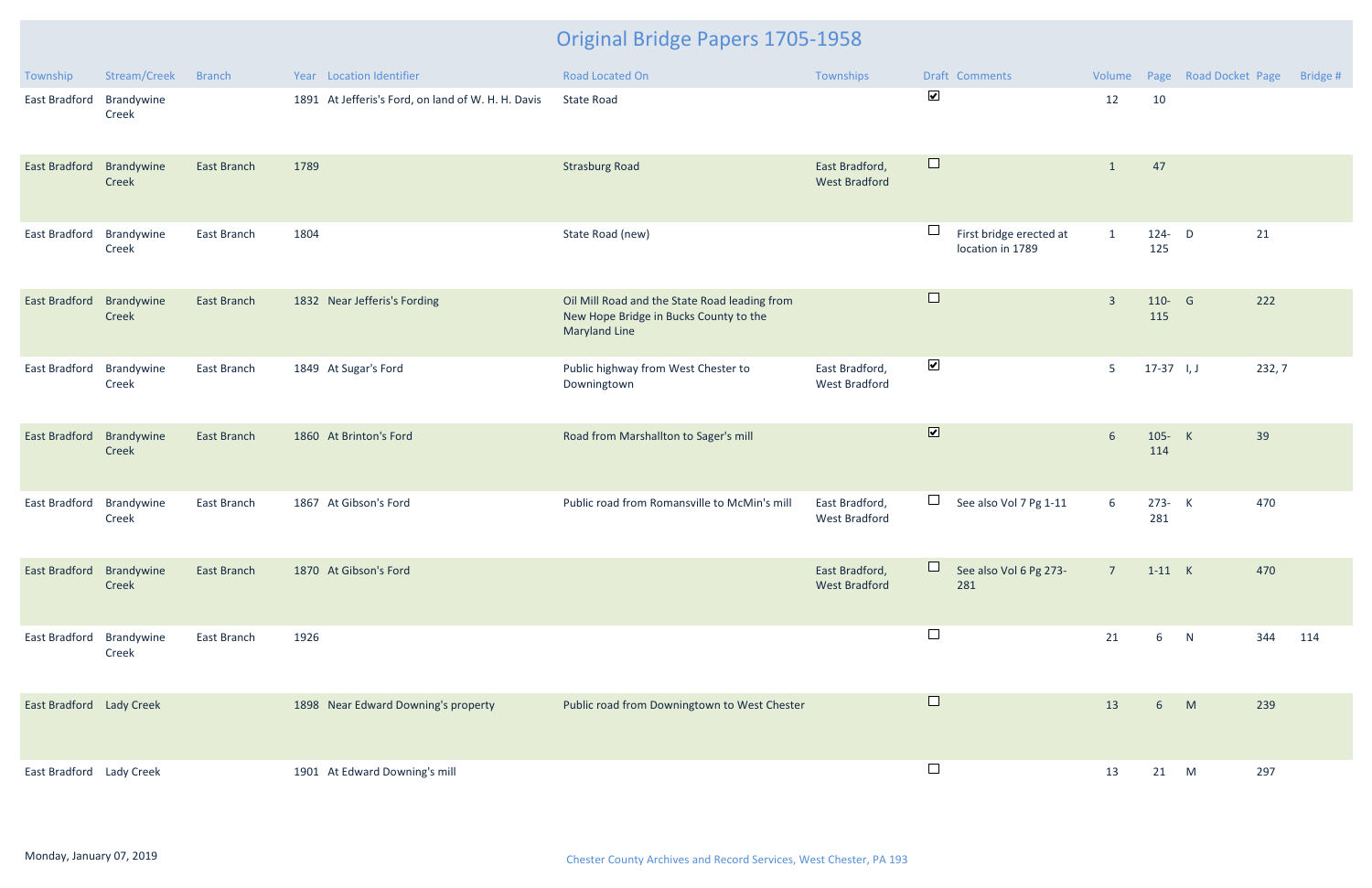# Original Bridge Papers 1705-1958

| Township | Stream/Creek | Branch | Year | Location Identifier | Road Located On | Townships | Draft | Comments | Volume | Page | Road Docket | Page | Bridge # |
|---|---|---|---|---|---|---|---|---|---|---|---|---|---|
| East Bradford | Brandywine Creek | | 1891 | At Jefferis's Ford, on land of W. H. H. Davis | State Road | | ☑ | | 12 | 10 | | | |
| East Bradford | Brandywine Creek | East Branch | 1789 | | Strasburg Road | East Bradford, West Bradford | ☐ | | 1 | 47 | | | |
| East Bradford | Brandywine Creek | East Branch | 1804 | | State Road (new) | | ☐ | First bridge erected at location in 1789 | 1 | 124-125 | D | 21 | |
| East Bradford | Brandywine Creek | East Branch | 1832 | Near Jefferis's Fording | Oil Mill Road and the State Road leading from New Hope Bridge in Bucks County to the Maryland Line | | ☐ | | 3 | 110-115 | G | 222 | |
| East Bradford | Brandywine Creek | East Branch | 1849 | At Sugar's Ford | Public highway from West Chester to Downingtown | East Bradford, West Bradford | ☑ | | 5 | 17-37 | I, J | 232, 7 | |
| East Bradford | Brandywine Creek | East Branch | 1860 | At Brinton's Ford | Road from Marshallton to Sager's mill | | ☑ | | 6 | 105-114 | K | 39 | |
| East Bradford | Brandywine Creek | East Branch | 1867 | At Gibson's Ford | Public road from Romansville to McMin's mill | East Bradford, West Bradford | ☐ | See also Vol 7 Pg 1-11 | 6 | 273-281 | K | 470 | |
| East Bradford | Brandywine Creek | East Branch | 1870 | At Gibson's Ford | | East Bradford, West Bradford | ☐ | See also Vol 6 Pg 273-281 | 7 | 1-11 | K | 470 | |
| East Bradford | Brandywine Creek | East Branch | 1926 | | | | ☐ | | 21 | 6 | N | 344 | 114 |
| East Bradford | Lady Creek | | 1898 | Near Edward Downing's property | Public road from Downingtown to West Chester | | ☐ | | 13 | 6 | M | 239 | |
| East Bradford | Lady Creek | | 1901 | At Edward Downing's mill | | | ☐ | | 13 | 21 | M | 297 | |

Monday, January 07, 2019

Chester County Archives and Record Services, West Chester, PA 193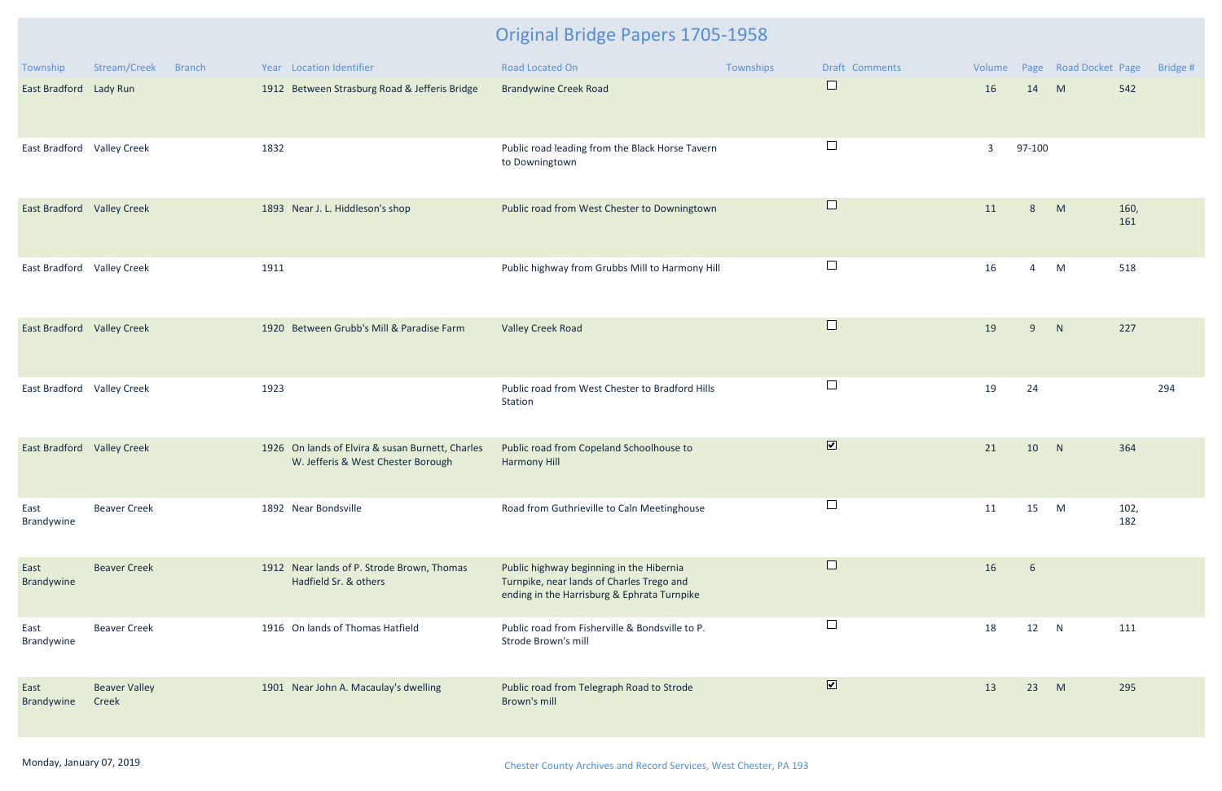# Original Bridge Papers 1705-1958

| Township | Stream/Creek | Branch | Year | Location Identifier | Road Located On | Townships | Draft | Comments | Volume | Page | Road Docket | Page | Bridge # |
|---|---|---|---|---|---|---|---|---|---|---|---|---|---|
| East Bradford | Lady Run | | 1912 | Between Strasburg Road & Jefferis Bridge | Brandywine Creek Road | | ☐ | | 16 | 14 | M | 542 | |
| East Bradford | Valley Creek | | 1832 | | Public road leading from the Black Horse Tavern to Downingtown | | ☐ | | 3 | 97-100 | | | |
| East Bradford | Valley Creek | | 1893 | Near J. L. Hiddleson's shop | Public road from West Chester to Downingtown | | ☐ | | 11 | 8 | M | 160, 161 | |
| East Bradford | Valley Creek | | 1911 | | Public highway from Grubbs Mill to Harmony Hill | | ☐ | | 16 | 4 | M | 518 | |
| East Bradford | Valley Creek | | 1920 | Between Grubb's Mill & Paradise Farm | Valley Creek Road | | ☐ | | 19 | 9 | N | 227 | |
| East Bradford | Valley Creek | | 1923 | | Public road from West Chester to Bradford Hills Station | | ☐ | | 19 | 24 | | | 294 |
| East Bradford | Valley Creek | | 1926 | On lands of Elvira & susan Burnett, Charles W. Jefferis & West Chester Borough | Public road from Copeland Schoolhouse to Harmony Hill | | ☑ | | 21 | 10 | N | 364 | |
| East Brandywine | Beaver Creek | | 1892 | Near Bondsville | Road from Guthrieville to Caln Meetinghouse | | ☐ | | 11 | 15 | M | 102, 182 | |
| East Brandywine | Beaver Creek | | 1912 | Near lands of P. Strode Brown, Thomas Hadfield Sr. & others | Public highway beginning in the Hibernia Turnpike, near lands of Charles Trego and ending in the Harrisburg & Ephrata Turnpike | | ☐ | | 16 | 6 | | | |
| East Brandywine | Beaver Creek | | 1916 | On lands of Thomas Hatfield | Public road from Fisherville & Bondsville to P. Strode Brown's mill | | ☐ | | 18 | 12 | N | 111 | |
| East Brandywine | Beaver Valley Creek | | 1901 | Near John A. Macaulay's dwelling | Public road from Telegraph Road to Strode Brown's mill | | ☑ | | 13 | 23 | M | 295 | |

Monday, January 07, 2019

Chester County Archives and Record Services, West Chester, PA 193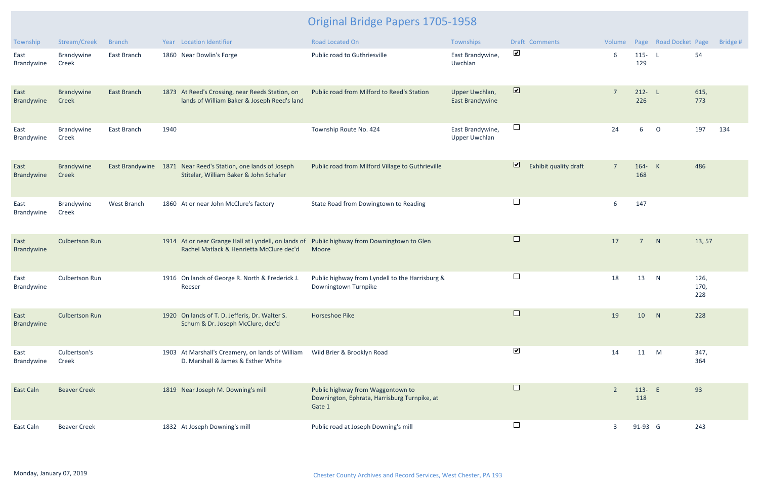# Original Bridge Papers 1705-1958

| Township | Stream/Creek | Branch | Year | Location Identifier | Road Located On | Townships | Draft | Comments | Volume | Page | Road Docket | Page | Bridge # |
|---|---|---|---|---|---|---|---|---|---|---|---|---|---|
| East Brandywine | Brandywine Creek | East Branch | 1860 | Near Dowlin's Forge | Public road to Guthriesville | East Brandywine, Uwchlan | ☑ | | 6 | 115-129 | L | 54 | |
| East Brandywine | Brandywine Creek | East Branch | 1873 | At Reed's Crossing, near Reeds Station, on lands of William Baker & Joseph Reed's land | Public road from Milford to Reed's Station | Upper Uwchlan, East Brandywine | ☑ | | 7 | 212-226 | L | 615, 773 | |
| East Brandywine | Brandywine Creek | East Branch | 1940 | | Township Route No. 424 | East Brandywine, Upper Uwchlan | ☐ | | 24 | 6 | O | 197 | 134 |
| East Brandywine | Brandywine Creek | East Brandywine | 1871 | Near Reed's Station, one lands of Joseph Stitelar, William Baker & John Schafer | Public road from Milford Village to Guthrieville | | ☑ | Exhibit quality draft | 7 | 164-168 | K | 486 | |
| East Brandywine | Brandywine Creek | West Branch | 1860 | At or near John McClure's factory | State Road from Dowingtown to Reading | | ☐ | | 6 | 147 | | | |
| East Brandywine | Culbertson Run | | 1914 | At or near Grange Hall at Lyndell, on lands of Rachel Matlack & Henrietta McClure dec'd | Public highway from Downingtown to Glen Moore | | ☐ | | 17 | 7 | N | 13, 57 | |
| East Brandywine | Culbertson Run | | 1916 | On lands of George R. North & Frederick J. Reeser | Public highway from Lyndell to the Harrisburg & Downingtown Turnpike | | ☐ | | 18 | 13 | N | 126, 170, 228 | |
| East Brandywine | Culbertson Run | | 1920 | On lands of T. D. Jefferis, Dr. Walter S. Schum & Dr. Joseph McClure, dec'd | Horseshoe Pike | | ☐ | | 19 | 10 | N | 228 | |
| East Brandywine | Culbertson's Creek | | 1903 | At Marshall's Creamery, on lands of William D. Marshall & James & Esther White | Wild Brier & Brooklyn Road | | ☑ | | 14 | 11 | M | 347, 364 | |
| East Caln | Beaver Creek | | 1819 | Near Joseph M. Downing's mill | Public highway from Waggontown to Downington, Ephrata, Harrisburg Turnpike, at Gate 1 | | ☐ | | 2 | 113-118 | E | 93 | |
| East Caln | Beaver Creek | | 1832 | At Joseph Downing's mill | Public road at Joseph Downing's mill | | ☐ | | 3 | 91-93 | G | 243 | |

Monday, January 07, 2019

Chester County Archives and Record Services, West Chester, PA 193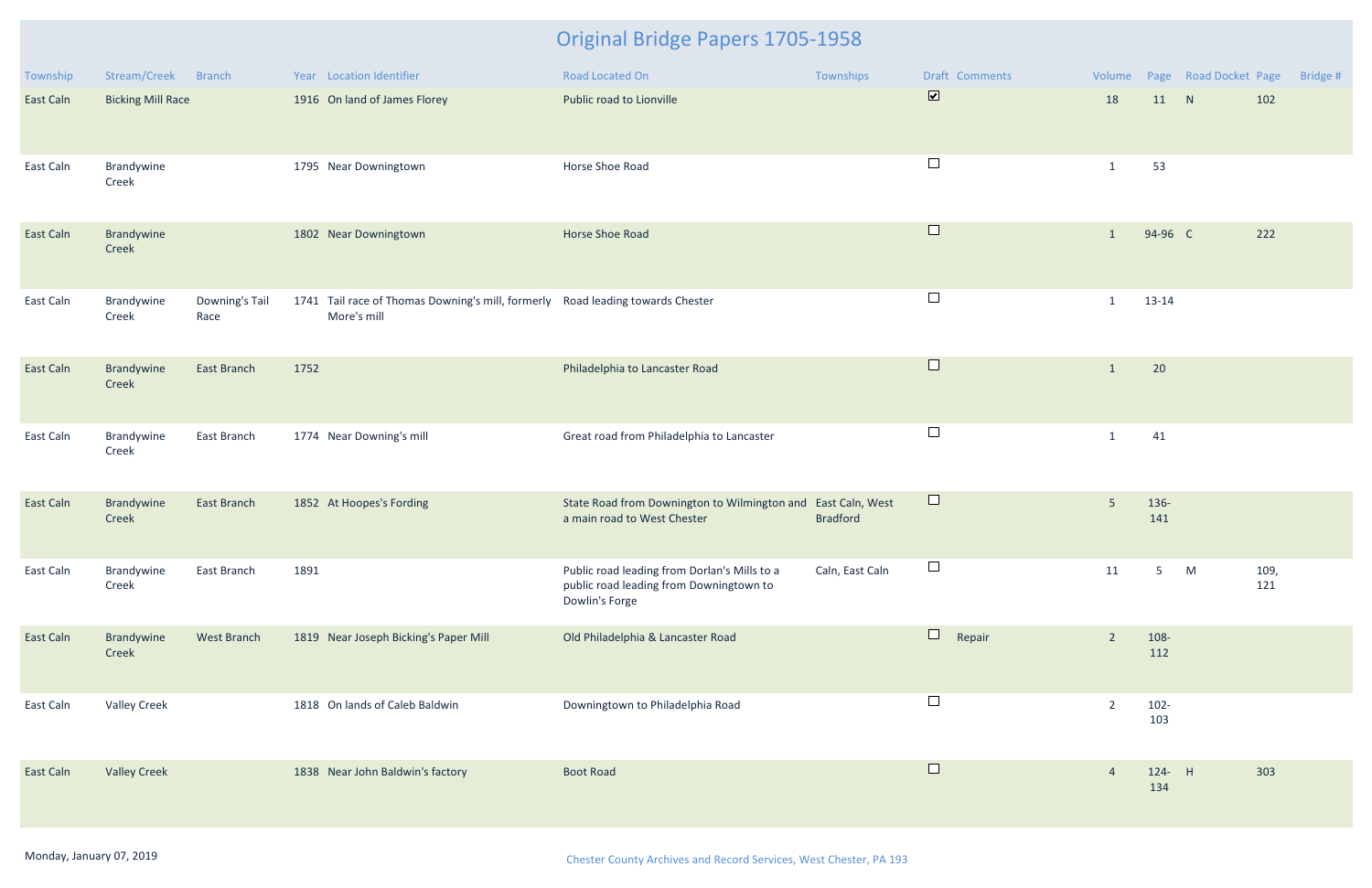# Original Bridge Papers 1705-1958

| Township | Stream/Creek | Branch | Year | Location Identifier | Road Located On | Townships | Draft | Comments | Volume | Page | Road Docket | Page | Bridge # |
|---|---|---|---|---|---|---|---|---|---|---|---|---|---|
| East Caln | Bicking Mill Race | | 1916 | On land of James Florey | Public road to Lionville | | ☑ | | 18 | 11 | N | 102 | |
| East Caln | Brandywine Creek | | 1795 | Near Downingtown | Horse Shoe Road | | ☐ | | 1 | 53 | | | |
| East Caln | Brandywine Creek | | 1802 | Near Downingtown | Horse Shoe Road | | ☐ | | 1 | 94-96 | C | 222 | |
| East Caln | Brandywine Creek | Downing's Tail Race | 1741 | Tail race of Thomas Downing's mill, formerly More's mill | Road leading towards Chester | | ☐ | | 1 | 13-14 | | | |
| East Caln | Brandywine Creek | East Branch | 1752 | | Philadelphia to Lancaster Road | | ☐ | | 1 | 20 | | | |
| East Caln | Brandywine Creek | East Branch | 1774 | Near Downing's mill | Great road from Philadelphia to Lancaster | | ☐ | | 1 | 41 | | | |
| East Caln | Brandywine Creek | East Branch | 1852 | At Hoopes's Fording | State Road from Downington to Wilmington and a main road to West Chester | East Caln, West Bradford | ☐ | | 5 | 136-141 | | | |
| East Caln | Brandywine Creek | East Branch | 1891 | | Public road leading from Dorlan's Mills to a public road leading from Downingtown to Dowlin's Forge | Caln, East Caln | ☐ | | 11 | 5 | M | 109, 121 | |
| East Caln | Brandywine Creek | West Branch | 1819 | Near Joseph Bicking's Paper Mill | Old Philadelphia & Lancaster Road | | ☐ | Repair | 2 | 108-112 | | | |
| East Caln | Valley Creek | | 1818 | On lands of Caleb Baldwin | Downingtown to Philadelphia Road | | ☐ | | 2 | 102-103 | | | |
| East Caln | Valley Creek | | 1838 | Near John Baldwin's factory | Boot Road | | ☐ | | 4 | 124-134 | H | 303 | |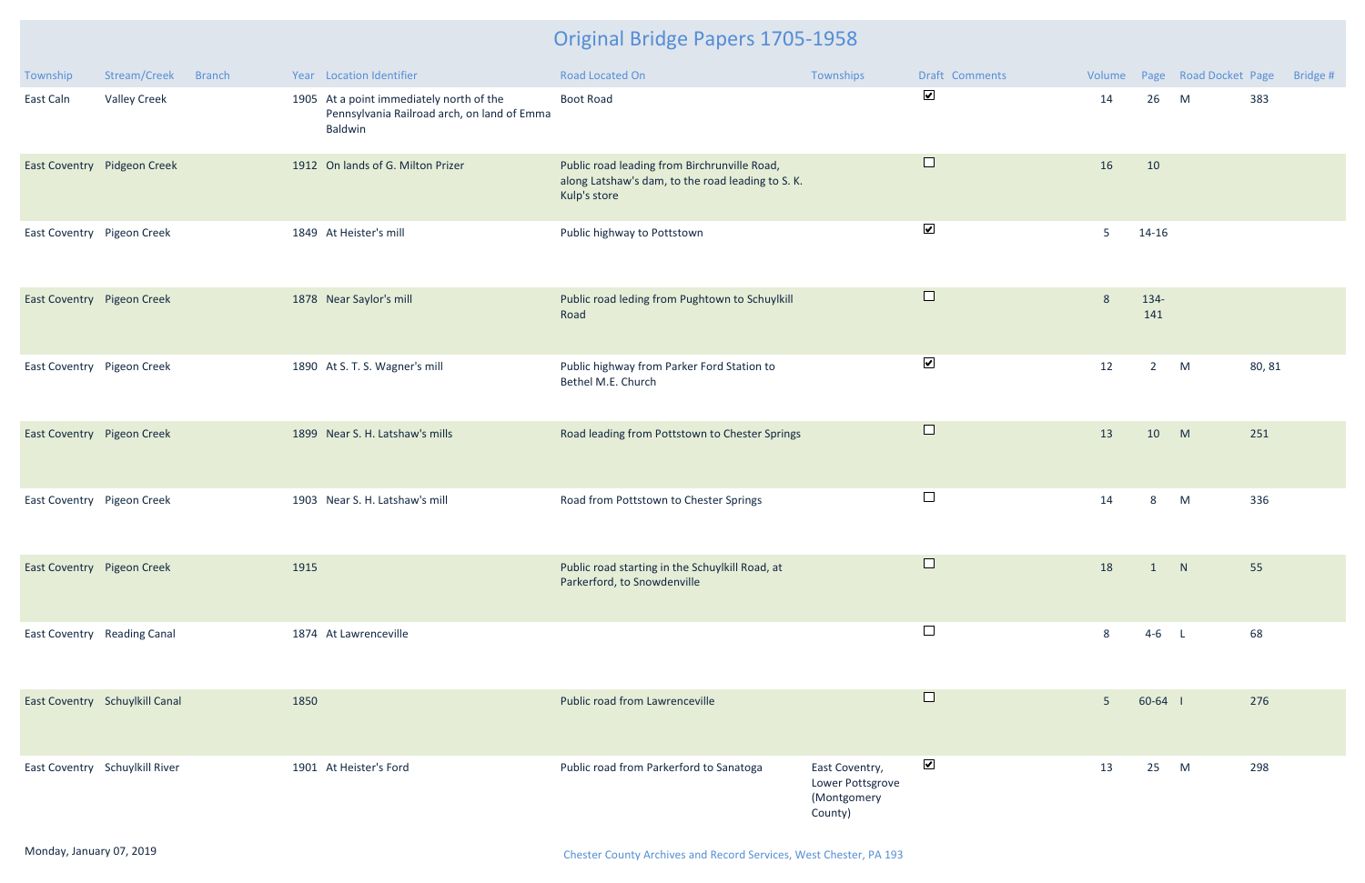# Original Bridge Papers 1705-1958

| Township | Stream/Creek | Branch | Year | Location Identifier | Road Located On | Townships | Draft | Comments | Volume | Page | Road Docket | Page | Bridge # |
|---|---|---|---|---|---|---|---|---|---|---|---|---|---|
| East Caln | Valley Creek | | 1905 | At a point immediately north of the Pennsylvania Railroad arch, on land of Emma Baldwin | Boot Road | | ☑ | | 14 | 26 | M | 383 | |
| East Coventry | Pidgeon Creek | | 1912 | On lands of G. Milton Prizer | Public road leading from Birchrunville Road, along Latshaw's dam, to the road leading to S. K. Kulp's store | | ☐ | | 16 | 10 | | | |
| East Coventry | Pigeon Creek | | 1849 | At Heister's mill | Public highway to Pottstown | | ☑ | | 5 | 14-16 | | | |
| East Coventry | Pigeon Creek | | 1878 | Near Saylor's mill | Public road leding from Pughtown to Schuylkill Road | | ☐ | | 8 | 134-141 | | | |
| East Coventry | Pigeon Creek | | 1890 | At S. T. S. Wagner's mill | Public highway from Parker Ford Station to Bethel M.E. Church | | ☑ | | 12 | 2 | M | 80, 81 | |
| East Coventry | Pigeon Creek | | 1899 | Near S. H. Latshaw's mills | Road leading from Pottstown to Chester Springs | | ☐ | | 13 | 10 | M | 251 | |
| East Coventry | Pigeon Creek | | 1903 | Near S. H. Latshaw's mill | Road from Pottstown to Chester Springs | | ☐ | | 14 | 8 | M | 336 | |
| East Coventry | Pigeon Creek | | 1915 | | Public road starting in the Schuylkill Road, at Parkerford, to Snowdenville | | ☐ | | 18 | 1 | N | 55 | |
| East Coventry | Reading Canal | | 1874 | At Lawrenceville | | | ☐ | | 8 | 4-6 | L | 68 | |
| East Coventry | Schuylkill Canal | | 1850 | | Public road from Lawrenceville | | ☐ | | 5 | 60-64 | I | 276 | |
| East Coventry | Schuylkill River | | 1901 | At Heister's Ford | Public road from Parkerford to Sanatoga | East Coventry, Lower Pottsgrove (Montgomery County) | ☑ | | 13 | 25 | M | 298 | |

Monday, January 07, 2019

Chester County Archives and Record Services, West Chester, PA 193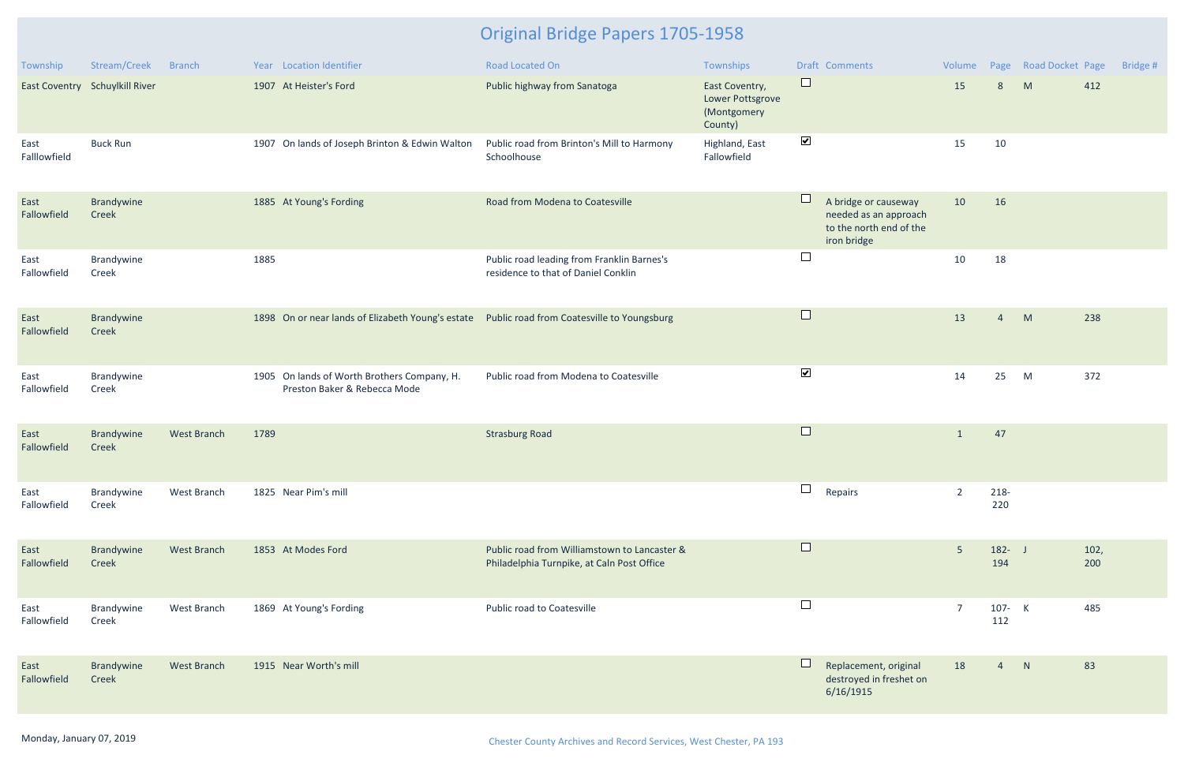# Original Bridge Papers 1705-1958

| Township | Stream/Creek | Branch | Year | Location Identifier | Road Located On | Townships | Draft | Comments | Volume | Page | Road Docket | Page | Bridge # |
|---|---|---|---|---|---|---|---|---|---|---|---|---|---|
| East Coventry | Schuylkill River | | 1907 | At Heister's Ford | Public highway from Sanatoga | East Coventry, Lower Pottsgrove (Montgomery County) | ☐ | | 15 | 8 | M | 412 | |
| East Falllowfield | Buck Run | | 1907 | On lands of Joseph Brinton & Edwin Walton | Public road from Brinton's Mill to Harmony Schoolhouse | Highland, East Fallowfield | ☑ | | 15 | 10 | | | |
| East Fallowfield | Brandywine Creek | | 1885 | At Young's Fording | Road from Modena to Coatesville | | ☐ | A bridge or causeway needed as an approach to the north end of the iron bridge | 10 | 16 | | | |
| East Fallowfield | Brandywine Creek | | 1885 | | Public road leading from Franklin Barnes's residence to that of Daniel Conklin | | ☐ | | 10 | 18 | | | |
| East Fallowfield | Brandywine Creek | | 1898 | On or near lands of Elizabeth Young's estate | Public road from Coatesville to Youngsburg | | ☐ | | 13 | 4 | M | 238 | |
| East Fallowfield | Brandywine Creek | | 1905 | On lands of Worth Brothers Company, H. Preston Baker & Rebecca Mode | Public road from Modena to Coatesville | | ☑ | | 14 | 25 | M | 372 | |
| East Fallowfield | Brandywine Creek | West Branch | 1789 | | Strasburg Road | | ☐ | | 1 | 47 | | | |
| East Fallowfield | Brandywine Creek | West Branch | 1825 | Near Pim's mill | | | ☐ | Repairs | 2 | 218-220 | | | |
| East Fallowfield | Brandywine Creek | West Branch | 1853 | At Modes Ford | Public road from Williamstown to Lancaster & Philadelphia Turnpike, at Caln Post Office | | ☐ | | 5 | 182-194 | J | 102, 200 | |
| East Fallowfield | Brandywine Creek | West Branch | 1869 | At Young's Fording | Public road to Coatesville | | ☐ | | 7 | 107-112 | K | 485 | |
| East Fallowfield | Brandywine Creek | West Branch | 1915 | Near Worth's mill | | | ☐ | Replacement, original destroyed in freshet on 6/16/1915 | 18 | 4 | N | 83 | |

Monday, January 07, 2019

Chester County Archives and Record Services, West Chester, PA 193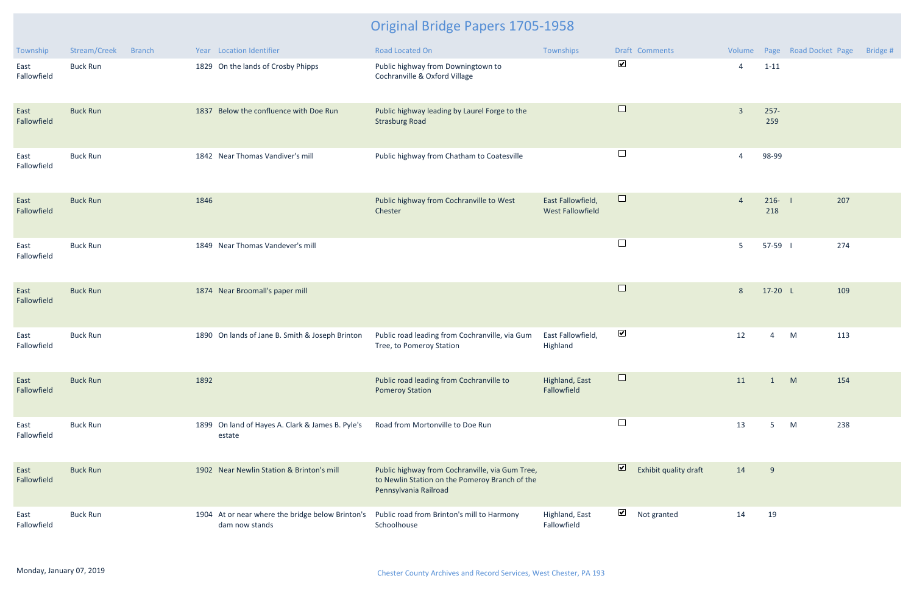# Original Bridge Papers 1705-1958

| Township | Stream/Creek | Branch | Year | Location Identifier | Road Located On | Townships | Draft | Comments | Volume | Page | Road Docket | Page | Bridge # |
|---|---|---|---|---|---|---|---|---|---|---|---|---|---|
| East Fallowfield | Buck Run | | 1829 | On the lands of Crosby Phipps | Public highway from Downingtown to Cochranville & Oxford Village | | ☑ | | 4 | 1-11 | | | |
| East Fallowfield | Buck Run | | 1837 | Below the confluence with Doe Run | Public highway leading by Laurel Forge to the Strasburg Road | | ☐ | | 3 | 257-259 | | | |
| East Fallowfield | Buck Run | | 1842 | Near Thomas Vandiver's mill | Public highway from Chatham to Coatesville | | ☐ | | 4 | 98-99 | | | |
| East Fallowfield | Buck Run | | 1846 | | Public highway from Cochranville to West Chester | East Fallowfield, West Fallowfield | ☐ | | 4 | 216-218 | I | 207 | |
| East Fallowfield | Buck Run | | 1849 | Near Thomas Vandever's mill | | | ☐ | | 5 | 57-59 | I | 274 | |
| East Fallowfield | Buck Run | | 1874 | Near Broomall's paper mill | | | ☐ | | 8 | 17-20 | L | 109 | |
| East Fallowfield | Buck Run | | 1890 | On lands of Jane B. Smith & Joseph Brinton | Public road leading from Cochranville, via Gum Tree, to Pomeroy Station | East Fallowfield, Highland | ☑ | | 12 | 4 | M | 113 | |
| East Fallowfield | Buck Run | | 1892 | | Public road leading from Cochranville to Pomeroy Station | Highland, East Fallowfield | ☐ | | 11 | 1 | M | 154 | |
| East Fallowfield | Buck Run | | 1899 | On land of Hayes A. Clark & James B. Pyle's estate | Road from Mortonville to Doe Run | | ☐ | | 13 | 5 | M | 238 | |
| East Fallowfield | Buck Run | | 1902 | Near Newlin Station & Brinton's mill | Public highway from Cochranville, via Gum Tree, to Newlin Station on the Pomeroy Branch of the Pennsylvania Railroad | | ☑ | Exhibit quality draft | 14 | 9 | | | |
| East Fallowfield | Buck Run | | 1904 | At or near where the bridge below Brinton's dam now stands | Public road from Brinton's mill to Harmony Schoolhouse | Highland, East Fallowfield | ☑ | Not granted | 14 | 19 | | | |

Monday, January 07, 2019

Chester County Archives and Record Services, West Chester, PA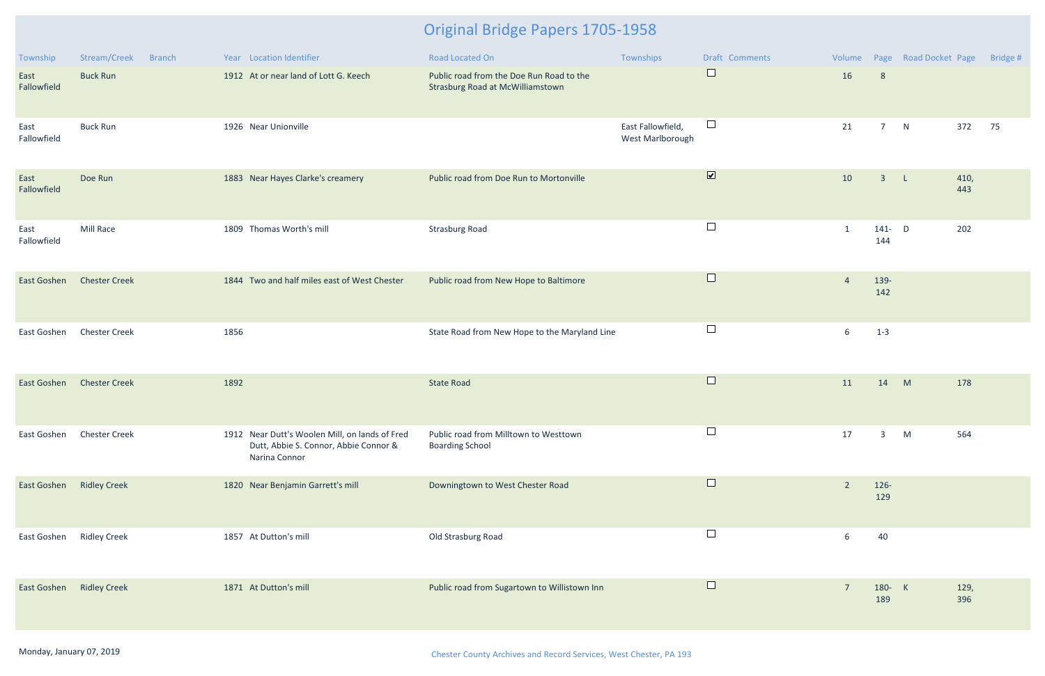# Original Bridge Papers 1705-1958

| Township | Stream/Creek | Branch | Year | Location Identifier | Road Located On | Townships | Draft | Comments | Volume | Page | Road Docket | Page | Bridge # |
|---|---|---|---|---|---|---|---|---|---|---|---|---|---|
| East Fallowfield | Buck Run | | 1912 | At or near land of Lott G. Keech | Public road from the Doe Run Road to the Strasburg Road at McWilliamstown | | ☐ | | 16 | 8 | | | |
| East Fallowfield | Buck Run | | 1926 | Near Unionville | | East Fallowfield, West Marlborough | ☐ | | 21 | 7 | N | 372 | 75 |
| East Fallowfield | Doe Run | | 1883 | Near Hayes Clarke's creamery | Public road from Doe Run to Mortonville | | ☑ | | 10 | 3 | L | 410, 443 | |
| East Fallowfield | Mill Race | | 1809 | Thomas Worth's mill | Strasburg Road | | ☐ | | 1 | 141-144 | D | 202 | |
| East Goshen | Chester Creek | | 1844 | Two and half miles east of West Chester | Public road from New Hope to Baltimore | | ☐ | | 4 | 139-142 | | | |
| East Goshen | Chester Creek | | 1856 | | State Road from New Hope to the Maryland Line | | ☐ | | 6 | 1-3 | | | |
| East Goshen | Chester Creek | | 1892 | | State Road | | ☐ | | 11 | 14 | M | 178 | |
| East Goshen | Chester Creek | | 1912 | Near Dutt's Woolen Mill, on lands of Fred Dutt, Abbie S. Connor, Abbie Connor & Narina Connor | Public road from Milltown to Westtown Boarding School | | ☐ | | 17 | 3 | M | 564 | |
| East Goshen | Ridley Creek | | 1820 | Near Benjamin Garrett's mill | Downingtown to West Chester Road | | ☐ | | 2 | 126-129 | | | |
| East Goshen | Ridley Creek | | 1857 | At Dutton's mill | Old Strasburg Road | | ☐ | | 6 | 40 | | | |
| East Goshen | Ridley Creek | | 1871 | At Dutton's mill | Public road from Sugartown to Willistown Inn | | ☐ | | 7 | 180-189 | K | 129, 396 | |

Monday, January 07, 2019

Chester County Archives and Record Services, West Chester, PA 193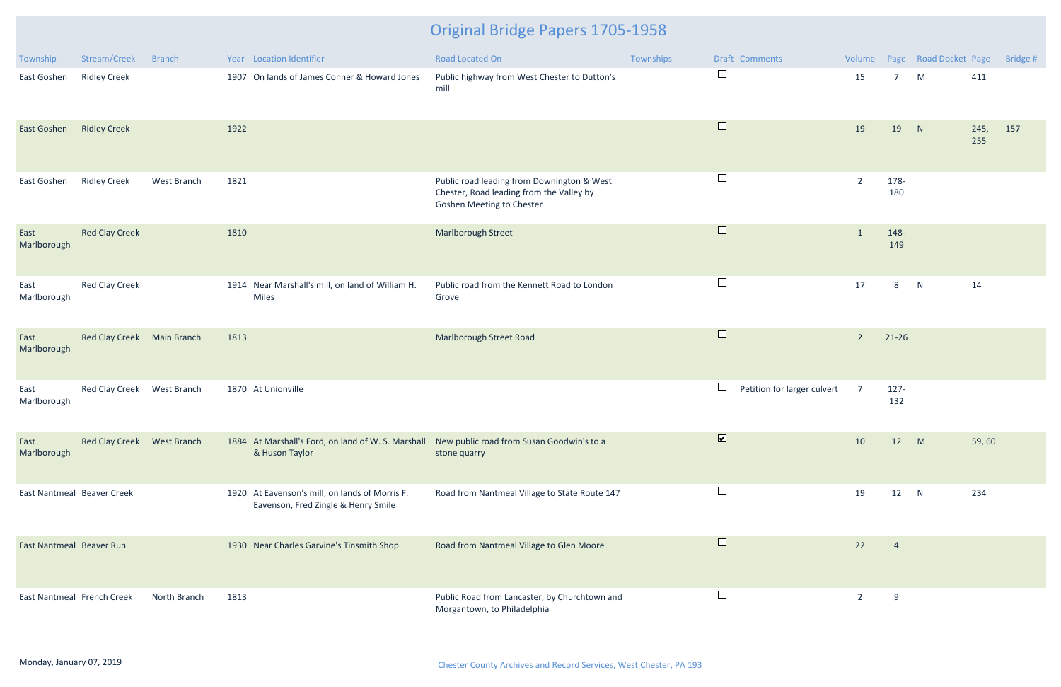# Original Bridge Papers 1705-1958

| Township | Stream/Creek | Branch | Year | Location Identifier | Road Located On | Townships | Draft | Comments | Volume | Page | Road Docket | Page | Bridge # |
|---|---|---|---|---|---|---|---|---|---|---|---|---|---|
| East Goshen | Ridley Creek | | 1907 | On lands of James Conner & Howard Jones | Public highway from West Chester to Dutton's mill | | ☐ | | 15 | 7 | M | 411 | |
| East Goshen | Ridley Creek | | 1922 | | | | ☐ | | 19 | 19 | N | 245, 255 | 157 |
| East Goshen | Ridley Creek | West Branch | 1821 | | Public road leading from Downington & West Chester, Road leading from the Valley by Goshen Meeting to Chester | | ☐ | | 2 | 178-180 | | | |
| East Marlborough | Red Clay Creek | | 1810 | | Marlborough Street | | ☐ | | 1 | 148-149 | | | |
| East Marlborough | Red Clay Creek | | 1914 | Near Marshall's mill, on land of William H. Miles | Public road from the Kennett Road to London Grove | | ☐ | | 17 | 8 | N | 14 | |
| East Marlborough | Red Clay Creek | Main Branch | 1813 | | Marlborough Street Road | | ☐ | | 2 | 21-26 | | | |
| East Marlborough | Red Clay Creek | West Branch | 1870 | At Unionville | | | ☐ | Petition for larger culvert | 7 | 127-132 | | | |
| East Marlborough | Red Clay Creek | West Branch | 1884 | At Marshall's Ford, on land of W. S. Marshall & Huson Taylor | New public road from Susan Goodwin's to a stone quarry | | ☑ | | 10 | 12 | M | 59, 60 | |
| East Nantmeal | Beaver Creek | | 1920 | At Eavenson's mill, on lands of Morris F. Eavenson, Fred Zingle & Henry Smile | Road from Nantmeal Village to State Route 147 | | ☐ | | 19 | 12 | N | 234 | |
| East Nantmeal | Beaver Run | | 1930 | Near Charles Garvine's Tinsmith Shop | Road from Nantmeal Village to Glen Moore | | ☐ | | 22 | 4 | | | |
| East Nantmeal | French Creek | North Branch | 1813 | | Public Road from Lancaster, by Churchtown and Morgantown, to Philadelphia | | ☐ | | 2 | 9 | | | |

Monday, January 07, 2019

Chester County Archives and Record Services, West Chester, PA 193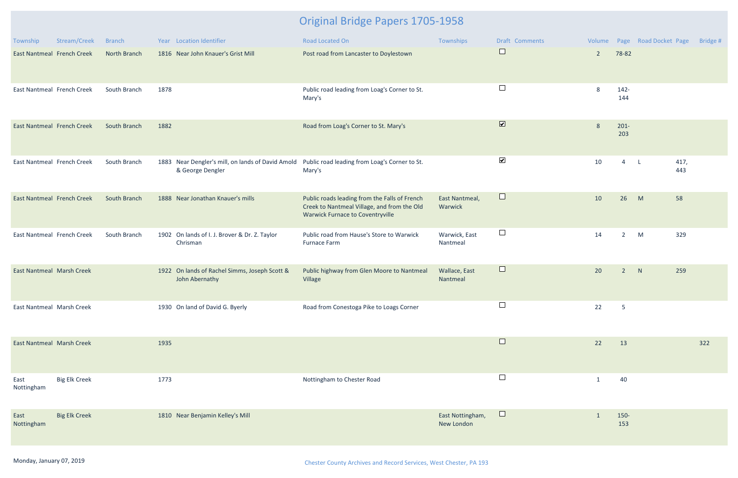# Original Bridge Papers 1705-1958

| Township | Stream/Creek | Branch | Year | Location Identifier | Road Located On | Townships | Draft | Comments | Volume | Page | Road Docket | Page | Bridge # |
|---|---|---|---|---|---|---|---|---|---|---|---|---|---|
| East Nantmeal | French Creek | North Branch | 1816 | Near John Knauer's Grist Mill | Post road from Lancaster to Doylestown | | ☐ | | 2 | 78-82 | | | |
| East Nantmeal | French Creek | South Branch | 1878 | | Public road leading from Loag's Corner to St. Mary's | | ☐ | | 8 | 142-144 | | | |
| East Nantmeal | French Creek | South Branch | 1882 | | Road from Loag's Corner to St. Mary's | | ☑ | | 8 | 201-203 | | | |
| East Nantmeal | French Creek | South Branch | 1883 | Near Dengler's mill, on lands of David Amold & George Dengler | Public road leading from Loag's Corner to St. Mary's | | ☑ | | 10 | 4 | L | 417, 443 | |
| East Nantmeal | French Creek | South Branch | 1888 | Near Jonathan Knauer's mills | Public roads leading from the Falls of French Creek to Nantmeal Village, and from the Old Warwick Furnace to Coventryville | East Nantmeal, Warwick | ☐ | | 10 | 26 | M | 58 | |
| East Nantmeal | French Creek | South Branch | 1902 | On lands of I. J. Brover & Dr. Z. Taylor Chrisman | Public road from Hause's Store to Warwick Furnace Farm | Warwick, East Nantmeal | ☐ | | 14 | 2 | M | 329 | |
| East Nantmeal | Marsh Creek | | 1922 | On lands of Rachel Simms, Joseph Scott & John Abernathy | Public highway from Glen Moore to Nantmeal Village | Wallace, East Nantmeal | ☐ | | 20 | 2 | N | 259 | |
| East Nantmeal | Marsh Creek | | 1930 | On land of David G. Byerly | Road from Conestoga Pike to Loags Corner | | ☐ | | 22 | 5 | | | |
| East Nantmeal | Marsh Creek | | 1935 | | | | ☐ | | 22 | 13 | | | 322 |
| East Nottingham | Big Elk Creek | | 1773 | | Nottingham to Chester Road | | ☐ | | 1 | 40 | | | |
| East Nottingham | Big Elk Creek | | 1810 | Near Benjamin Kelley's Mill | | East Nottingham, New London | ☐ | | 1 | 150-153 | | | |

Monday, January 07, 2019

Chester County Archives and Record Services, West Chester, PA 193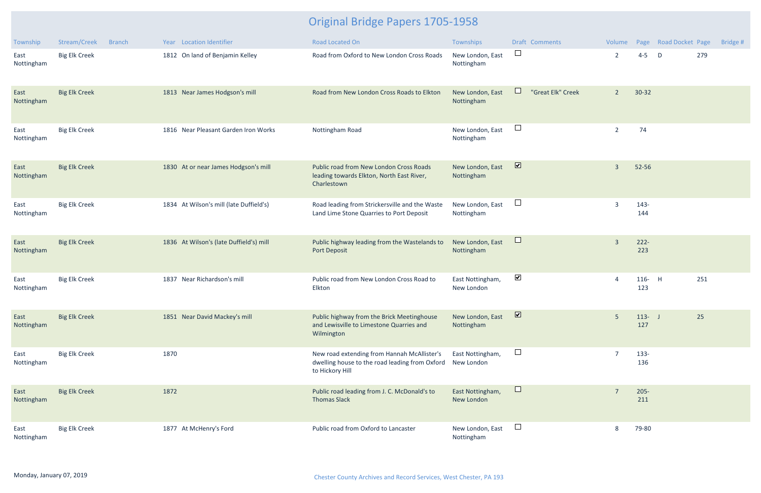# Original Bridge Papers 1705-1958

| Township | Stream/Creek | Branch | Year | Location Identifier | Road Located On | Townships | Draft | Comments | Volume | Page | Road Docket | Page | Bridge # |
|---|---|---|---|---|---|---|---|---|---|---|---|---|---|
| East Nottingham | Big Elk Creek | | 1812 | On land of Benjamin Kelley | Road from Oxford to New London Cross Roads | New London, East Nottingham | ☐ | | 2 | 4-5 | D | 279 | |
| East Nottingham | Big Elk Creek | | 1813 | Near James Hodgson's mill | Road from New London Cross Roads to Elkton | New London, East Nottingham | ☐ | "Great Elk" Creek | 2 | 30-32 | | | |
| East Nottingham | Big Elk Creek | | 1816 | Near Pleasant Garden Iron Works | Nottingham Road | New London, East Nottingham | ☐ | | 2 | 74 | | | |
| East Nottingham | Big Elk Creek | | 1830 | At or near James Hodgson's mill | Public road from New London Cross Roads leading towards Elkton, North East River, Charlestown | New London, East Nottingham | ☑ | | 3 | 52-56 | | | |
| East Nottingham | Big Elk Creek | | 1834 | At Wilson's mill (late Duffield's) | Road leading from Strickersville and the Waste Land Lime Stone Quarries to Port Deposit | New London, East Nottingham | ☐ | | 3 | 143-144 | | | |
| East Nottingham | Big Elk Creek | | 1836 | At Wilson's (late Duffield's) mill | Public highway leading from the Wastelands to Port Deposit | New London, East Nottingham | ☐ | | 3 | 222-223 | | | |
| East Nottingham | Big Elk Creek | | 1837 | Near Richardson's mill | Public road from New London Cross Road to Elkton | East Nottingham, New London | ☑ | | 4 | 116-123 | H | 251 | |
| East Nottingham | Big Elk Creek | | 1851 | Near David Mackey's mill | Public highway from the Brick Meetinghouse and Lewisville to Limestone Quarries and Wilmington | New London, East Nottingham | ☑ | | 5 | 113-127 | J | 25 | |
| East Nottingham | Big Elk Creek | | 1870 | | New road extending from Hannah McAllister's dwelling house to the road leading from Oxford to Hickory Hill | East Nottingham, New London | ☐ | | 7 | 133-136 | | | |
| East Nottingham | Big Elk Creek | | 1872 | | Public road leading from J. C. McDonald's to Thomas Slack | East Nottingham, New London | ☐ | | 7 | 205-211 | | | |
| East Nottingham | Big Elk Creek | | 1877 | At McHenry's Ford | Public road from Oxford to Lancaster | New London, East Nottingham | ☐ | | 8 | 79-80 | | | |

Monday, January 07, 2019

Chester County Archives and Record Services, West Chester, PA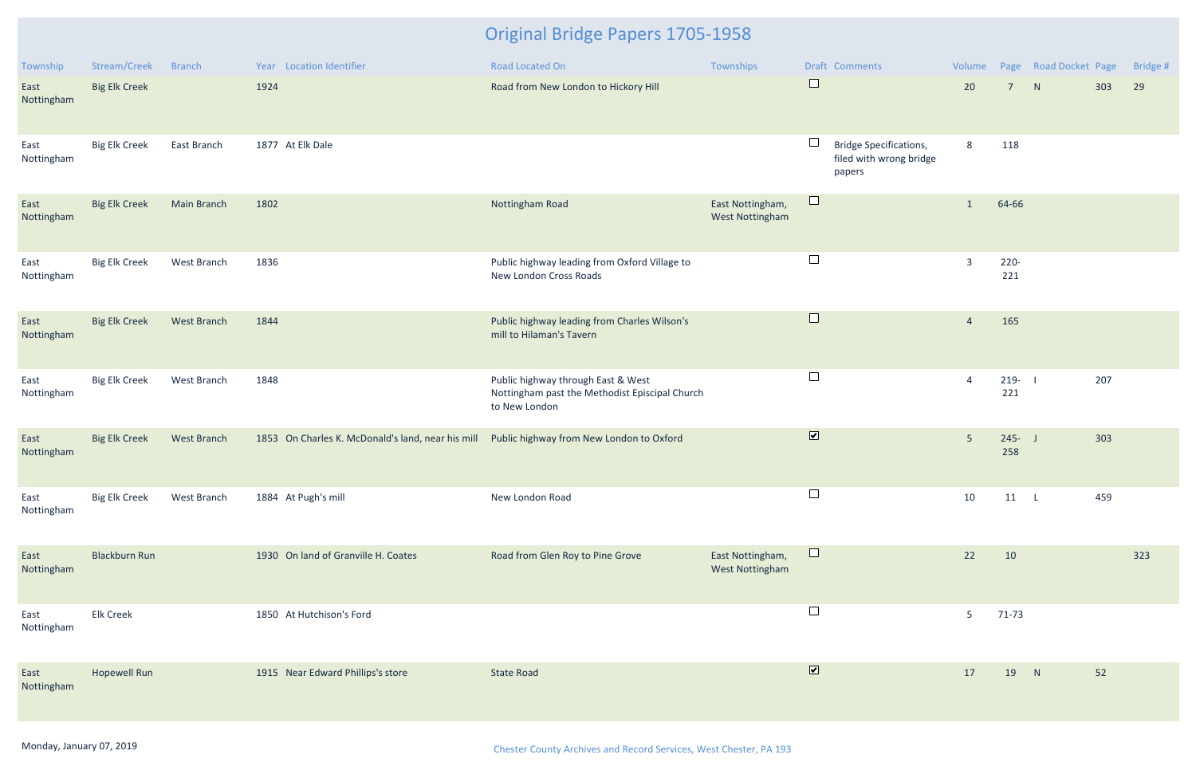# Original Bridge Papers 1705-1958

| Township | Stream/Creek | Branch | Year | Location Identifier | Road Located On | Townships | Draft | Comments | Volume | Page | Road Docket | Page | Bridge # |
|---|---|---|---|---|---|---|---|---|---|---|---|---|---|
| East Nottingham | Big Elk Creek | | 1924 | | Road from New London to Hickory Hill | | ☐ | | 20 | 7 | N | 303 | 29 |
| East Nottingham | Big Elk Creek | East Branch | 1877 | At Elk Dale | | | ☐ | Bridge Specifications, filed with wrong bridge papers | 8 | 118 | | | |
| East Nottingham | Big Elk Creek | Main Branch | 1802 | | Nottingham Road | East Nottingham, West Nottingham | ☐ | | 1 | 64-66 | | | |
| East Nottingham | Big Elk Creek | West Branch | 1836 | | Public highway leading from Oxford Village to New London Cross Roads | | ☐ | | 3 | 220-221 | | | |
| East Nottingham | Big Elk Creek | West Branch | 1844 | | Public highway leading from Charles Wilson's mill to Hilaman's Tavern | | ☐ | | 4 | 165 | | | |
| East Nottingham | Big Elk Creek | West Branch | 1848 | | Public highway through East & West Nottingham past the Methodist Episcipal Church to New London | | ☐ | | 4 | 219-221 | I | 207 | |
| East Nottingham | Big Elk Creek | West Branch | 1853 | On Charles K. McDonald's land, near his mill | Public highway from New London to Oxford | | ☑ | | 5 | 245-258 | J | 303 | |
| East Nottingham | Big Elk Creek | West Branch | 1884 | At Pugh's mill | New London Road | | ☐ | | 10 | 11 | L | 459 | |
| East Nottingham | Blackburn Run | | 1930 | On land of Granville H. Coates | Road from Glen Roy to Pine Grove | East Nottingham, West Nottingham | ☐ | | 22 | 10 | | | 323 |
| East Nottingham | Elk Creek | | 1850 | At Hutchison's Ford | | | ☐ | | 5 | 71-73 | | | |
| East Nottingham | Hopewell Run | | 1915 | Near Edward Phillips's store | State Road | | ☑ | | 17 | 19 | N | 52 | |

Monday, January 07, 2019

Chester County Archives and Record Services, West Chester, PA 193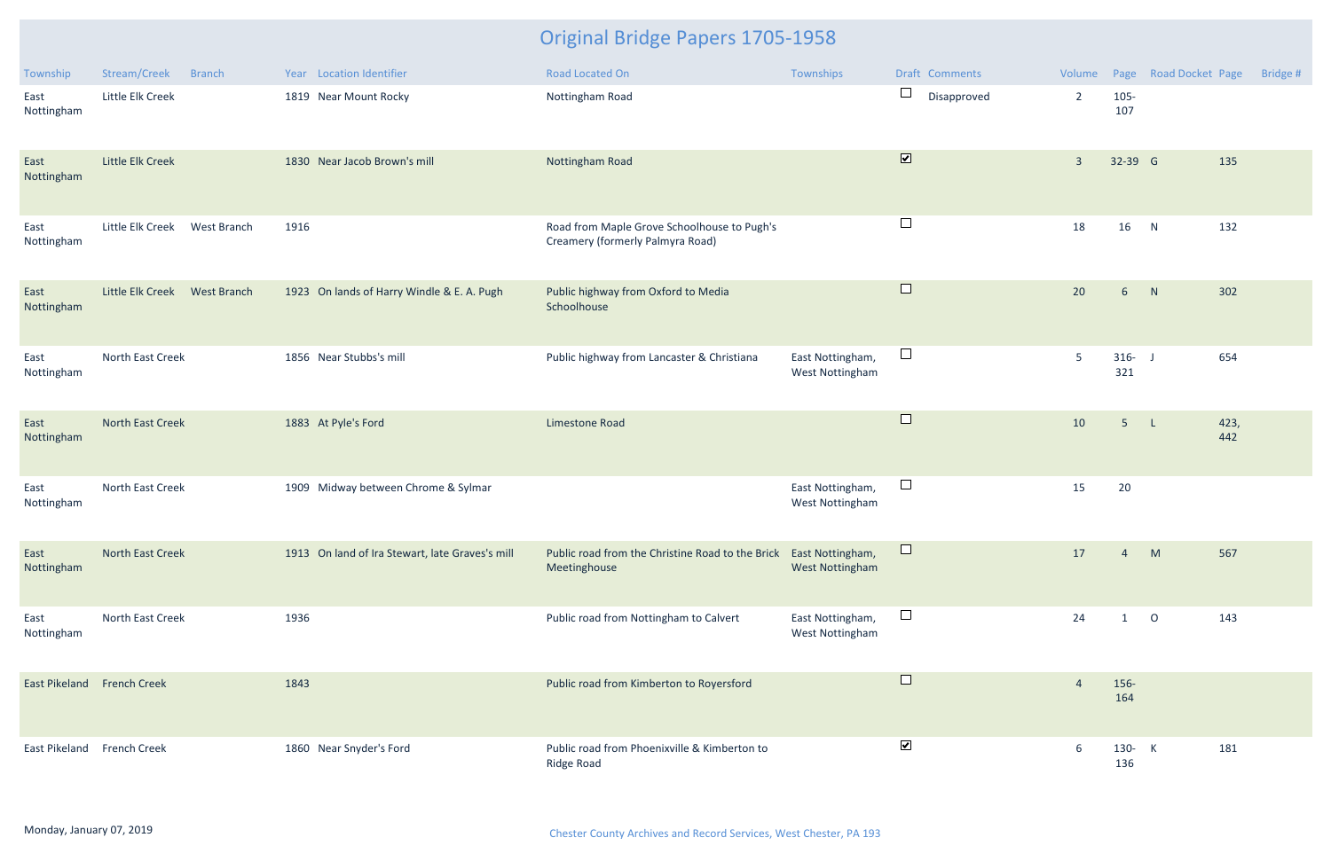# Original Bridge Papers 1705-1958

| Township | Stream/Creek | Branch | Year | Location Identifier | Road Located On | Townships | Draft | Comments | Volume | Page | Road Docket | Page | Bridge # |
|---|---|---|---|---|---|---|---|---|---|---|---|---|---|
| East Nottingham | Little Elk Creek | | 1819 | Near Mount Rocky | Nottingham Road | | ☐ | Disapproved | 2 | 105-107 | | | |
| East Nottingham | Little Elk Creek | | 1830 | Near Jacob Brown's mill | Nottingham Road | | ☑ | | 3 | 32-39 | G | 135 | |
| East Nottingham | Little Elk Creek | West Branch | 1916 | | Road from Maple Grove Schoolhouse to Pugh's Creamery (formerly Palmyra Road) | | ☐ | | 18 | 16 | N | 132 | |
| East Nottingham | Little Elk Creek | West Branch | 1923 | On lands of Harry Windle & E. A. Pugh | Public highway from Oxford to Media Schoolhouse | | ☐ | | 20 | 6 | N | 302 | |
| East Nottingham | North East Creek | | 1856 | Near Stubbs's mill | Public highway from Lancaster & Christiana | East Nottingham, West Nottingham | ☐ | | 5 | 316-321 | J | 654 | |
| East Nottingham | North East Creek | | 1883 | At Pyle's Ford | Limestone Road | | ☐ | | 10 | 5 | L | 423, 442 | |
| East Nottingham | North East Creek | | 1909 | Midway between Chrome & Sylmar | | East Nottingham, West Nottingham | ☐ | | 15 | 20 | | | |
| East Nottingham | North East Creek | | 1913 | On land of Ira Stewart, late Graves's mill | Public road from the Christine Road to the Brick Meetinghouse | East Nottingham, West Nottingham | ☐ | | 17 | 4 | M | 567 | |
| East Nottingham | North East Creek | | 1936 | | Public road from Nottingham to Calvert | East Nottingham, West Nottingham | ☐ | | 24 | 1 | O | 143 | |
| East Pikeland | French Creek | | 1843 | | Public road from Kimberton to Royersford | | ☐ | | 4 | 156-164 | | | |
| East Pikeland | French Creek | | 1860 | Near Snyder's Ford | Public road from Phoenixville & Kimberton to Ridge Road | | ☑ | | 6 | 130-136 | K | 181 | |

Monday, January 07, 2019

Chester County Archives and Record Services, West Chester, PA 193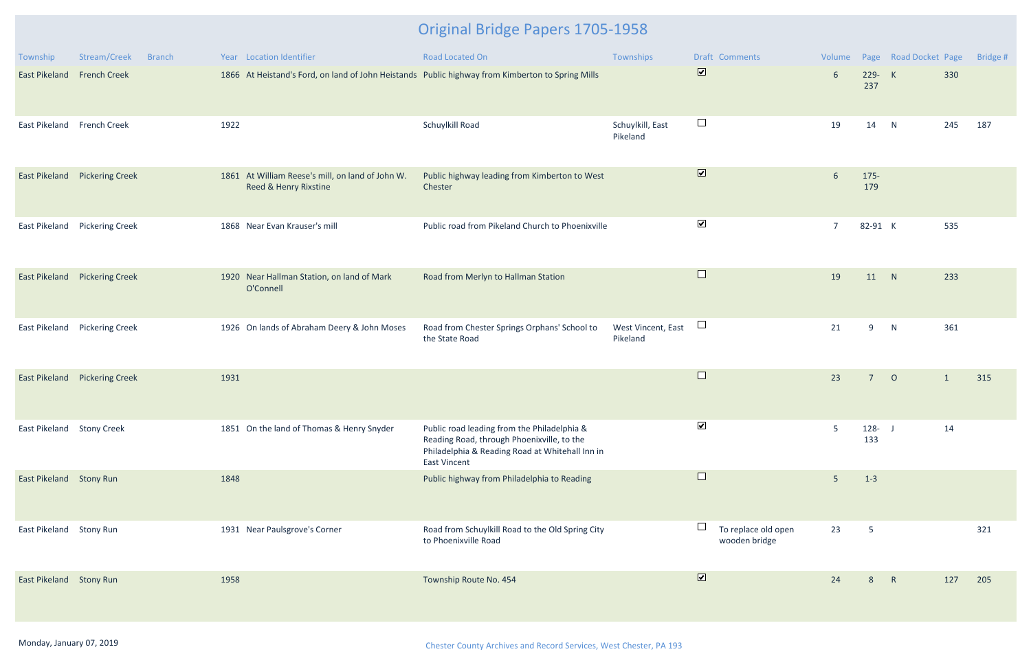# Original Bridge Papers 1705-1958

| Township | Stream/Creek | Branch | Year | Location Identifier | Road Located On | Townships | Draft | Comments | Volume | Page | Road Docket | Page | Bridge # |
|---|---|---|---|---|---|---|---|---|---|---|---|---|---|
| East Pikeland | French Creek | | 1866 | At Heistand's Ford, on land of John Heistands | Public highway from Kimberton to Spring Mills | | ☑ | | 6 | 229-237 | K | 330 | |
| East Pikeland | French Creek | | 1922 | | Schuylkill Road | Schuylkill, East Pikeland | ☐ | | 19 | 14 | N | 245 | 187 |
| East Pikeland | Pickering Creek | | 1861 | At William Reese's mill, on land of John W. Reed & Henry Rixstine | Public highway leading from Kimberton to West Chester | | ☑ | | 6 | 175-179 | | | |
| East Pikeland | Pickering Creek | | 1868 | Near Evan Krauser's mill | Public road from Pikeland Church to Phoenixville | | ☑ | | 7 | 82-91 | K | 535 | |
| East Pikeland | Pickering Creek | | 1920 | Near Hallman Station, on land of Mark O'Connell | Road from Merlyn to Hallman Station | | ☐ | | 19 | 11 | N | 233 | |
| East Pikeland | Pickering Creek | | 1926 | On lands of Abraham Deery & John Moses | Road from Chester Springs Orphans' School to the State Road | West Vincent, East Pikeland | ☐ | | 21 | 9 | N | 361 | |
| East Pikeland | Pickering Creek | | 1931 | | | | ☐ | | 23 | 7 | O | 1 | 315 |
| East Pikeland | Stony Creek | | 1851 | On the land of Thomas & Henry Snyder | Public road leading from the Philadelphia & Reading Road, through Phoenixville, to the Philadelphia & Reading Road at Whitehall Inn in East Vincent | | ☑ | | 5 | 128-133 | J | 14 | |
| East Pikeland | Stony Run | | 1848 | | Public highway from Philadelphia to Reading | | ☐ | | 5 | 1-3 | | | |
| East Pikeland | Stony Run | | 1931 | Near Paulsgrove's Corner | Road from Schuylkill Road to the Old Spring City to Phoenixville Road | | ☐ | To replace old open wooden bridge | 23 | 5 | | | 321 |
| East Pikeland | Stony Run | | 1958 | | Township Route No. 454 | | ☑ | | 24 | 8 | R | 127 | 205 |

Monday, January 07, 2019

Chester County Archives and Record Services, West Chester, PA 193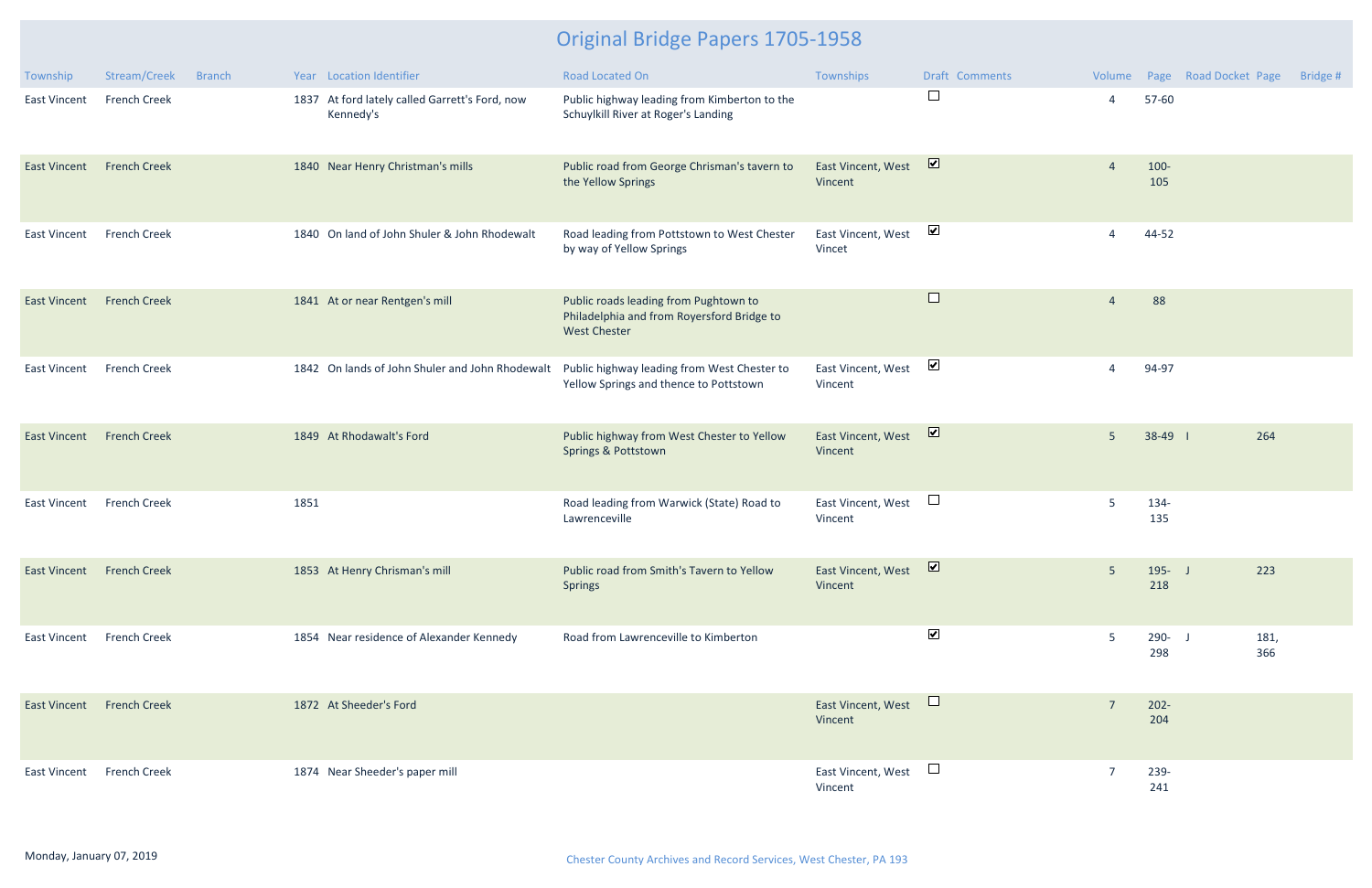# Original Bridge Papers 1705-1958

| Township | Stream/Creek | Branch | Year | Location Identifier | Road Located On | Townships | Draft | Comments | Volume | Page | Road Docket | Page | Bridge # |
|---|---|---|---|---|---|---|---|---|---|---|---|---|---|
| East Vincent | French Creek | | 1837 | At ford lately called Garrett's Ford, now Kennedy's | Public highway leading from Kimberton to the Schuylkill River at Roger's Landing | | ☐ | | 4 | 57-60 | | | |
| East Vincent | French Creek | | 1840 | Near Henry Christman's mills | Public road from George Chrisman's tavern to the Yellow Springs | East Vincent, West Vincent | ☑ | | 4 | 100-105 | | | |
| East Vincent | French Creek | | 1840 | On land of John Shuler & John Rhodewalt | Road leading from Pottstown to West Chester by way of Yellow Springs | East Vincent, West Vincet | ☑ | | 4 | 44-52 | | | |
| East Vincent | French Creek | | 1841 | At or near Rentgen's mill | Public roads leading from Pughtown to Philadelphia and from Royersford Bridge to West Chester | | ☐ | | 4 | 88 | | | |
| East Vincent | French Creek | | 1842 | On lands of John Shuler and John Rhodewalt | Public highway leading from West Chester to Yellow Springs and thence to Pottstown | East Vincent, West Vincent | ☑ | | 4 | 94-97 | | | |
| East Vincent | French Creek | | 1849 | At Rhodawalt's Ford | Public highway from West Chester to Yellow Springs & Pottstown | East Vincent, West Vincent | ☑ | | 5 | 38-49 | I | 264 | |
| East Vincent | French Creek | | 1851 | | Road leading from Warwick (State) Road to Lawrenceville | East Vincent, West Vincent | ☐ | | 5 | 134-135 | | | |
| East Vincent | French Creek | | 1853 | At Henry Chrisman's mill | Public road from Smith's Tavern to Yellow Springs | East Vincent, West Vincent | ☑ | | 5 | 195-218 | J | 223 | |
| East Vincent | French Creek | | 1854 | Near residence of Alexander Kennedy | Road from Lawrenceville to Kimberton | | ☑ | | 5 | 290-298 | J | 181, 366 | |
| East Vincent | French Creek | | 1872 | At Sheeder's Ford | | East Vincent, West Vincent | ☐ | | 7 | 202-204 | | | |
| East Vincent | French Creek | | 1874 | Near Sheeder's paper mill | | East Vincent, West Vincent | ☐ | | 7 | 239-241 | | | |

Monday, January 07, 2019

Chester County Archives and Record Services, West Chester, PA 193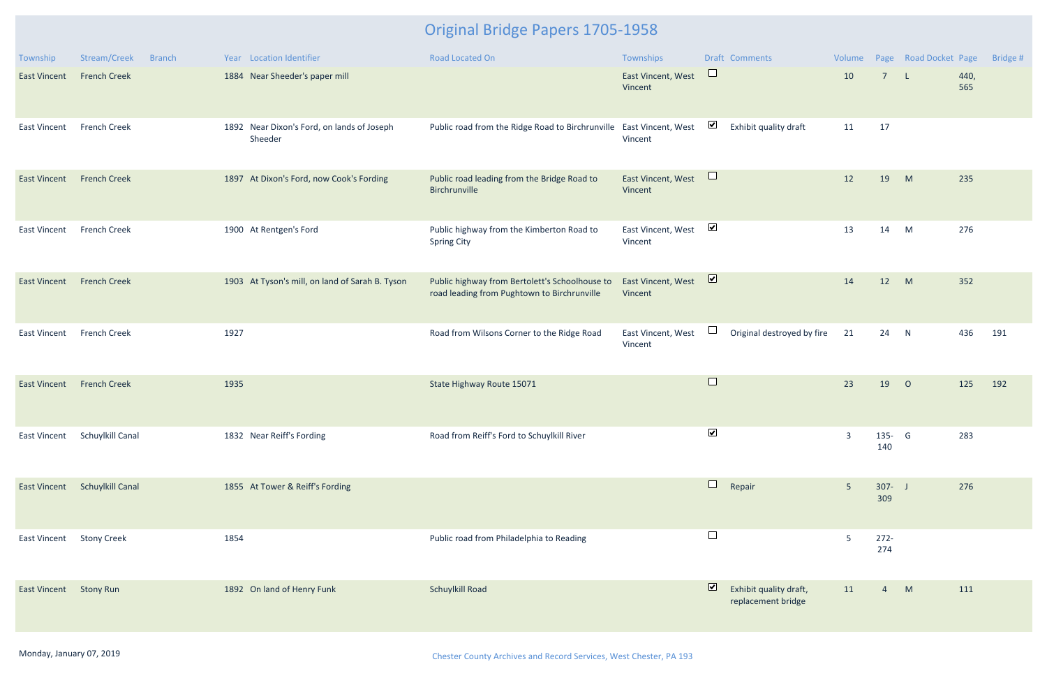# Original Bridge Papers 1705-1958

| Township | Stream/Creek | Branch | Year | Location Identifier | Road Located On | Townships | Draft | Comments | Volume | Page | Road Docket | Page | Bridge # |
|---|---|---|---|---|---|---|---|---|---|---|---|---|---|
| East Vincent | French Creek | | 1884 | Near Sheeder's paper mill | | East Vincent, West Vincent | ☐ | | 10 | 7 | L | 440, 565 | |
| East Vincent | French Creek | | 1892 | Near Dixon's Ford, on lands of Joseph Sheeder | Public road from the Ridge Road to Birchrunville | East Vincent, West Vincent | ☑ | Exhibit quality draft | 11 | 17 | | | |
| East Vincent | French Creek | | 1897 | At Dixon's Ford, now Cook's Fording | Public road leading from the Bridge Road to Birchrunville | East Vincent, West Vincent | ☐ | | 12 | 19 | M | 235 | |
| East Vincent | French Creek | | 1900 | At Rentgen's Ford | Public highway from the Kimberton Road to Spring City | East Vincent, West Vincent | ☑ | | 13 | 14 | M | 276 | |
| East Vincent | French Creek | | 1903 | At Tyson's mill, on land of Sarah B. Tyson | Public highway from Bertolett's Schoolhouse to road leading from Pughtown to Birchrunville | East Vincent, West Vincent | ☑ | | 14 | 12 | M | 352 | |
| East Vincent | French Creek | | 1927 | | Road from Wilsons Corner to the Ridge Road | East Vincent, West Vincent | ☐ | Original destroyed by fire | 21 | 24 | N | 436 | 191 |
| East Vincent | French Creek | | 1935 | | State Highway Route 15071 | | ☐ | | 23 | 19 | O | 125 | 192 |
| East Vincent | Schuylkill Canal | | 1832 | Near Reiff's Fording | Road from Reiff's Ford to Schuylkill River | | ☑ | | 3 | 135-140 | G | 283 | |
| East Vincent | Schuylkill Canal | | 1855 | At Tower & Reiff's Fording | | | ☐ | Repair | 5 | 307-309 | J | 276 | |
| East Vincent | Stony Creek | | 1854 | | Public road from Philadelphia to Reading | | ☐ | | 5 | 272-274 | | | |
| East Vincent | Stony Run | | 1892 | On land of Henry Funk | Schuylkill Road | | ☑ | Exhibit quality draft, replacement bridge | 11 | 4 | M | 111 | |

Monday, January 07, 2019

Chester County Archives and Record Services, West Chester, PA 193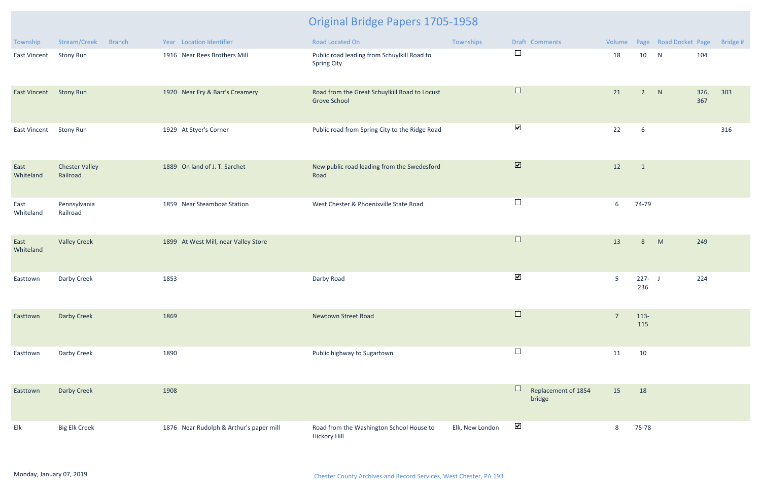# Original Bridge Papers 1705-1958

| Township | Stream/Creek | Branch | Year | Location Identifier | Road Located On | Townships | Draft | Comments | Volume | Page | Road Docket | Page | Bridge # |
|---|---|---|---|---|---|---|---|---|---|---|---|---|---|
| East Vincent | Stony Run | | 1916 | Near Rees Brothers Mill | Public road leading from Schuylkill Road to Spring City | | ☐ | | 18 | 10 | N | 104 | |
| East Vincent | Stony Run | | 1920 | Near Fry & Barr's Creamery | Road from the Great Schuylkill Road to Locust Grove School | | ☐ | | 21 | 2 | N | 326, 367 | 303 |
| East Vincent | Stony Run | | 1929 | At Styer's Corner | Public road from Spring City to the Ridge Road | | ☑ | | 22 | 6 | | | 316 |
| East Whiteland | Chester Valley Railroad | | 1889 | On land of J. T. Sarchet | New public road leading from the Swedesford Road | | ☑ | | 12 | 1 | | | |
| East Whiteland | Pennsylvania Railroad | | 1859 | Near Steamboat Station | West Chester & Phoenixville State Road | | ☐ | | 6 | 74-79 | | | |
| East Whiteland | Valley Creek | | 1899 | At West Mill, near Valley Store | | | ☐ | | 13 | 8 | M | 249 | |
| Easttown | Darby Creek | | 1853 | | Darby Road | | ☑ | | 5 | 227-236 | J | 224 | |
| Easttown | Darby Creek | | 1869 | | Newtown Street Road | | ☐ | | 7 | 113-115 | | | |
| Easttown | Darby Creek | | 1890 | | Public highway to Sugartown | | ☐ | | 11 | 10 | | | |
| Easttown | Darby Creek | | 1908 | | | | ☐ | Replacement of 1854 bridge | 15 | 18 | | | |
| Elk | Big Elk Creek | | 1876 | Near Rudolph & Arthur's paper mill | Road from the Washington School House to Hickory Hill | Elk, New London | ☑ | | 8 | 75-78 | | | |

Monday, January 07, 2019

Chester County Archives and Record Services, West Chester, PA 193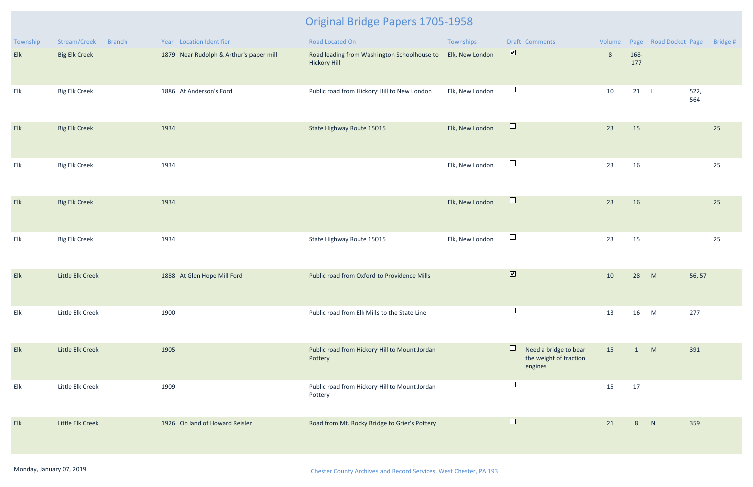# Original Bridge Papers 1705-1958

| Township | Stream/Creek | Branch | Year | Location Identifier | Road Located On | Townships | Draft | Comments | Volume | Page | Road Docket | Page | Bridge # |
|---|---|---|---|---|---|---|---|---|---|---|---|---|---|
| Elk | Big Elk Creek | | 1879 | Near Rudolph & Arthur's paper mill | Road leading from Washington Schoolhouse to Hickory Hill | Elk, New London | ☑ | | 8 | 168-177 | | | |
| Elk | Big Elk Creek | | 1886 | At Anderson's Ford | Public road from Hickory Hill to New London | Elk, New London | ☐ | | 10 | 21 | L | 522, 564 | |
| Elk | Big Elk Creek | | 1934 | | State Highway Route 15015 | Elk, New London | ☐ | | 23 | 15 | | | 25 |
| Elk | Big Elk Creek | | 1934 | | | Elk, New London | ☐ | | 23 | 16 | | | 25 |
| Elk | Big Elk Creek | | 1934 | | | Elk, New London | ☐ | | 23 | 16 | | | 25 |
| Elk | Big Elk Creek | | 1934 | | State Highway Route 15015 | Elk, New London | ☐ | | 23 | 15 | | | 25 |
| Elk | Little Elk Creek | | 1888 | At Glen Hope Mill Ford | Public road from Oxford to Providence Mills | | ☑ | | 10 | 28 | M | 56, 57 | |
| Elk | Little Elk Creek | | 1900 | | Public road from Elk Mills to the State Line | | ☐ | | 13 | 16 | M | 277 | |
| Elk | Little Elk Creek | | 1905 | | Public road from Hickory Hill to Mount Jordan Pottery | | ☐ | Need a bridge to bear the weight of traction engines | 15 | 1 | M | 391 | |
| Elk | Little Elk Creek | | 1909 | | Public road from Hickory Hill to Mount Jordan Pottery | | ☐ | | 15 | 17 | | | |
| Elk | Little Elk Creek | | 1926 | On land of Howard Reisler | Road from Mt. Rocky Bridge to Grier's Pottery | | ☐ | | 21 | 8 | N | 359 | |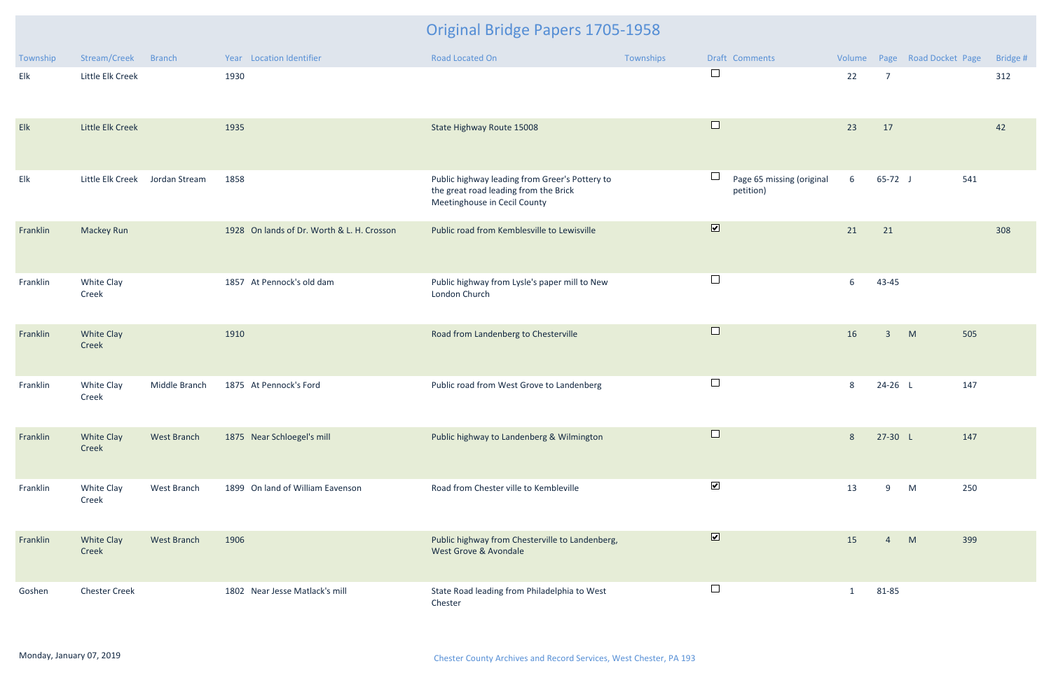# Original Bridge Papers 1705-1958

| Township | Stream/Creek | Branch | Year | Location Identifier | Road Located On | Townships | Draft | Comments | Volume | Page | Road Docket | Page | Bridge # |
|---|---|---|---|---|---|---|---|---|---|---|---|---|---|
| Elk | Little Elk Creek | | 1930 | | | | ☐ | | 22 | 7 | | | 312 |
| Elk | Little Elk Creek | | 1935 | | State Highway Route 15008 | | ☐ | | 23 | 17 | | | 42 |
| Elk | Little Elk Creek | Jordan Stream | 1858 | | Public highway leading from Greer's Pottery to the great road leading from the Brick Meetinghouse in Cecil County | | ☐ | Page 65 missing (original petition) | 6 | 65-72 | J | 541 | |
| Franklin | Mackey Run | | 1928 | On lands of Dr. Worth & L. H. Crosson | Public road from Kemblesville to Lewisville | | ☑ | | 21 | 21 | | | 308 |
| Franklin | White Clay Creek | | 1857 | At Pennock's old dam | Public highway from Lysle's paper mill to New London Church | | ☐ | | 6 | 43-45 | | | |
| Franklin | White Clay Creek | | 1910 | | Road from Landenberg to Chesterville | | ☐ | | 16 | 3 | M | 505 | |
| Franklin | White Clay Creek | Middle Branch | 1875 | At Pennock's Ford | Public road from West Grove to Landenberg | | ☐ | | 8 | 24-26 | L | 147 | |
| Franklin | White Clay Creek | West Branch | 1875 | Near Schloegel's mill | Public highway to Landenberg & Wilmington | | ☐ | | 8 | 27-30 | L | 147 | |
| Franklin | White Clay Creek | West Branch | 1899 | On land of William Eavenson | Road from Chester ville to Kembleville | | ☑ | | 13 | 9 | M | 250 | |
| Franklin | White Clay Creek | West Branch | 1906 | | Public highway from Chesterville to Landenberg, West Grove & Avondale | | ☑ | | 15 | 4 | M | 399 | |
| Goshen | Chester Creek | | 1802 | Near Jesse Matlack's mill | State Road leading from Philadelphia to West Chester | | ☐ | | 1 | 81-85 | | | |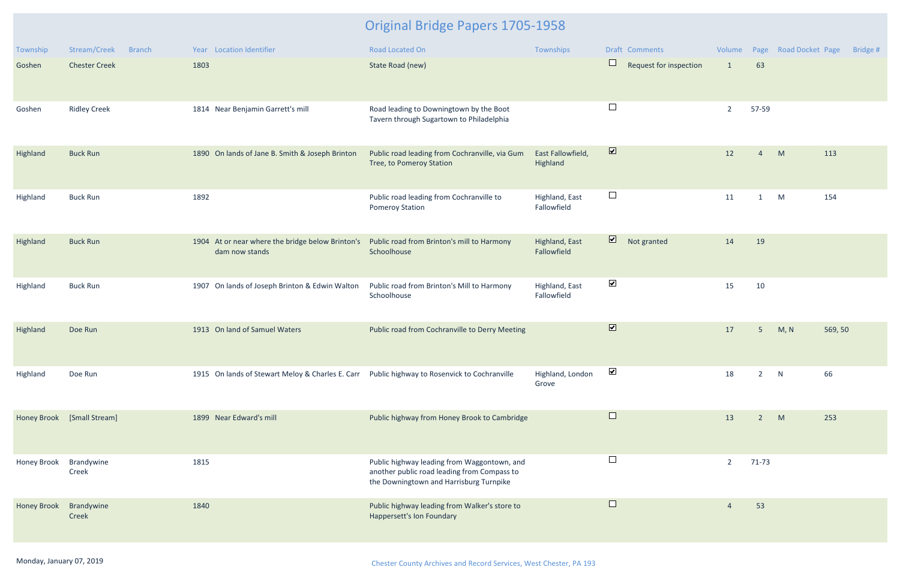# Original Bridge Papers 1705-1958

| Township | Stream/Creek | Branch | Year | Location Identifier | Road Located On | Townships | Draft | Comments | Volume | Page | Road Docket | Page | Bridge # |
|---|---|---|---|---|---|---|---|---|---|---|---|---|---|
| Goshen | Chester Creek | | 1803 | | State Road (new) | | ☐ | Request for inspection | 1 | 63 | | | |
| Goshen | Ridley Creek | | 1814 | Near Benjamin Garrett's mill | Road leading to Downingtown by the Boot Tavern through Sugartown to Philadelphia | | ☐ | | 2 | 57-59 | | | |
| Highland | Buck Run | | 1890 | On lands of Jane B. Smith & Joseph Brinton | Public road leading from Cochranville, via Gum Tree, to Pomeroy Station | East Fallowfield, Highland | ☑ | | 12 | 4 | M | 113 | |
| Highland | Buck Run | | 1892 | | Public road leading from Cochranville to Pomeroy Station | Highland, East Fallowfield | ☐ | | 11 | 1 | M | 154 | |
| Highland | Buck Run | | 1904 | At or near where the bridge below Brinton's dam now stands | Public road from Brinton's mill to Harmony Schoolhouse | Highland, East Fallowfield | ☑ | Not granted | 14 | 19 | | | |
| Highland | Buck Run | | 1907 | On lands of Joseph Brinton & Edwin Walton | Public road from Brinton's Mill to Harmony Schoolhouse | Highland, East Fallowfield | ☑ | | 15 | 10 | | | |
| Highland | Doe Run | | 1913 | On land of Samuel Waters | Public road from Cochranville to Derry Meeting | | ☑ | | 17 | 5 | M, N | 569, 50 | |
| Highland | Doe Run | | 1915 | On lands of Stewart Meloy & Charles E. Carr | Public highway to Rosenvick to Cochranville | Highland, London Grove | ☑ | | 18 | 2 | N | 66 | |
| Honey Brook | [Small Stream] | | 1899 | Near Edward's mill | Public highway from Honey Brook to Cambridge | | ☐ | | 13 | 2 | M | 253 | |
| Honey Brook | Brandywine Creek | | 1815 | | Public highway leading from Waggontown, and another public road leading from Compass to the Downingtown and Harrisburg Turnpike | | ☐ | | 2 | 71-73 | | | |
| Honey Brook | Brandywine Creek | | 1840 | | Public highway leading from Walker's store to Happersett's Ion Foundary | | ☐ | | 4 | 53 | | | |

Monday, January 07, 2019

Chester County Archives and Record Services, West Chester, PA 193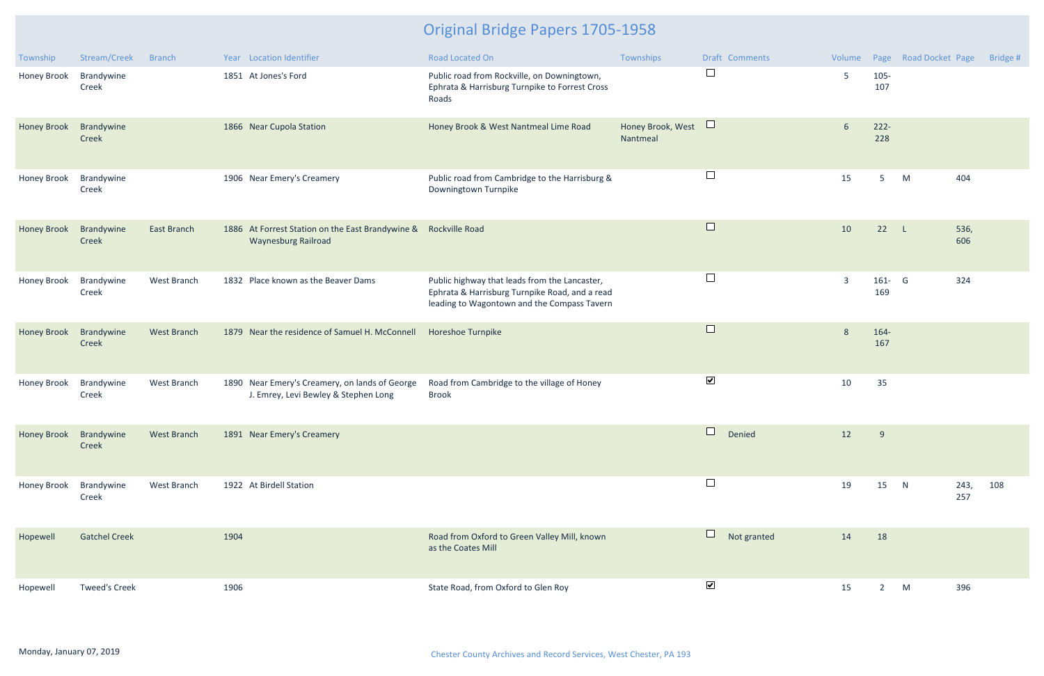# Original Bridge Papers 1705-1958

| Township | Stream/Creek | Branch | Year | Location Identifier | Road Located On | Townships | Draft | Comments | Volume | Page | Road Docket | Page | Bridge # |
|---|---|---|---|---|---|---|---|---|---|---|---|---|---|
| Honey Brook | Brandywine Creek | | 1851 | At Jones's Ford | Public road from Rockville, on Downingtown, Ephrata & Harrisburg Turnpike to Forrest Cross Roads | | ☐ | | 5 | 105-107 | | | |
| Honey Brook | Brandywine Creek | | 1866 | Near Cupola Station | Honey Brook & West Nantmeal Lime Road | Honey Brook, West Nantmeal | ☐ | | 6 | 222-228 | | | |
| Honey Brook | Brandywine Creek | | 1906 | Near Emery's Creamery | Public road from Cambridge to the Harrisburg & Downingtown Turnpike | | ☐ | | 15 | 5 | M | 404 | |
| Honey Brook | Brandywine Creek | East Branch | 1886 | At Forrest Station on the East Brandywine & Waynesburg Railroad | Rockville Road | | ☐ | | 10 | 22 | L | 536, 606 | |
| Honey Brook | Brandywine Creek | West Branch | 1832 | Place known as the Beaver Dams | Public highway that leads from the Lancaster, Ephrata & Harrisburg Turnpike Road, and a read leading to Wagontown and the Compass Tavern | | ☐ | | 3 | 161-169 | G | 324 | |
| Honey Brook | Brandywine Creek | West Branch | 1879 | Near the residence of Samuel H. McConnell | Horeshoe Turnpike | | ☐ | | 8 | 164-167 | | | |
| Honey Brook | Brandywine Creek | West Branch | 1890 | Near Emery's Creamery, on lands of George J. Emrey, Levi Bewley & Stephen Long | Road from Cambridge to the village of Honey Brook | | ☑ | | 10 | 35 | | | |
| Honey Brook | Brandywine Creek | West Branch | 1891 | Near Emery's Creamery | | | ☐ | Denied | 12 | 9 | | | |
| Honey Brook | Brandywine Creek | West Branch | 1922 | At Birdell Station | | | ☐ | | 19 | 15 | N | 243, 257 | 108 |
| Hopewell | Gatchel Creek | | 1904 | | Road from Oxford to Green Valley Mill, known as the Coates Mill | | ☐ | Not granted | 14 | 18 | | | |
| Hopewell | Tweed's Creek | | 1906 | | State Road, from Oxford to Glen Roy | | ☑ | | 15 | 2 | M | 396 | |

Monday, January 07, 2019

Chester County Archives and Record Services, West Chester, PA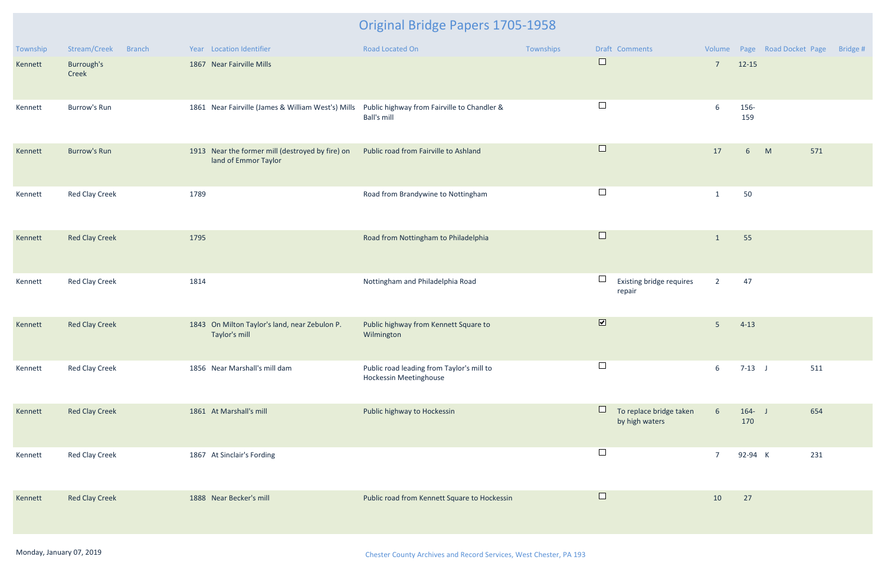# Original Bridge Papers 1705-1958

| Township | Stream/Creek | Branch | Year | Location Identifier | Road Located On | Townships | Draft | Comments | Volume | Page | Road Docket | Page | Bridge # |
|---|---|---|---|---|---|---|---|---|---|---|---|---|---|
| Kennett | Burrough's Creek | | 1867 | Near Fairville Mills | | | ☐ | | 7 | 12-15 | | | |
| Kennett | Burrow's Run | | 1861 | Near Fairville (James & William West's) Mills | Public highway from Fairville to Chandler & Ball's mill | | ☐ | | 6 | 156-159 | | | |
| Kennett | Burrow's Run | | 1913 | Near the former mill (destroyed by fire) on land of Emmor Taylor | Public road from Fairville to Ashland | | ☐ | | 17 | 6 | M | 571 | |
| Kennett | Red Clay Creek | | 1789 | | Road from Brandywine to Nottingham | | ☐ | | 1 | 50 | | | |
| Kennett | Red Clay Creek | | 1795 | | Road from Nottingham to Philadelphia | | ☐ | | 1 | 55 | | | |
| Kennett | Red Clay Creek | | 1814 | | Nottingham and Philadelphia Road | | ☐ | Existing bridge requires repair | 2 | 47 | | | |
| Kennett | Red Clay Creek | | 1843 | On Milton Taylor's land, near Zebulon P. Taylor's mill | Public highway from Kennett Square to Wilmington | | ☑ | | 5 | 4-13 | | | |
| Kennett | Red Clay Creek | | 1856 | Near Marshall's mill dam | Public road leading from Taylor's mill to Hockessin Meetinghouse | | ☐ | | 6 | 7-13 | J | 511 | |
| Kennett | Red Clay Creek | | 1861 | At Marshall's mill | Public highway to Hockessin | | ☐ | To replace bridge taken by high waters | 6 | 164-170 | J | 654 | |
| Kennett | Red Clay Creek | | 1867 | At Sinclair's Fording | | | ☐ | | 7 | 92-94 | K | 231 | |
| Kennett | Red Clay Creek | | 1888 | Near Becker's mill | Public road from Kennett Square to Hockessin | | ☐ | | 10 | 27 | | | |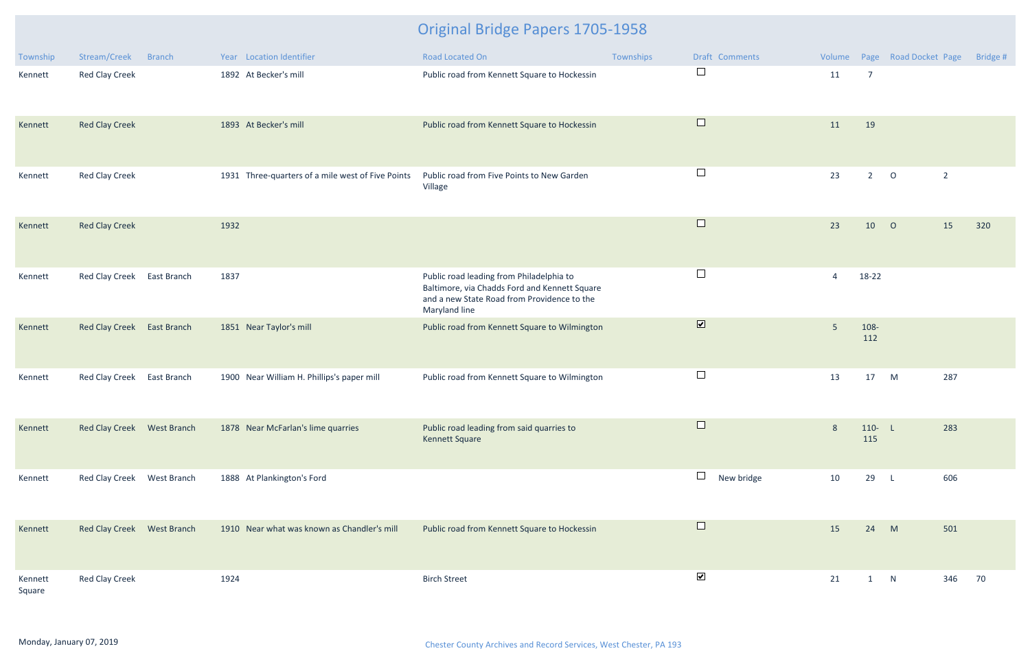# Original Bridge Papers 1705-1958

| Township | Stream/Creek | Branch | Year | Location Identifier | Road Located On | Townships | Draft | Comments | Volume | Page | Road Docket | Page | Bridge # |
|---|---|---|---|---|---|---|---|---|---|---|---|---|---|
| Kennett | Red Clay Creek | | 1892 | At Becker's mill | Public road from Kennett Square to Hockessin | | ☐ | | 11 | 7 | | | |
| Kennett | Red Clay Creek | | 1893 | At Becker's mill | Public road from Kennett Square to Hockessin | | ☐ | | 11 | 19 | | | |
| Kennett | Red Clay Creek | | 1931 | Three-quarters of a mile west of Five Points | Public road from Five Points to New Garden Village | | ☐ | | 23 | 2 | O | 2 | |
| Kennett | Red Clay Creek | | 1932 | | | | ☐ | | 23 | 10 | O | 15 | 320 |
| Kennett | Red Clay Creek | East Branch | 1837 | | Public road leading from Philadelphia to Baltimore, via Chadds Ford and Kennett Square and a new State Road from Providence to the Maryland line | | ☐ | | 4 | 18-22 | | | |
| Kennett | Red Clay Creek | East Branch | 1851 | Near Taylor's mill | Public road from Kennett Square to Wilmington | | ☑ | | 5 | 108-112 | | | |
| Kennett | Red Clay Creek | East Branch | 1900 | Near William H. Phillips's paper mill | Public road from Kennett Square to Wilmington | | ☐ | | 13 | 17 | M | 287 | |
| Kennett | Red Clay Creek | West Branch | 1878 | Near McFarlan's lime quarries | Public road leading from said quarries to Kennett Square | | ☐ | | 8 | 110-115 | L | 283 | |
| Kennett | Red Clay Creek | West Branch | 1888 | At Plankington's Ford | | | ☐ | New bridge | 10 | 29 | L | 606 | |
| Kennett | Red Clay Creek | West Branch | 1910 | Near what was known as Chandler's mill | Public road from Kennett Square to Hockessin | | ☐ | | 15 | 24 | M | 501 | |
| Kennett Square | Red Clay Creek | | 1924 | | Birch Street | | ☑ | | 21 | 1 | N | 346 | 70 |

Monday, January 07, 2019

Chester County Archives and Record Services, West Chester, PA 193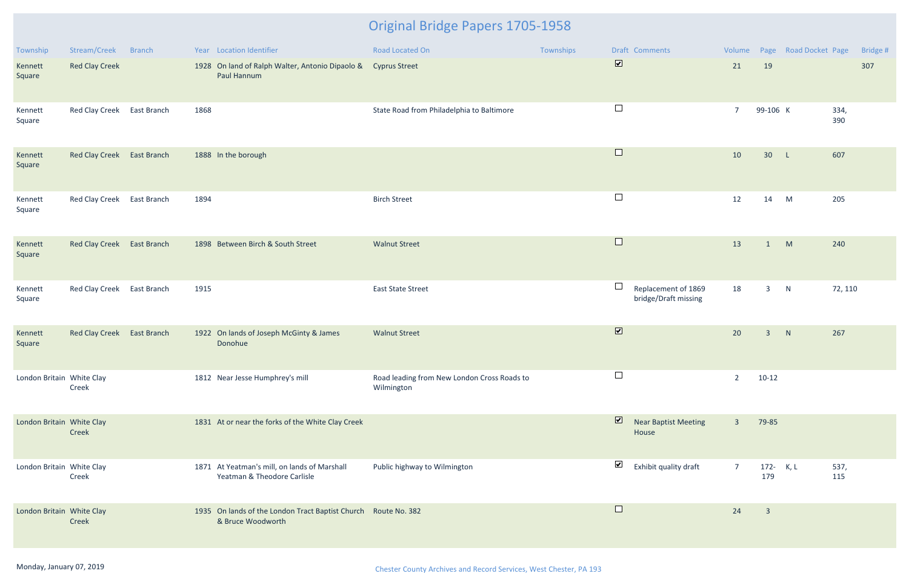# Original Bridge Papers 1705-1958

| Township | Stream/Creek | Branch | Year | Location Identifier | Road Located On | Townships | Draft | Comments | Volume | Page | Road Docket | Page | Bridge # |
|---|---|---|---|---|---|---|---|---|---|---|---|---|---|
| Kennett Square | Red Clay Creek | | 1928 | On land of Ralph Walter, Antonio Dipaolo & Paul Hannum | Cyprus Street | | ☑ | | 21 | 19 | | | 307 |
| Kennett Square | Red Clay Creek | East Branch | 1868 | | State Road from Philadelphia to Baltimore | | ☐ | | 7 | 99-106 | K | 334, 390 | |
| Kennett Square | Red Clay Creek | East Branch | 1888 | In the borough | | | ☐ | | 10 | 30 | L | 607 | |
| Kennett Square | Red Clay Creek | East Branch | 1894 | | Birch Street | | ☐ | | 12 | 14 | M | 205 | |
| Kennett Square | Red Clay Creek | East Branch | 1898 | Between Birch & South Street | Walnut Street | | ☐ | | 13 | 1 | M | 240 | |
| Kennett Square | Red Clay Creek | East Branch | 1915 | | East State Street | | ☐ | Replacement of 1869 bridge/Draft missing | 18 | 3 | N | 72, 110 | |
| Kennett Square | Red Clay Creek | East Branch | 1922 | On lands of Joseph McGinty & James Donohue | Walnut Street | | ☑ | | 20 | 3 | N | 267 | |
| London Britain | White Clay Creek | | 1812 | Near Jesse Humphrey's mill | Road leading from New London Cross Roads to Wilmington | | ☐ | | 2 | 10-12 | | | |
| London Britain | White Clay Creek | | 1831 | At or near the forks of the White Clay Creek | | | ☑ | Near Baptist Meeting House | 3 | 79-85 | | | |
| London Britain | White Clay Creek | | 1871 | At Yeatman's mill, on lands of Marshall Yeatman & Theodore Carlisle | Public highway to Wilmington | | ☑ | Exhibit quality draft | 7 | 172-179 | K, L | 537, 115 | |
| London Britain | White Clay Creek | | 1935 | On lands of the London Tract Baptist Church & Bruce Woodworth | Route No. 382 | | ☐ | | 24 | 3 | | | |

Monday, January 07, 2019

Chester County Archives and Record Services, West Chester, PA 193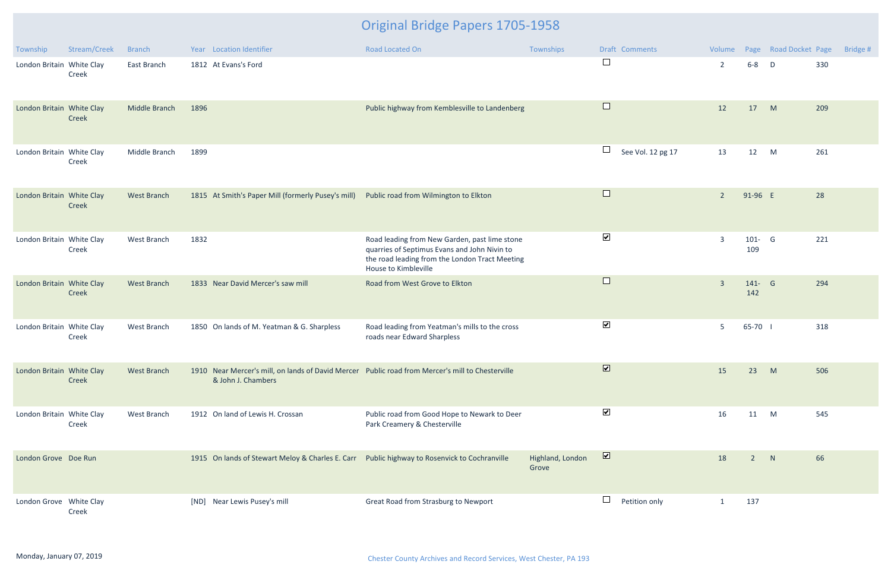# Original Bridge Papers 1705-1958

| Township | Stream/Creek | Branch | Year | Location Identifier | Road Located On | Townships | Draft | Comments | Volume | Page | Road Docket | Page | Bridge # |
|---|---|---|---|---|---|---|---|---|---|---|---|---|---|
| London Britain | White Clay Creek | East Branch | 1812 | At Evans's Ford | | | ☐ | | 2 | 6-8 | D | 330 | |
| London Britain | White Clay Creek | Middle Branch | 1896 | | Public highway from Kemblesville to Landenberg | | ☐ | | 12 | 17 | M | 209 | |
| London Britain | White Clay Creek | Middle Branch | 1899 | | | | ☐ | See Vol. 12 pg 17 | 13 | 12 | M | 261 | |
| London Britain | White Clay Creek | West Branch | 1815 | At Smith's Paper Mill (formerly Pusey's mill) | Public road from Wilmington to Elkton | | ☐ | | 2 | 91-96 | E | 28 | |
| London Britain | White Clay Creek | West Branch | 1832 | | Road leading from New Garden, past lime stone quarries of Septimus Evans and John Nivin to the road leading from the London Tract Meeting House to Kimbleville | | ☑ | | 3 | 101-109 | G | 221 | |
| London Britain | White Clay Creek | West Branch | 1833 | Near David Mercer's saw mill | Road from West Grove to Elkton | | ☐ | | 3 | 141-142 | G | 294 | |
| London Britain | White Clay Creek | West Branch | 1850 | On lands of M. Yeatman & G. Sharpless | Road leading from Yeatman's mills to the cross roads near Edward Sharpless | | ☑ | | 5 | 65-70 | I | 318 | |
| London Britain | White Clay Creek | West Branch | 1910 | Near Mercer's mill, on lands of David Mercer & John J. Chambers | Public road from Mercer's mill to Chesterville | | ☑ | | 15 | 23 | M | 506 | |
| London Britain | White Clay Creek | West Branch | 1912 | On land of Lewis H. Crossan | Public road from Good Hope to Newark to Deer Park Creamery & Chesterville | | ☑ | | 16 | 11 | M | 545 | |
| London Grove | Doe Run | | 1915 | On lands of Stewart Meloy & Charles E. Carr | Public highway to Rosenvick to Cochranville | Highland, London Grove | ☑ | | 18 | 2 | N | 66 | |
| London Grove | White Clay Creek | | [ND] | Near Lewis Pusey's mill | Great Road from Strasburg to Newport | | ☐ | Petition only | 1 | 137 | | | |

Monday, January 07, 2019

Chester County Archives and Record Services, West Chester, PA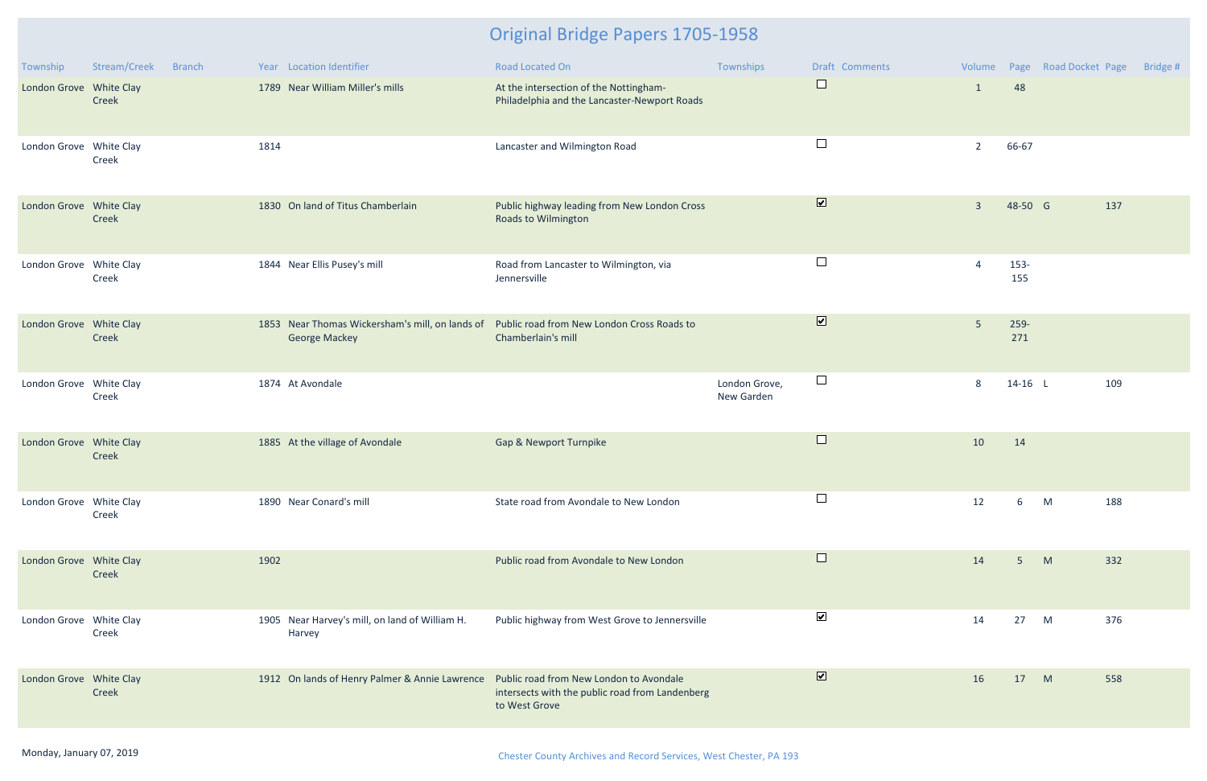# Original Bridge Papers 1705-1958

| Township | Stream/Creek | Branch | Year | Location Identifier | Road Located On | Townships | Draft | Comments | Volume | Page | Road Docket | Page | Bridge # |
|---|---|---|---|---|---|---|---|---|---|---|---|---|---|
| London Grove | White Clay Creek | | 1789 | Near William Miller's mills | At the intersection of the Nottingham-Philadelphia and the Lancaster-Newport Roads | | ☐ | | 1 | 48 | | | |
| London Grove | White Clay Creek | | 1814 | | Lancaster and Wilmington Road | | ☐ | | 2 | 66-67 | | | |
| London Grove | White Clay Creek | | 1830 | On land of Titus Chamberlain | Public highway leading from New London Cross Roads to Wilmington | | ☑ | | 3 | 48-50 | G | 137 | |
| London Grove | White Clay Creek | | 1844 | Near Ellis Pusey's mill | Road from Lancaster to Wilmington, via Jennersville | | ☐ | | 4 | 153-155 | | | |
| London Grove | White Clay Creek | | 1853 | Near Thomas Wickersham's mill, on lands of George Mackey | Public road from New London Cross Roads to Chamberlain's mill | | ☑ | | 5 | 259-271 | | | |
| London Grove | White Clay Creek | | 1874 | At Avondale | | London Grove, New Garden | ☐ | | 8 | 14-16 | L | 109 | |
| London Grove | White Clay Creek | | 1885 | At the village of Avondale | Gap & Newport Turnpike | | ☐ | | 10 | 14 | | | |
| London Grove | White Clay Creek | | 1890 | Near Conard's mill | State road from Avondale to New London | | ☐ | | 12 | 6 | M | 188 | |
| London Grove | White Clay Creek | | 1902 | | Public road from Avondale to New London | | ☐ | | 14 | 5 | M | 332 | |
| London Grove | White Clay Creek | | 1905 | Near Harvey's mill, on land of William H. Harvey | Public highway from West Grove to Jennersville | | ☑ | | 14 | 27 | M | 376 | |
| London Grove | White Clay Creek | | 1912 | On lands of Henry Palmer & Annie Lawrence | Public road from New London to Avondale intersects with the public road from Landenberg to West Grove | | ☑ | | 16 | 17 | M | 558 | |

Monday, January 07, 2019

Chester County Archives and Record Services, West Chester, PA 193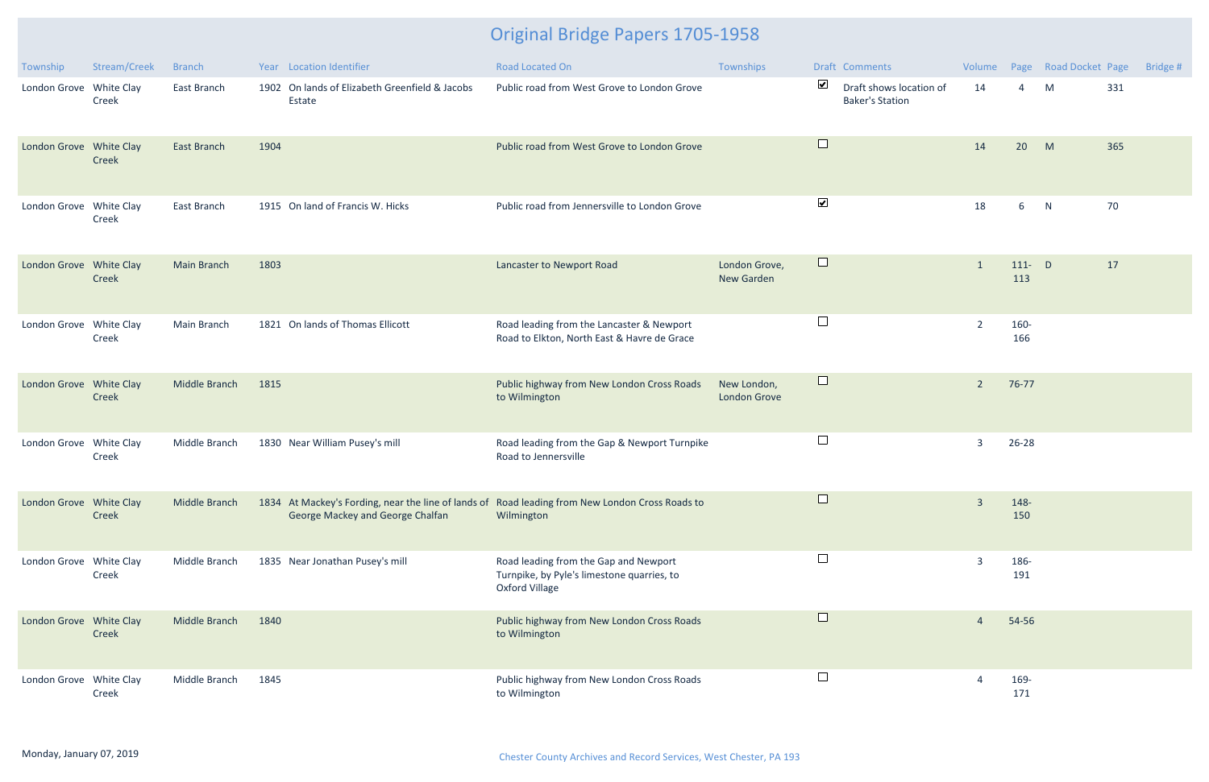# Original Bridge Papers 1705-1958

| Township | Stream/Creek | Branch | Year | Location Identifier | Road Located On | Townships | Draft | Comments | Volume | Page | Road Docket | Page | Bridge # |
|---|---|---|---|---|---|---|---|---|---|---|---|---|---|
| London Grove | White Clay Creek | East Branch | 1902 | On lands of Elizabeth Greenfield & Jacobs Estate | Public road from West Grove to London Grove | | ☑ | Draft shows location of Baker's Station | 14 | 4 | M | 331 | |
| London Grove | White Clay Creek | East Branch | 1904 | | Public road from West Grove to London Grove | | ☐ | | 14 | 20 | M | 365 | |
| London Grove | White Clay Creek | East Branch | 1915 | On land of Francis W. Hicks | Public road from Jennersville to London Grove | | ☑ | | 18 | 6 | N | 70 | |
| London Grove | White Clay Creek | Main Branch | 1803 | | Lancaster to Newport Road | London Grove, New Garden | ☐ | | 1 | 111-113 | D | 17 | |
| London Grove | White Clay Creek | Main Branch | 1821 | On lands of Thomas Ellicott | Road leading from the Lancaster & Newport Road to Elkton, North East & Havre de Grace | | ☐ | | 2 | 160-166 | | | |
| London Grove | White Clay Creek | Middle Branch | 1815 | | Public highway from New London Cross Roads to Wilmington | New London, London Grove | ☐ | | 2 | 76-77 | | | |
| London Grove | White Clay Creek | Middle Branch | 1830 | Near William Pusey's mill | Road leading from the Gap & Newport Turnpike Road to Jennersville | | ☐ | | 3 | 26-28 | | | |
| London Grove | White Clay Creek | Middle Branch | 1834 | At Mackey's Fording, near the line of lands of George Mackey and George Chalfan | Road leading from New London Cross Roads to Wilmington | | ☐ | | 3 | 148-150 | | | |
| London Grove | White Clay Creek | Middle Branch | 1835 | Near Jonathan Pusey's mill | Road leading from the Gap and Newport Turnpike, by Pyle's limestone quarries, to Oxford Village | | ☐ | | 3 | 186-191 | | | |
| London Grove | White Clay Creek | Middle Branch | 1840 | | Public highway from New London Cross Roads to Wilmington | | ☐ | | 4 | 54-56 | | | |
| London Grove | White Clay Creek | Middle Branch | 1845 | | Public highway from New London Cross Roads to Wilmington | | ☐ | | 4 | 169-171 | | | |

Monday, January 07, 2019

Chester County Archives and Record Services, West Chester, PA 193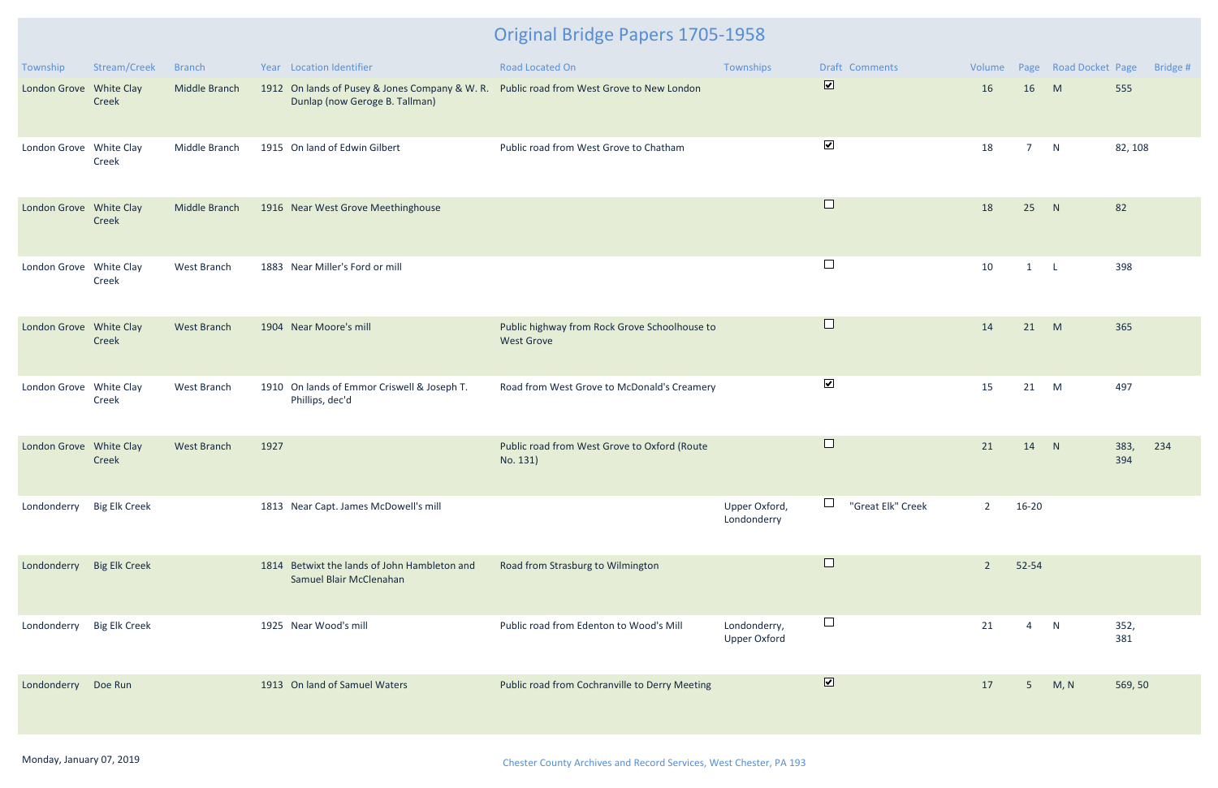# Original Bridge Papers 1705-1958

| Township | Stream/Creek | Branch | Year | Location Identifier | Road Located On | Townships | Draft | Comments | Volume | Page | Road Docket | Page | Bridge # |
|---|---|---|---|---|---|---|---|---|---|---|---|---|---|
| London Grove | White Clay Creek | Middle Branch | 1912 | On lands of Pusey & Jones Company & W. R. Dunlap (now Geroge B. Tallman) | Public road from West Grove to New London | | ☑ | | 16 | 16 | M | 555 | |
| London Grove | White Clay Creek | Middle Branch | 1915 | On land of Edwin Gilbert | Public road from West Grove to Chatham | | ☑ | | 18 | 7 | N | 82, 108 | |
| London Grove | White Clay Creek | Middle Branch | 1916 | Near West Grove Meethinghouse | | | ☐ | | 18 | 25 | N | 82 | |
| London Grove | White Clay Creek | West Branch | 1883 | Near Miller's Ford or mill | | | ☐ | | 10 | 1 | L | 398 | |
| London Grove | White Clay Creek | West Branch | 1904 | Near Moore's mill | Public highway from Rock Grove Schoolhouse to West Grove | | ☐ | | 14 | 21 | M | 365 | |
| London Grove | White Clay Creek | West Branch | 1910 | On lands of Emmor Criswell & Joseph T. Phillips, dec'd | Road from West Grove to McDonald's Creamery | | ☑ | | 15 | 21 | M | 497 | |
| London Grove | White Clay Creek | West Branch | 1927 | | Public road from West Grove to Oxford (Route No. 131) | | ☐ | | 21 | 14 | N | 383, 394 | 234 |
| Londonderry | Big Elk Creek | | 1813 | Near Capt. James McDowell's mill | | Upper Oxford, Londonderry | ☐ | "Great Elk" Creek | 2 | 16-20 | | | |
| Londonderry | Big Elk Creek | | 1814 | Betwixt the lands of John Hambleton and Samuel Blair McClenahan | Road from Strasburg to Wilmington | | ☐ | | 2 | 52-54 | | | |
| Londonderry | Big Elk Creek | | 1925 | Near Wood's mill | Public road from Edenton to Wood's Mill | Londonderry, Upper Oxford | ☐ | | 21 | 4 | N | 352, 381 | |
| Londonderry | Doe Run | | 1913 | On land of Samuel Waters | Public road from Cochranville to Derry Meeting | | ☑ | | 17 | 5 | M, N | 569, 50 | |

Monday, January 07, 2019

Chester County Archives and Record Services, West Chester, PA 193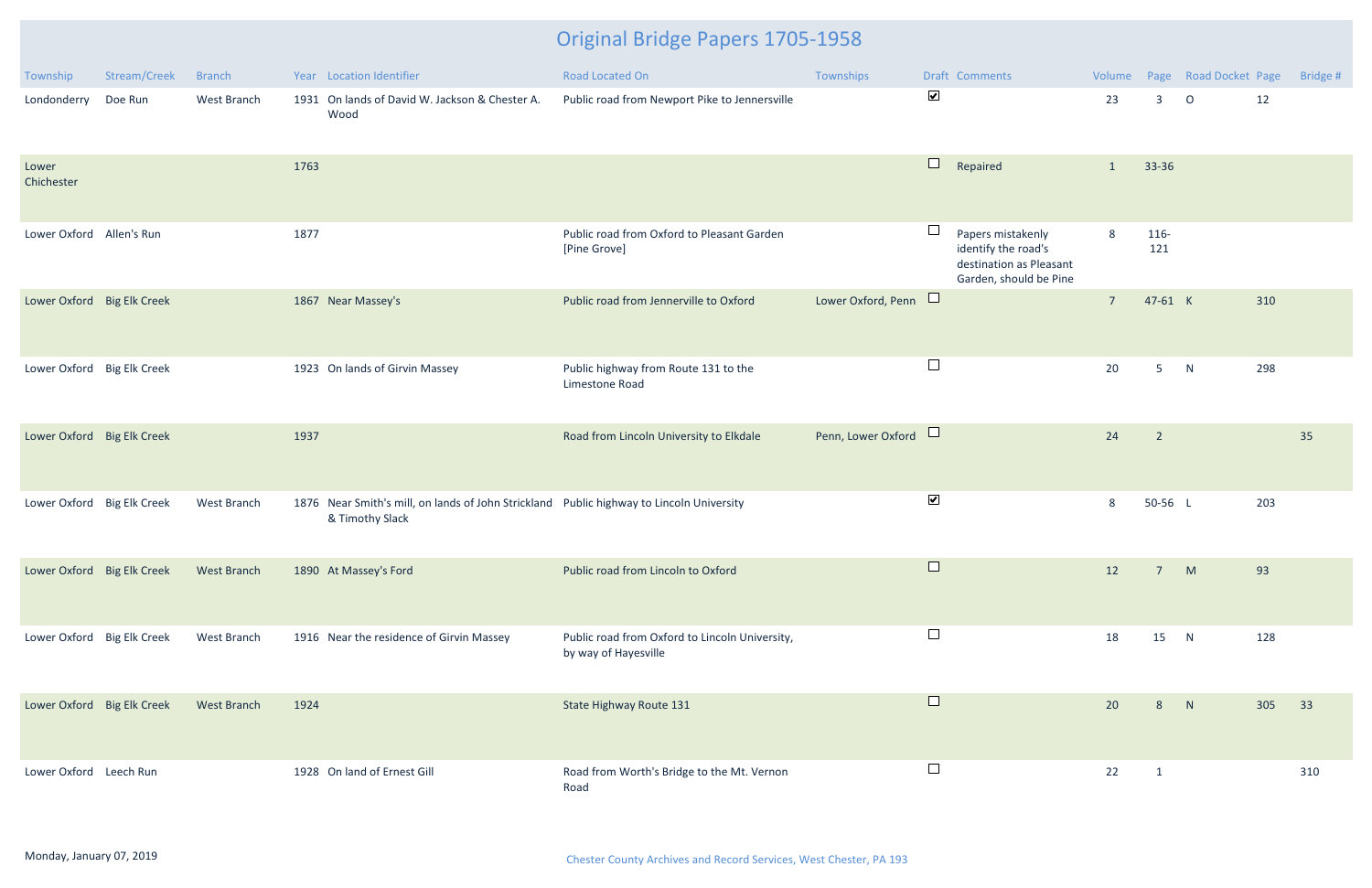# Original Bridge Papers 1705-1958

| Township | Stream/Creek | Branch | Year | Location Identifier | Road Located On | Townships | Draft | Comments | Volume | Page | Road Docket | Page | Bridge # |
|---|---|---|---|---|---|---|---|---|---|---|---|---|---|
| Londonderry | Doe Run | West Branch | 1931 | On lands of David W. Jackson & Chester A. Wood | Public road from Newport Pike to Jennersville | | ☑ | | 23 | 3 | O | 12 | |
| Lower Chichester | | | 1763 | | | | ☐ | Repaired | 1 | 33-36 | | | |
| Lower Oxford | Allen's Run | | 1877 | | Public road from Oxford to Pleasant Garden [Pine Grove] | | ☐ | Papers mistakenly identify the road's destination as Pleasant Garden, should be Pine | 8 | 116-121 | | | |
| Lower Oxford | Big Elk Creek | | 1867 | Near Massey's | Public road from Jennerville to Oxford | Lower Oxford, Penn | ☐ | | 7 | 47-61 | K | 310 | |
| Lower Oxford | Big Elk Creek | | 1923 | On lands of Girvin Massey | Public highway from Route 131 to the Limestone Road | | ☐ | | 20 | 5 | N | 298 | |
| Lower Oxford | Big Elk Creek | | 1937 | | Road from Lincoln University to Elkdale | Penn, Lower Oxford | ☐ | | 24 | 2 | | | 35 |
| Lower Oxford | Big Elk Creek | West Branch | 1876 | Near Smith's mill, on lands of John Strickland & Timothy Slack | Public highway to Lincoln University | | ☑ | | 8 | 50-56 | L | 203 | |
| Lower Oxford | Big Elk Creek | West Branch | 1890 | At Massey's Ford | Public road from Lincoln to Oxford | | ☐ | | 12 | 7 | M | 93 | |
| Lower Oxford | Big Elk Creek | West Branch | 1916 | Near the residence of Girvin Massey | Public road from Oxford to Lincoln University, by way of Hayesville | | ☐ | | 18 | 15 | N | 128 | |
| Lower Oxford | Big Elk Creek | West Branch | 1924 | | State Highway Route 131 | | ☐ | | 20 | 8 | N | 305 | 33 |
| Lower Oxford | Leech Run | | 1928 | On land of Ernest Gill | Road from Worth's Bridge to the Mt. Vernon Road | | ☐ | | 22 | 1 | | | 310 |

Monday, January 07, 2019

Chester County Archives and Record Services, West Chester, PA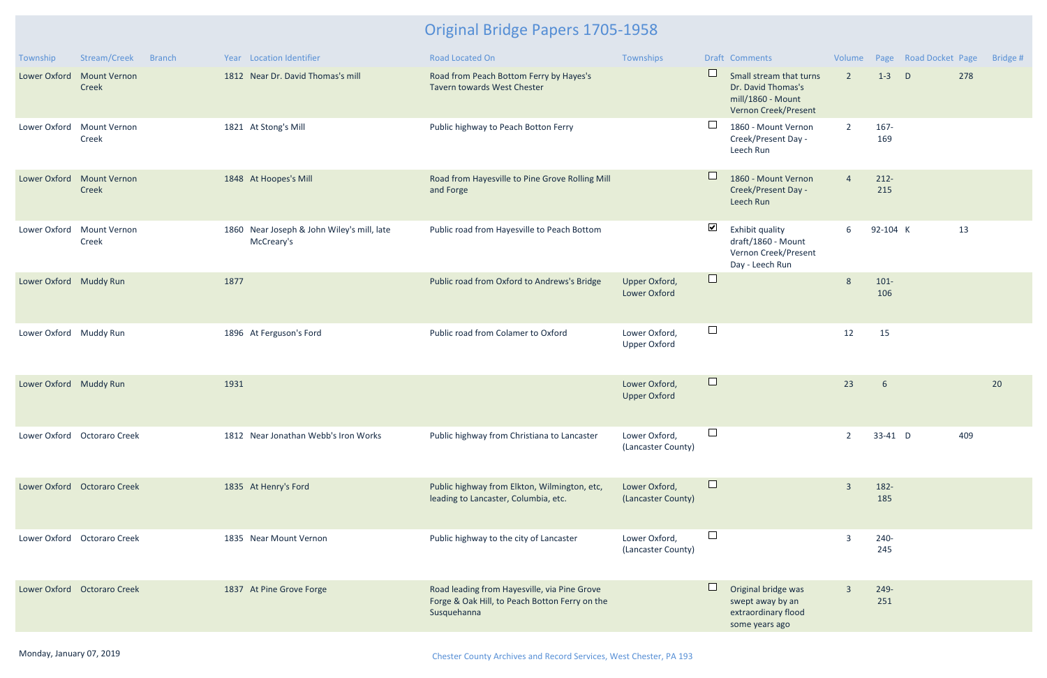# Original Bridge Papers 1705-1958

| Township | Stream/Creek | Branch | Year | Location Identifier | Road Located On | Townships | Draft | Comments | Volume | Page | Road Docket | Page | Bridge # |
|---|---|---|---|---|---|---|---|---|---|---|---|---|---|
| Lower Oxford | Mount Vernon Creek | | 1812 | Near Dr. David Thomas's mill | Road from Peach Bottom Ferry by Hayes's Tavern towards West Chester | | ☐ | Small stream that turns Dr. David Thomas's mill/1860 - Mount Vernon Creek/Present | 2 | 1-3 | D | 278 | |
| Lower Oxford | Mount Vernon Creek | | 1821 | At Stong's Mill | Public highway to Peach Botton Ferry | | ☐ | 1860 - Mount Vernon Creek/Present Day - Leech Run | 2 | 167-169 | | | |
| Lower Oxford | Mount Vernon Creek | | 1848 | At Hoopes's Mill | Road from Hayesville to Pine Grove Rolling Mill and Forge | | ☐ | 1860 - Mount Vernon Creek/Present Day - Leech Run | 4 | 212-215 | | | |
| Lower Oxford | Mount Vernon Creek | | 1860 | Near Joseph & John Wiley's mill, late McCreary's | Public road from Hayesville to Peach Bottom | | ☑ | Exhibit quality draft/1860 - Mount Vernon Creek/Present Day - Leech Run | 6 | 92-104 | K | 13 | |
| Lower Oxford | Muddy Run | | 1877 | | Public road from Oxford to Andrews's Bridge | Upper Oxford, Lower Oxford | ☐ | | 8 | 101-106 | | | |
| Lower Oxford | Muddy Run | | 1896 | At Ferguson's Ford | Public road from Colamer to Oxford | Lower Oxford, Upper Oxford | ☐ | | 12 | 15 | | | |
| Lower Oxford | Muddy Run | | 1931 | | | Lower Oxford, Upper Oxford | ☐ | | 23 | 6 | | | 20 |
| Lower Oxford | Octoraro Creek | | 1812 | Near Jonathan Webb's Iron Works | Public highway from Christiana to Lancaster | Lower Oxford, (Lancaster County) | ☐ | | 2 | 33-41 | D | 409 | |
| Lower Oxford | Octoraro Creek | | 1835 | At Henry's Ford | Public highway from Elkton, Wilmington, etc, leading to Lancaster, Columbia, etc. | Lower Oxford, (Lancaster County) | ☐ | | 3 | 182-185 | | | |
| Lower Oxford | Octoraro Creek | | 1835 | Near Mount Vernon | Public highway to the city of Lancaster | Lower Oxford, (Lancaster County) | ☐ | | 3 | 240-245 | | | |
| Lower Oxford | Octoraro Creek | | 1837 | At Pine Grove Forge | Road leading from Hayesville, via Pine Grove Forge & Oak Hill, to Peach Botton Ferry on the Susquehanna | | ☐ | Original bridge was swept away by an extraordinary flood some years ago | 3 | 249-251 | | | |

Monday, January 07, 2019

Chester County Archives and Record Services, West Chester, PA 193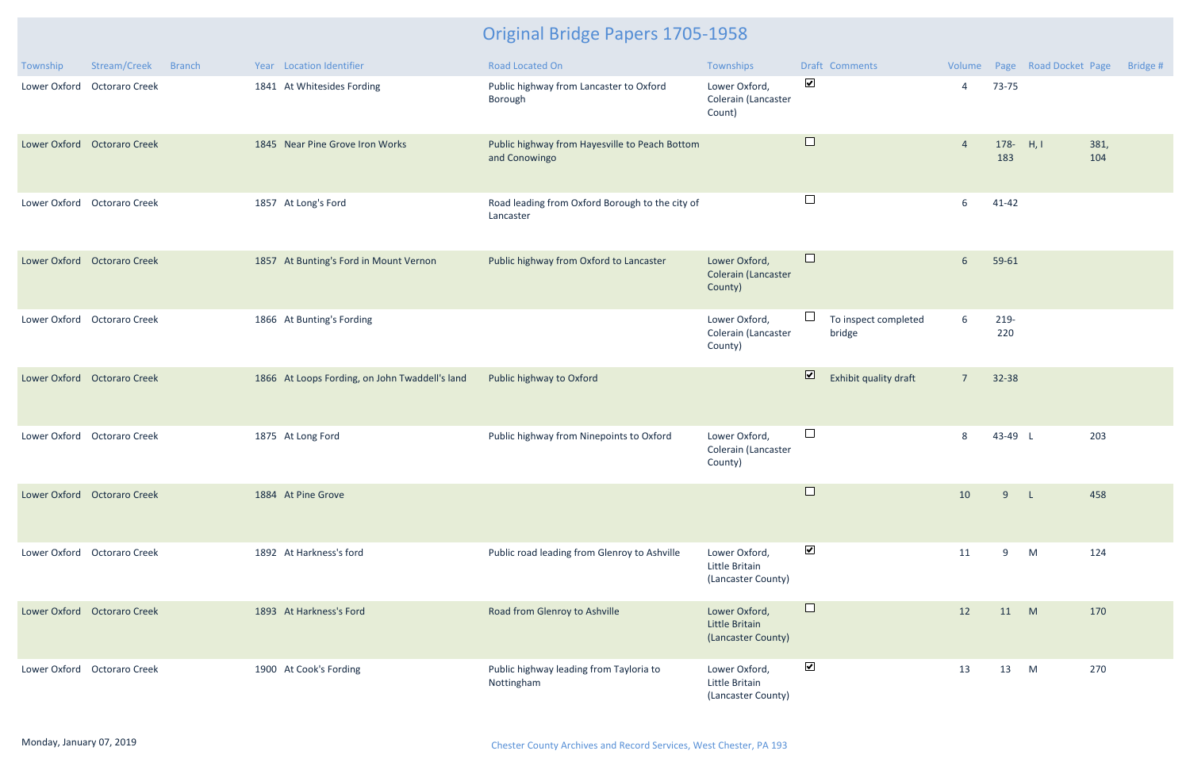# Original Bridge Papers 1705-1958

| Township | Stream/Creek | Branch | Year | Location Identifier | Road Located On | Townships | Draft | Comments | Volume | Page | Road Docket | Page | Bridge # |
|---|---|---|---|---|---|---|---|---|---|---|---|---|---|
| Lower Oxford | Octoraro Creek | | 1841 | At Whitesides Fording | Public highway from Lancaster to Oxford Borough | Lower Oxford, Colerain (Lancaster Count) | ☑ | | 4 | 73-75 | | | |
| Lower Oxford | Octoraro Creek | | 1845 | Near Pine Grove Iron Works | Public highway from Hayesville to Peach Bottom and Conowingo | | ☐ | | 4 | 178-183 | H, I | 381, 104 | |
| Lower Oxford | Octoraro Creek | | 1857 | At Long's Ford | Road leading from Oxford Borough to the city of Lancaster | | ☐ | | 6 | 41-42 | | | |
| Lower Oxford | Octoraro Creek | | 1857 | At Bunting's Ford in Mount Vernon | Public highway from Oxford to Lancaster | Lower Oxford, Colerain (Lancaster County) | ☐ | | 6 | 59-61 | | | |
| Lower Oxford | Octoraro Creek | | 1866 | At Bunting's Fording | | Lower Oxford, Colerain (Lancaster County) | ☐ | To inspect completed bridge | 6 | 219-220 | | | |
| Lower Oxford | Octoraro Creek | | 1866 | At Loops Fording, on John Twaddell's land | Public highway to Oxford | | ☑ | Exhibit quality draft | 7 | 32-38 | | | |
| Lower Oxford | Octoraro Creek | | 1875 | At Long Ford | Public highway from Ninepoints to Oxford | Lower Oxford, Colerain (Lancaster County) | ☐ | | 8 | 43-49 | L | 203 | |
| Lower Oxford | Octoraro Creek | | 1884 | At Pine Grove | | | ☐ | | 10 | 9 | L | 458 | |
| Lower Oxford | Octoraro Creek | | 1892 | At Harkness's ford | Public road leading from Glenroy to Ashville | Lower Oxford, Little Britain (Lancaster County) | ☑ | | 11 | 9 | M | 124 | |
| Lower Oxford | Octoraro Creek | | 1893 | At Harkness's Ford | Road from Glenroy to Ashville | Lower Oxford, Little Britain (Lancaster County) | ☐ | | 12 | 11 | M | 170 | |
| Lower Oxford | Octoraro Creek | | 1900 | At Cook's Fording | Public highway leading from Tayloria to Nottingham | Lower Oxford, Little Britain (Lancaster County) | ☑ | | 13 | 13 | M | 270 | |

Monday, January 07, 2019

Chester County Archives and Record Services, West Chester, PA 193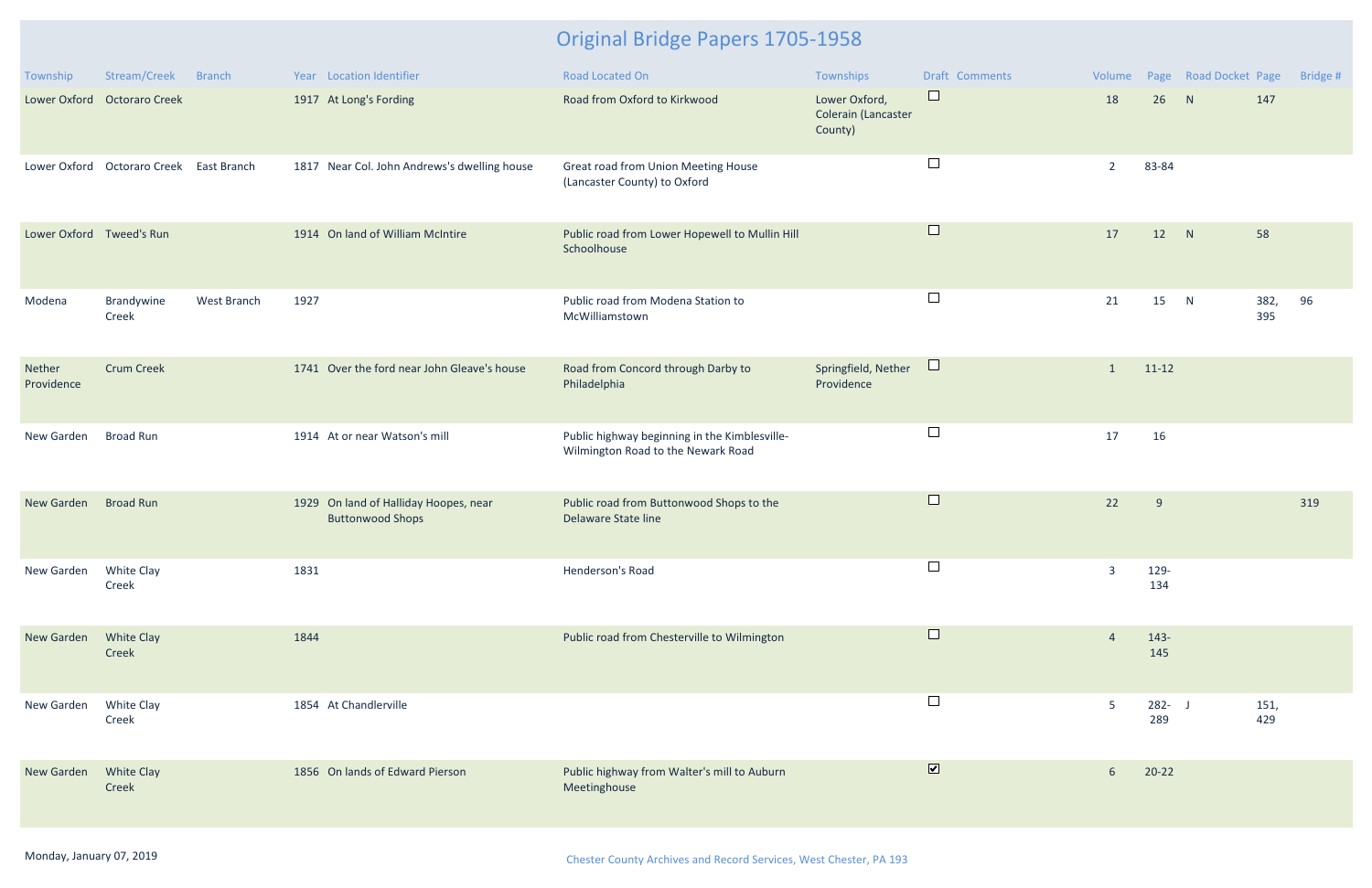# Original Bridge Papers 1705-1958

| Township | Stream/Creek | Branch | Year | Location Identifier | Road Located On | Townships | Draft | Comments | Volume | Page | Road Docket | Page | Bridge # |
|---|---|---|---|---|---|---|---|---|---|---|---|---|---|
| Lower Oxford | Octoraro Creek | | 1917 | At Long's Fording | Road from Oxford to Kirkwood | Lower Oxford, Colerain (Lancaster County) | ☐ | | 18 | 26 | N | 147 | |
| Lower Oxford | Octoraro Creek | East Branch | 1817 | Near Col. John Andrews's dwelling house | Great road from Union Meeting House (Lancaster County) to Oxford | | ☐ | | 2 | 83-84 | | | |
| Lower Oxford | Tweed's Run | | 1914 | On land of William McIntire | Public road from Lower Hopewell to Mullin Hill Schoolhouse | | ☐ | | 17 | 12 | N | 58 | |
| Modena | Brandywine Creek | West Branch | 1927 | | Public road from Modena Station to McWilliamstown | | ☐ | | 21 | 15 | N | 382, 395 | 96 |
| Nether Providence | Crum Creek | | 1741 | Over the ford near John Gleave's house | Road from Concord through Darby to Philadelphia | Springfield, Nether Providence | ☐ | | 1 | 11-12 | | | |
| New Garden | Broad Run | | 1914 | At or near Watson's mill | Public highway beginning in the Kimblesville-Wilmington Road to the Newark Road | | ☐ | | 17 | 16 | | | |
| New Garden | Broad Run | | 1929 | On land of Halliday Hoopes, near Buttonwood Shops | Public road from Buttonwood Shops to the Delaware State line | | ☐ | | 22 | 9 | | | 319 |
| New Garden | White Clay Creek | | 1831 | | Henderson's Road | | ☐ | | 3 | 129-134 | | | |
| New Garden | White Clay Creek | | 1844 | | Public road from Chesterville to Wilmington | | ☐ | | 4 | 143-145 | | | |
| New Garden | White Clay Creek | | 1854 | At Chandlerville | | | ☐ | | 5 | 282-289 | J | 151, 429 | |
| New Garden | White Clay Creek | | 1856 | On lands of Edward Pierson | Public highway from Walter's mill to Auburn Meetinghouse | | ☑ | | 6 | 20-22 | | | |

Monday, January 07, 2019

Chester County Archives and Record Services, West Chester, PA 193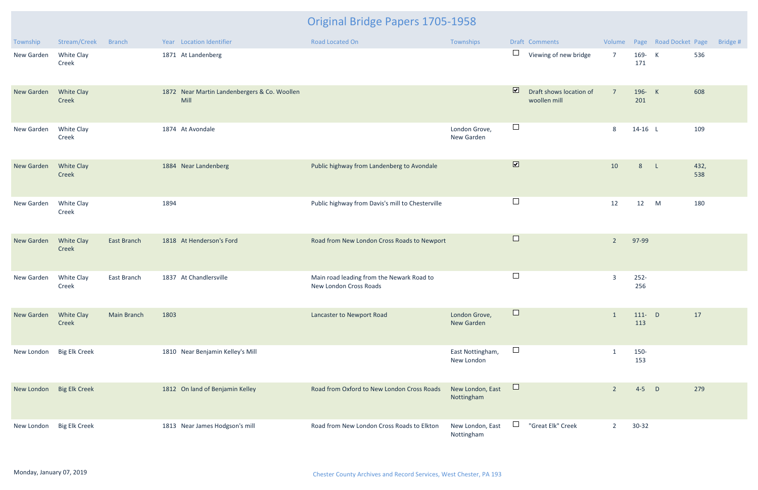# Original Bridge Papers 1705-1958

| Township | Stream/Creek | Branch | Year | Location Identifier | Road Located On | Townships | Draft | Comments | Volume | Page | Road Docket | Page | Bridge # |
|---|---|---|---|---|---|---|---|---|---|---|---|---|---|
| New Garden | White Clay Creek | | 1871 | At Landenberg | | | ☐ | Viewing of new bridge | 7 | 169-171 | K | 536 | |
| New Garden | White Clay Creek | | 1872 | Near Martin Landenbergers & Co. Woollen Mill | | | ☑ | Draft shows location of woollen mill | 7 | 196-201 | K | 608 | |
| New Garden | White Clay Creek | | 1874 | At Avondale | | London Grove, New Garden | ☐ | | 8 | 14-16 | L | 109 | |
| New Garden | White Clay Creek | | 1884 | Near Landenberg | Public highway from Landenberg to Avondale | | ☑ | | 10 | 8 | L | 432, 538 | |
| New Garden | White Clay Creek | | 1894 | | Public highway from Davis's mill to Chesterville | | ☐ | | 12 | 12 | M | 180 | |
| New Garden | White Clay Creek | East Branch | 1818 | At Henderson's Ford | Road from New London Cross Roads to Newport | | ☐ | | 2 | 97-99 | | | |
| New Garden | White Clay Creek | East Branch | 1837 | At Chandlersville | Main road leading from the Newark Road to New London Cross Roads | | ☐ | | 3 | 252-256 | | | |
| New Garden | White Clay Creek | Main Branch | 1803 | | Lancaster to Newport Road | London Grove, New Garden | ☐ | | 1 | 111-113 | D | 17 | |
| New London | Big Elk Creek | | 1810 | Near Benjamin Kelley's Mill | | East Nottingham, New London | ☐ | | 1 | 150-153 | | | |
| New London | Big Elk Creek | | 1812 | On land of Benjamin Kelley | Road from Oxford to New London Cross Roads | New London, East Nottingham | ☐ | | 2 | 4-5 | D | 279 | |
| New London | Big Elk Creek | | 1813 | Near James Hodgson's mill | Road from New London Cross Roads to Elkton | New London, East Nottingham | ☐ | "Great Elk" Creek | 2 | 30-32 | | | |

Monday, January 07, 2019

Chester County Archives and Record Services, West Chester, PA 193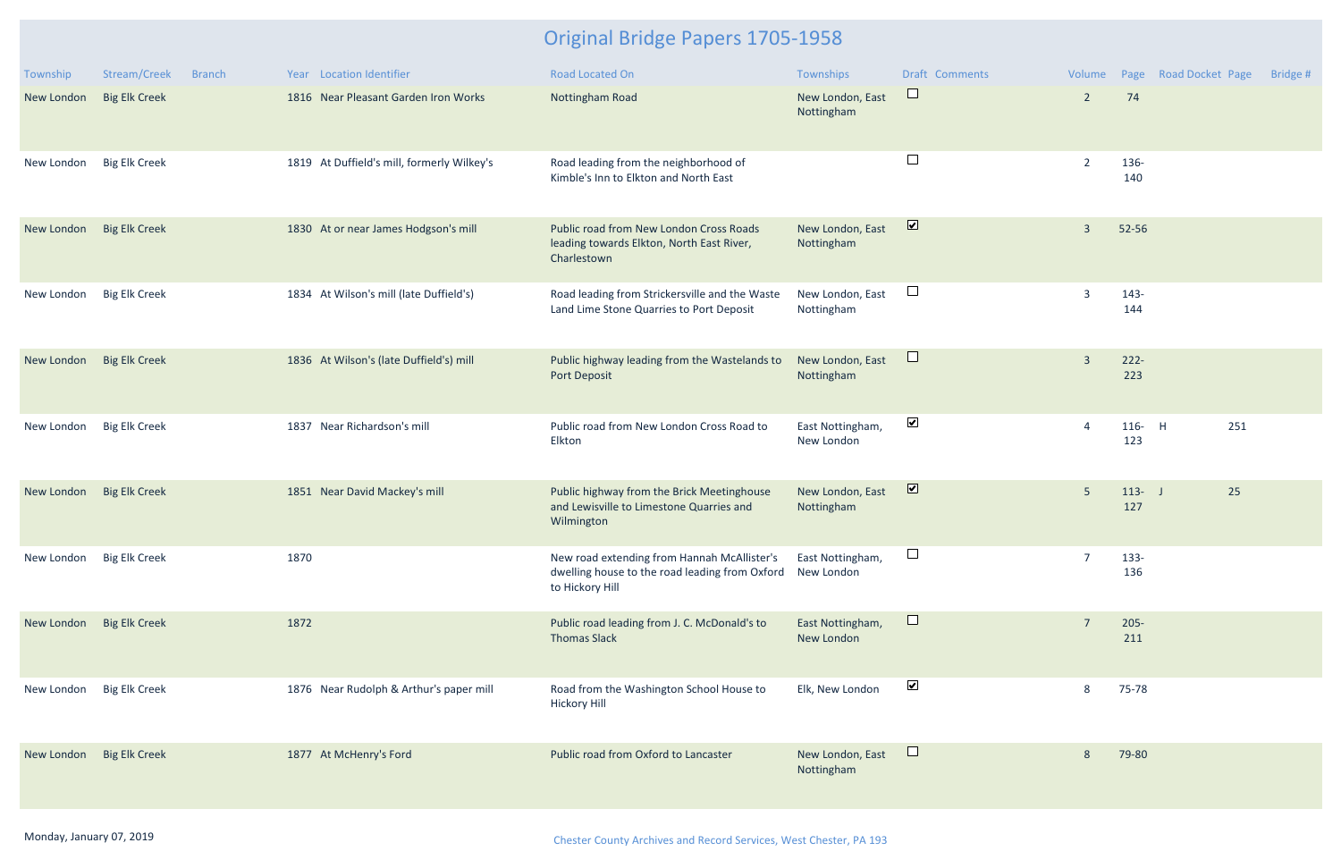# Original Bridge Papers 1705-1958

| Township | Stream/Creek | Branch | Year | Location Identifier | Road Located On | Townships | Draft | Comments | Volume | Page | Road Docket | Page | Bridge # |
|---|---|---|---|---|---|---|---|---|---|---|---|---|---|
| New London | Big Elk Creek | | 1816 | Near Pleasant Garden Iron Works | Nottingham Road | New London, East Nottingham | ☐ | | 2 | 74 | | | |
| New London | Big Elk Creek | | 1819 | At Duffield's mill, formerly Wilkey's | Road leading from the neighborhood of Kimble's Inn to Elkton and North East | | ☐ | | 2 | 136-140 | | | |
| New London | Big Elk Creek | | 1830 | At or near James Hodgson's mill | Public road from New London Cross Roads leading towards Elkton, North East River, Charlestown | New London, East Nottingham | ☑ | | 3 | 52-56 | | | |
| New London | Big Elk Creek | | 1834 | At Wilson's mill (late Duffield's) | Road leading from Strickersville and the Waste Land Lime Stone Quarries to Port Deposit | New London, East Nottingham | ☐ | | 3 | 143-144 | | | |
| New London | Big Elk Creek | | 1836 | At Wilson's (late Duffield's) mill | Public highway leading from the Wastelands to Port Deposit | New London, East Nottingham | ☐ | | 3 | 222-223 | | | |
| New London | Big Elk Creek | | 1837 | Near Richardson's mill | Public road from New London Cross Road to Elkton | East Nottingham, New London | ☑ | | 4 | 116-123 | H | 251 | |
| New London | Big Elk Creek | | 1851 | Near David Mackey's mill | Public highway from the Brick Meetinghouse and Lewisville to Limestone Quarries and Wilmington | New London, East Nottingham | ☑ | | 5 | 113-127 | J | 25 | |
| New London | Big Elk Creek | | 1870 | | New road extending from Hannah McAllister's dwelling house to the road leading from Oxford to Hickory Hill | East Nottingham, New London | ☐ | | 7 | 133-136 | | | |
| New London | Big Elk Creek | | 1872 | | Public road leading from J. C. McDonald's to Thomas Slack | East Nottingham, New London | ☐ | | 7 | 205-211 | | | |
| New London | Big Elk Creek | | 1876 | Near Rudolph & Arthur's paper mill | Road from the Washington School House to Hickory Hill | Elk, New London | ☑ | | 8 | 75-78 | | | |
| New London | Big Elk Creek | | 1877 | At McHenry's Ford | Public road from Oxford to Lancaster | New London, East Nottingham | ☐ | | 8 | 79-80 | | | |

Monday, January 07, 2019

Chester County Archives and Record Services, West Chester, PA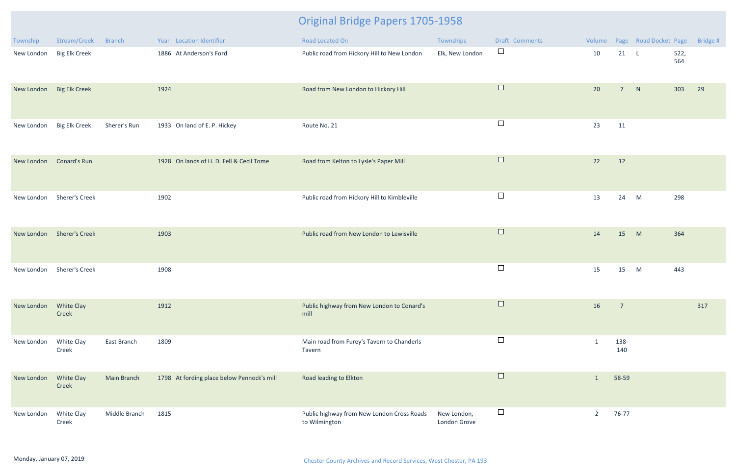# Original Bridge Papers 1705-1958

| Township | Stream/Creek | Branch | Year | Location Identifier | Road Located On | Townships | Draft | Comments | Volume | Page | Road Docket | Page | Bridge # |
|---|---|---|---|---|---|---|---|---|---|---|---|---|---|
| New London | Big Elk Creek | | 1886 | At Anderson's Ford | Public road from Hickory Hill to New London | Elk, New London | ☐ | | 10 | 21 | L | 522, 564 | |
| New London | Big Elk Creek | | 1924 | | Road from New London to Hickory Hill | | ☐ | | 20 | 7 | N | 303 | 29 |
| New London | Big Elk Creek | Sherer's Run | 1933 | On land of E. P. Hickey | Route No. 21 | | ☐ | | 23 | 11 | | | |
| New London | Conard's Run | | 1928 | On lands of H. D. Fell & Cecil Tome | Road from Kelton to Lysle's Paper Mill | | ☐ | | 22 | 12 | | | |
| New London | Sherer's Creek | | 1902 | | Public road from Hickory Hill to Kimbleville | | ☐ | | 13 | 24 | M | 298 | |
| New London | Sherer's Creek | | 1903 | | Public road from New London to Lewisville | | ☐ | | 14 | 15 | M | 364 | |
| New London | Sherer's Creek | | 1908 | | | | ☐ | | 15 | 15 | M | 443 | |
| New London | White Clay Creek | | 1912 | | Public highway from New London to Conard's mill | | ☐ | | 16 | 7 | | | 317 |
| New London | White Clay Creek | East Branch | 1809 | | Main road from Furey's Tavern to Chanderls Tavern | | ☐ | | 1 | 138-140 | | | |
| New London | White Clay Creek | Main Branch | 1798 | At fording place below Pennock's mill | Road leading to Elkton | | ☐ | | 1 | 58-59 | | | |
| New London | White Clay Creek | Middle Branch | 1815 | | Public highway from New London Cross Roads to Wilmington | New London, London Grove | ☐ | | 2 | 76-77 | | | |

Monday, January 07, 2019

Chester County Archives and Record Services, West Chester, PA 193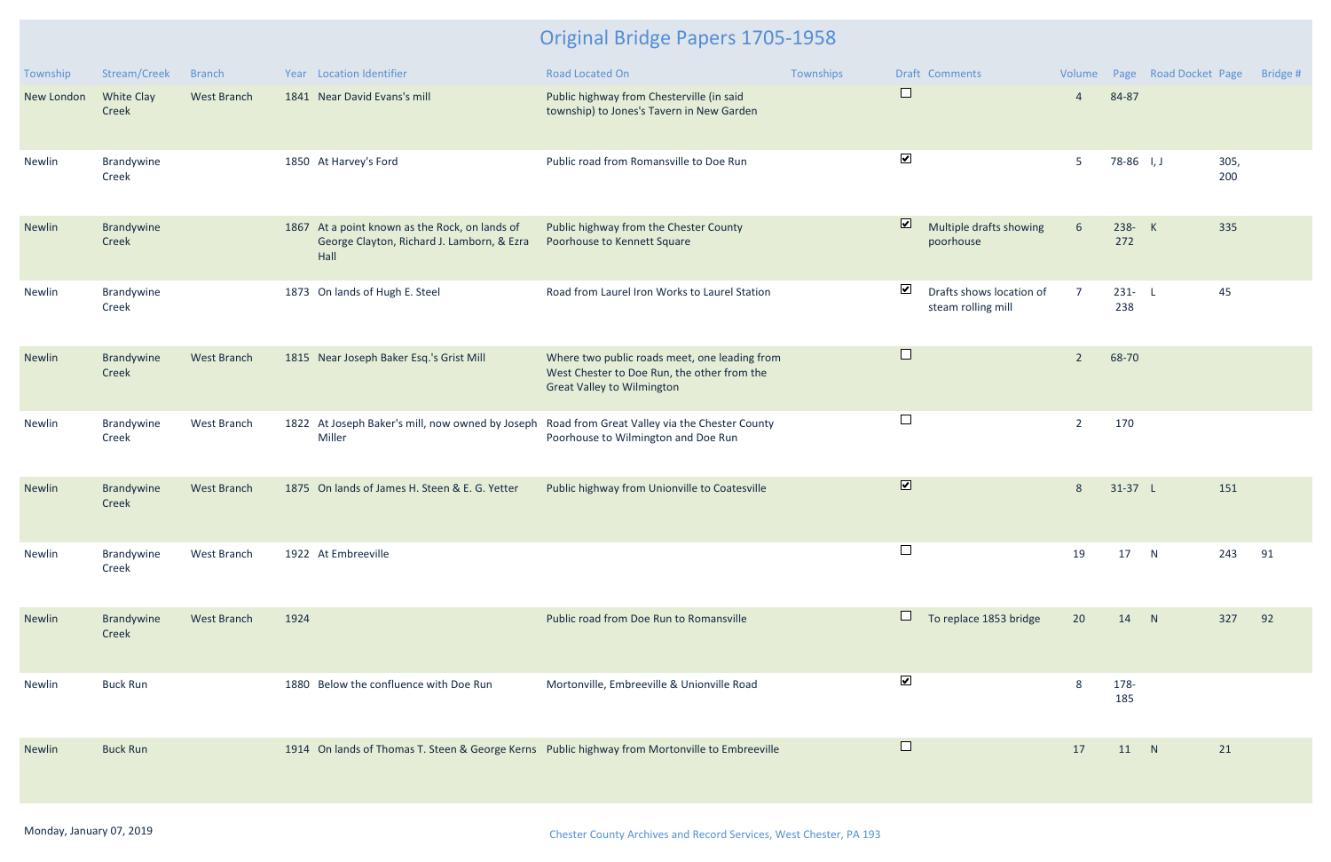# Original Bridge Papers 1705-1958

| Township | Stream/Creek | Branch | Year | Location Identifier | Road Located On | Townships | Draft | Comments | Volume | Page | Road Docket | Page | Bridge # |
|---|---|---|---|---|---|---|---|---|---|---|---|---|---|
| New London | White Clay Creek | West Branch | 1841 | Near David Evans's mill | Public highway from Chesterville (in said township) to Jones's Tavern in New Garden | | ☐ | | 4 | 84-87 | | | |
| Newlin | Brandywine Creek | | 1850 | At Harvey's Ford | Public road from Romansville to Doe Run | | ☑ | | 5 | 78-86 | I, J | 305, 200 | |
| Newlin | Brandywine Creek | | 1867 | At a point known as the Rock, on lands of George Clayton, Richard J. Lamborn, & Ezra Hall | Public highway from the Chester County Poorhouse to Kennett Square | | ☑ | Multiple drafts showing poorhouse | 6 | 238-272 | K | 335 | |
| Newlin | Brandywine Creek | | 1873 | On lands of Hugh E. Steel | Road from Laurel Iron Works to Laurel Station | | ☑ | Drafts shows location of steam rolling mill | 7 | 231-238 | L | 45 | |
| Newlin | Brandywine Creek | West Branch | 1815 | Near Joseph Baker Esq.'s Grist Mill | Where two public roads meet, one leading from West Chester to Doe Run, the other from the Great Valley to Wilmington | | ☐ | | 2 | 68-70 | | | |
| Newlin | Brandywine Creek | West Branch | 1822 | At Joseph Baker's mill, now owned by Joseph Miller | Road from Great Valley via the Chester County Poorhouse to Wilmington and Doe Run | | ☐ | | 2 | 170 | | | |
| Newlin | Brandywine Creek | West Branch | 1875 | On lands of James H. Steen & E. G. Yetter | Public highway from Unionville to Coatesville | | ☑ | | 8 | 31-37 | L | 151 | |
| Newlin | Brandywine Creek | West Branch | 1922 | At Embreeville | | | ☐ | | 19 | 17 | N | 243 | 91 |
| Newlin | Brandywine Creek | West Branch | 1924 | | Public road from Doe Run to Romansville | | ☐ | To replace 1853 bridge | 20 | 14 | N | 327 | 92 |
| Newlin | Buck Run | | 1880 | Below the confluence with Doe Run | Mortonville, Embreeville & Unionville Road | | ☑ | | 8 | 178-185 | | | |
| Newlin | Buck Run | | 1914 | On lands of Thomas T. Steen & George Kerns | Public highway from Mortonville to Embreeville | | ☐ | | 17 | 11 | N | 21 | |

Monday, January 07, 2019

Chester County Archives and Record Services, West Chester, PA 193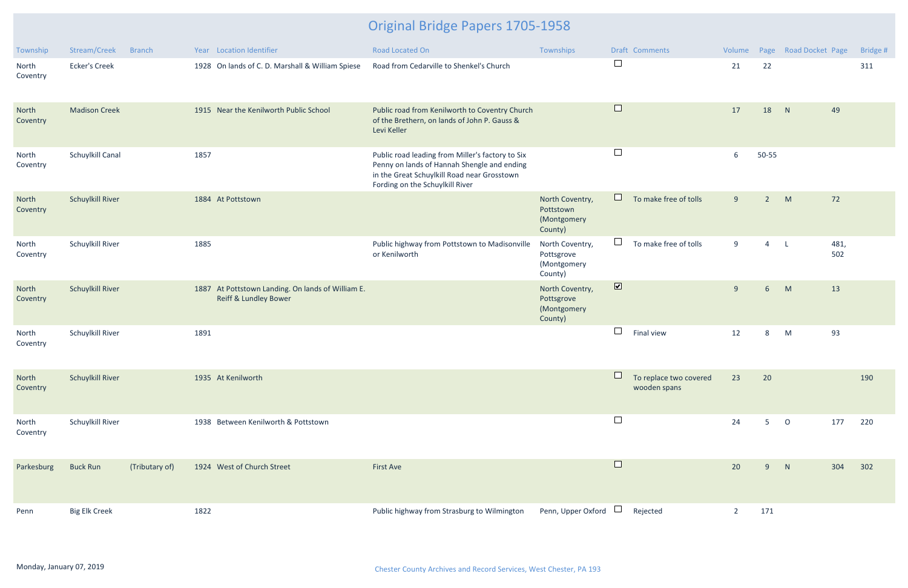# Original Bridge Papers 1705-1958

| Township | Stream/Creek | Branch | Year | Location Identifier | Road Located On | Townships | Draft | Comments | Volume | Page | Road Docket | Page | Bridge # |
|---|---|---|---|---|---|---|---|---|---|---|---|---|---|
| North Coventry | Ecker's Creek | | 1928 | On lands of C. D. Marshall & William Spiese | Road from Cedarville to Shenkel's Church | | ☐ | | 21 | 22 | | | 311 |
| North Coventry | Madison Creek | | 1915 | Near the Kenilworth Public School | Public road from Kenilworth to Coventry Church of the Brethern, on lands of John P. Gauss & Levi Keller | | ☐ | | 17 | 18 | N | 49 | |
| North Coventry | Schuylkill Canal | | 1857 | | Public road leading from Miller's factory to Six Penny on lands of Hannah Shengle and ending in the Great Schuylkill Road near Grosstown Fording on the Schuylkill River | | ☐ | | 6 | 50-55 | | | |
| North Coventry | Schuylkill River | | 1884 | At Pottstown | | North Coventry, Pottstown (Montgomery County) | ☐ | To make free of tolls | 9 | 2 | M | 72 | |
| North Coventry | Schuylkill River | | 1885 | | Public highway from Pottstown to Madisonville or Kenilworth | North Coventry, Pottsgrove (Montgomery County) | ☐ | To make free of tolls | 9 | 4 | L | 481, 502 | |
| North Coventry | Schuylkill River | | 1887 | At Pottstown Landing. On lands of William E. Reiff & Lundley Bower | | North Coventry, Pottsgrove (Montgomery County) | ☑ | | 9 | 6 | M | 13 | |
| North Coventry | Schuylkill River | | 1891 | | | | ☐ | Final view | 12 | 8 | M | 93 | |
| North Coventry | Schuylkill River | | 1935 | At Kenilworth | | | ☐ | To replace two covered wooden spans | 23 | 20 | | | 190 |
| North Coventry | Schuylkill River | | 1938 | Between Kenilworth & Pottstown | | | ☐ | | 24 | 5 | O | 177 | 220 |
| Parkesburg | Buck Run | (Tributary of) | 1924 | West of Church Street | First Ave | | ☐ | | 20 | 9 | N | 304 | 302 |
| Penn | Big Elk Creek | | 1822 | | Public highway from Strasburg to Wilmington | Penn, Upper Oxford | ☐ | Rejected | 2 | 171 | | | |

Monday, January 07, 2019

Chester County Archives and Record Services, West Chester, PA 193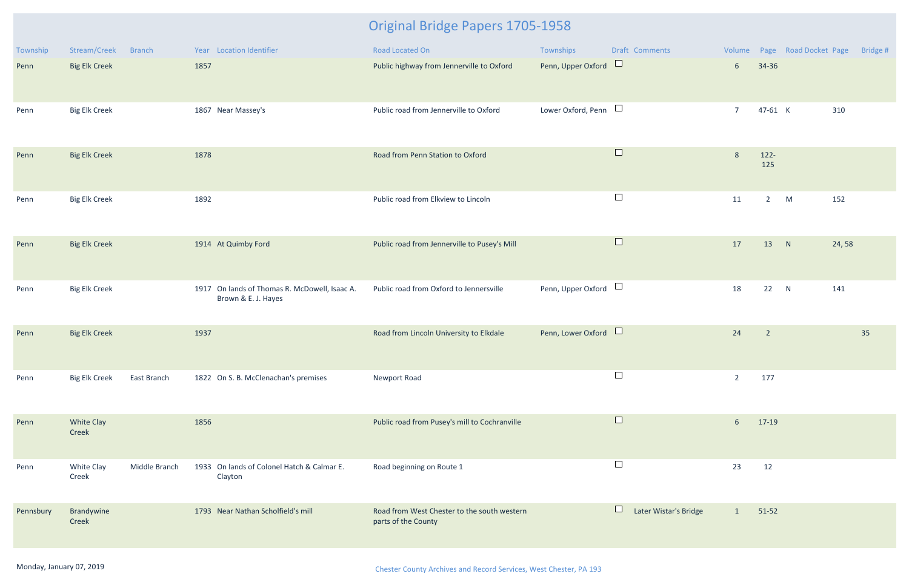# Original Bridge Papers 1705-1958

| Township | Stream/Creek | Branch | Year | Location Identifier | Road Located On | Townships | Draft | Comments | Volume | Page | Road Docket | Page | Bridge # |
|---|---|---|---|---|---|---|---|---|---|---|---|---|---|
| Penn | Big Elk Creek | | 1857 | | Public highway from Jennerville to Oxford | Penn, Upper Oxford | ☐ | | 6 | 34-36 | | | |
| Penn | Big Elk Creek | | 1867 | Near Massey's | Public road from Jennerville to Oxford | Lower Oxford, Penn | ☐ | | 7 | 47-61 | K | 310 | |
| Penn | Big Elk Creek | | 1878 | | Road from Penn Station to Oxford | | ☐ | | 8 | 122-125 | | | |
| Penn | Big Elk Creek | | 1892 | | Public road from Elkview to Lincoln | | ☐ | | 11 | 2 | M | 152 | |
| Penn | Big Elk Creek | | 1914 | At Quimby Ford | Public road from Jennerville to Pusey's Mill | | ☐ | | 17 | 13 | N | 24, 58 | |
| Penn | Big Elk Creek | | 1917 | On lands of Thomas R. McDowell, Isaac A. Brown & E. J. Hayes | Public road from Oxford to Jennersville | Penn, Upper Oxford | ☐ | | 18 | 22 | N | 141 | |
| Penn | Big Elk Creek | | 1937 | | Road from Lincoln University to Elkdale | Penn, Lower Oxford | ☐ | | 24 | 2 | | | 35 |
| Penn | Big Elk Creek | East Branch | 1822 | On S. B. McClenachan's premises | Newport Road | | ☐ | | 2 | 177 | | | |
| Penn | White Clay Creek | | 1856 | | Public road from Pusey's mill to Cochranville | | ☐ | | 6 | 17-19 | | | |
| Penn | White Clay Creek | Middle Branch | 1933 | On lands of Colonel Hatch & Calmar E. Clayton | Road beginning on Route 1 | | ☐ | | 23 | 12 | | | |
| Pennsbury | Brandywine Creek | | 1793 | Near Nathan Scholfield's mill | Road from West Chester to the south western parts of the County | | ☐ | Later Wistar's Bridge | 1 | 51-52 | | | |

Monday, January 07, 2019

Chester County Archives and Record Services, West Chester, PA 193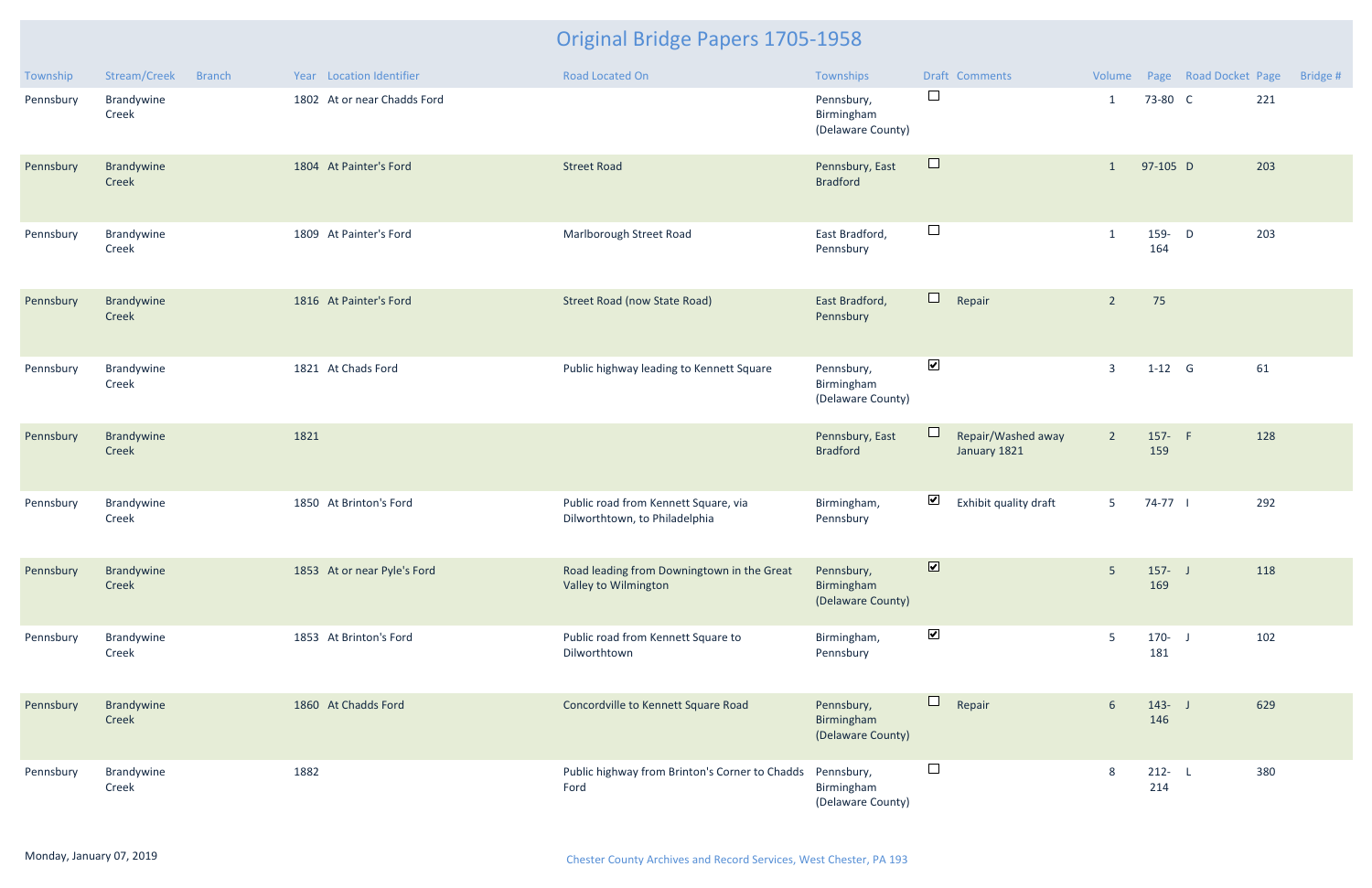# Original Bridge Papers 1705-1958

| Township | Stream/Creek | Branch | Year | Location Identifier | Road Located On | Townships | Draft | Comments | Volume | Page | Road Docket | Page | Bridge # |
|---|---|---|---|---|---|---|---|---|---|---|---|---|---|
| Pennsbury | Brandywine Creek | | 1802 | At or near Chadds Ford | | Pennsbury, Birmingham (Delaware County) | ☐ | | 1 | 73-80 | C | 221 | |
| Pennsbury | Brandywine Creek | | 1804 | At Painter's Ford | Street Road | Pennsbury, East Bradford | ☐ | | 1 | 97-105 | D | 203 | |
| Pennsbury | Brandywine Creek | | 1809 | At Painter's Ford | Marlborough Street Road | East Bradford, Pennsbury | ☐ | | 1 | 159-164 | D | 203 | |
| Pennsbury | Brandywine Creek | | 1816 | At Painter's Ford | Street Road (now State Road) | East Bradford, Pennsbury | ☐ | Repair | 2 | 75 | | | |
| Pennsbury | Brandywine Creek | | 1821 | At Chads Ford | Public highway leading to Kennett Square | Pennsbury, Birmingham (Delaware County) | ☑ | | 3 | 1-12 | G | 61 | |
| Pennsbury | Brandywine Creek | | 1821 | | | Pennsbury, East Bradford | ☐ | Repair/Washed away January 1821 | 2 | 157-159 | F | 128 | |
| Pennsbury | Brandywine Creek | | 1850 | At Brinton's Ford | Public road from Kennett Square, via Dilworthtown, to Philadelphia | Birmingham, Pennsbury | ☑ | Exhibit quality draft | 5 | 74-77 | I | 292 | |
| Pennsbury | Brandywine Creek | | 1853 | At or near Pyle's Ford | Road leading from Downingtown in the Great Valley to Wilmington | Pennsbury, Birmingham (Delaware County) | ☑ | | 5 | 157-169 | J | 118 | |
| Pennsbury | Brandywine Creek | | 1853 | At Brinton's Ford | Public road from Kennett Square to Dilworthtown | Birmingham, Pennsbury | ☑ | | 5 | 170-181 | J | 102 | |
| Pennsbury | Brandywine Creek | | 1860 | At Chadds Ford | Concordville to Kennett Square Road | Pennsbury, Birmingham (Delaware County) | ☐ | Repair | 6 | 143-146 | J | 629 | |
| Pennsbury | Brandywine Creek | | 1882 | | Public highway from Brinton's Corner to Chadds Ford | Pennsbury, Birmingham (Delaware County) | ☐ | | 8 | 212-214 | L | 380 | |

Monday, January 07, 2019

Chester County Archives and Record Services, West Chester, PA 193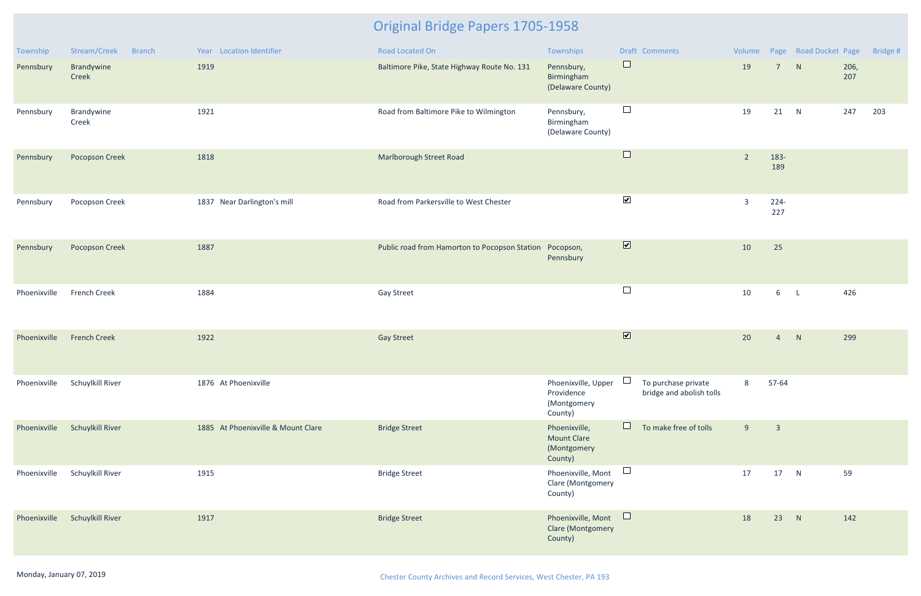# Original Bridge Papers 1705-1958

| Township | Stream/Creek | Branch | Year | Location Identifier | Road Located On | Townships | Draft | Comments | Volume | Page | Road Docket | Page | Bridge # |
|---|---|---|---|---|---|---|---|---|---|---|---|---|---|
| Pennsbury | Brandywine Creek | | 1919 | | Baltimore Pike, State Highway Route No. 131 | Pennsbury, Birmingham (Delaware County) | ☐ | | 19 | 7 | N | 206, 207 | |
| Pennsbury | Brandywine Creek | | 1921 | | Road from Baltimore Pike to Wilmington | Pennsbury, Birmingham (Delaware County) | ☐ | | 19 | 21 | N | 247 | 203 |
| Pennsbury | Pocopson Creek | | 1818 | | Marlborough Street Road | | ☐ | | 2 | 183-189 | | | |
| Pennsbury | Pocopson Creek | | 1837 | Near Darlington's mill | Road from Parkersville to West Chester | | ☑ | | 3 | 224-227 | | | |
| Pennsbury | Pocopson Creek | | 1887 | | Public road from Hamorton to Pocopson Station | Pocopson, Pennsbury | ☑ | | 10 | 25 | | | |
| Phoenixville | French Creek | | 1884 | | Gay Street | | ☐ | | 10 | 6 | L | 426 | |
| Phoenixville | French Creek | | 1922 | | Gay Street | | ☑ | | 20 | 4 | N | 299 | |
| Phoenixville | Schuylkill River | | 1876 | At Phoenixville | | Phoenixville, Upper Providence (Montgomery County) | ☐ | To purchase private bridge and abolish tolls | 8 | 57-64 | | | |
| Phoenixville | Schuylkill River | | 1885 | At Phoenixville & Mount Clare | Bridge Street | Phoenixville, Mount Clare (Montgomery County) | ☐ | To make free of tolls | 9 | 3 | | | |
| Phoenixville | Schuylkill River | | 1915 | | Bridge Street | Phoenixville, Mont Clare (Montgomery County) | ☐ | | 17 | 17 | N | 59 | |
| Phoenixville | Schuylkill River | | 1917 | | Bridge Street | Phoenixville, Mont Clare (Montgomery County) | ☐ | | 18 | 23 | N | 142 | |

Monday, January 07, 2019

Chester County Archives and Record Services, West Chester, PA 193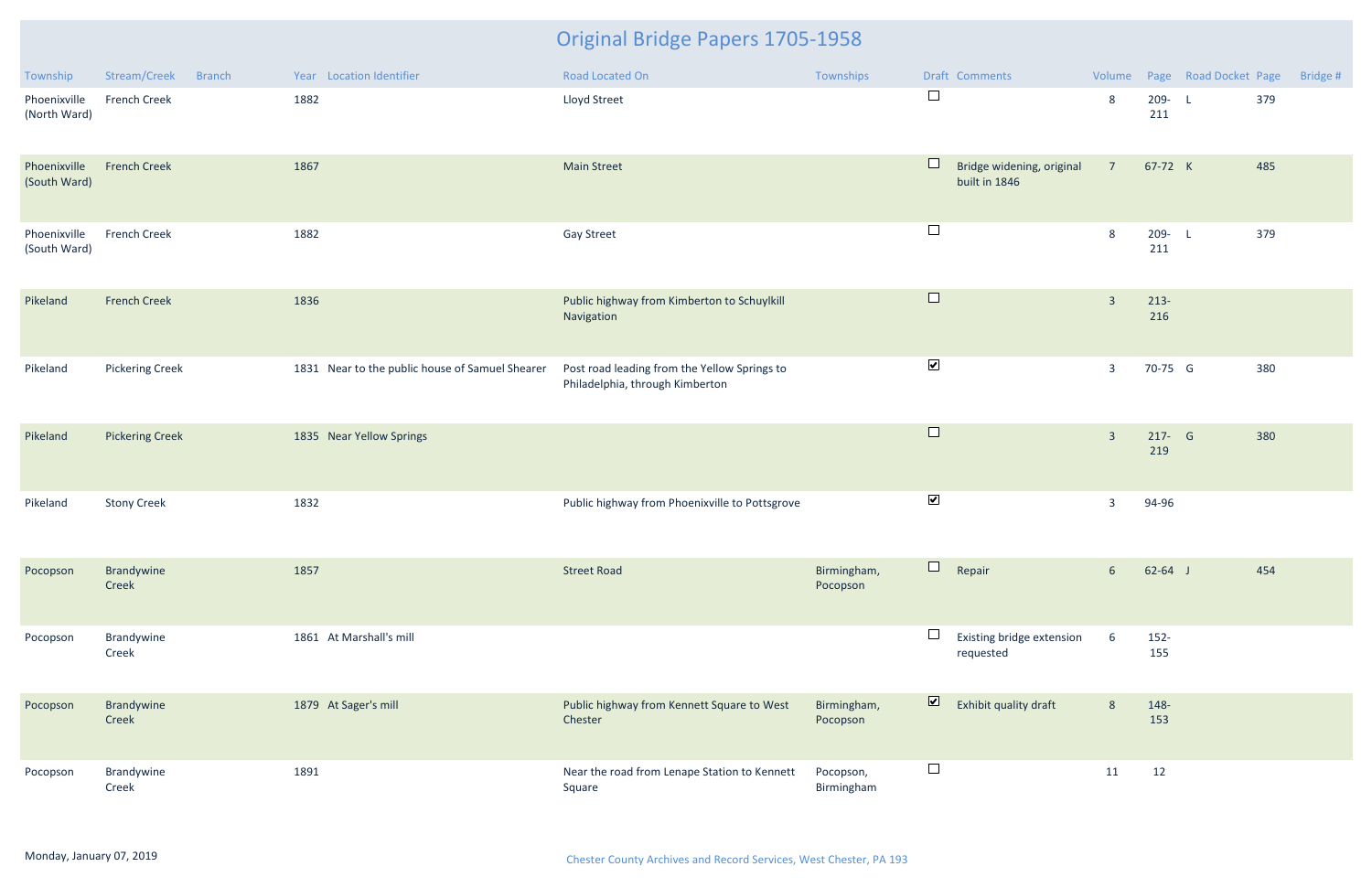# Original Bridge Papers 1705-1958

| Township | Stream/Creek | Branch | Year | Location Identifier | Road Located On | Townships | Draft | Comments | Volume | Page | Road Docket | Page | Bridge # |
|---|---|---|---|---|---|---|---|---|---|---|---|---|---|
| Phoenixville (North Ward) | French Creek | | 1882 | | Lloyd Street | | ☐ | | 8 | 209-211 | L | 379 | |
| Phoenixville (South Ward) | French Creek | | 1867 | | Main Street | | ☐ | Bridge widening, original built in 1846 | 7 | 67-72 | K | 485 | |
| Phoenixville (South Ward) | French Creek | | 1882 | | Gay Street | | ☐ | | 8 | 209-211 | L | 379 | |
| Pikeland | French Creek | | 1836 | | Public highway from Kimberton to Schuylkill Navigation | | ☐ | | 3 | 213-216 | | | |
| Pikeland | Pickering Creek | | 1831 | Near to the public house of Samuel Shearer | Post road leading from the Yellow Springs to Philadelphia, through Kimberton | | ☑ | | 3 | 70-75 | G | 380 | |
| Pikeland | Pickering Creek | | 1835 | Near Yellow Springs | | | ☐ | | 3 | 217-219 | G | 380 | |
| Pikeland | Stony Creek | | 1832 | | Public highway from Phoenixville to Pottsgrove | | ☑ | | 3 | 94-96 | | | |
| Pocopson | Brandywine Creek | | 1857 | | Street Road | Birmingham, Pocopson | ☐ | Repair | 6 | 62-64 | J | 454 | |
| Pocopson | Brandywine Creek | | 1861 | At Marshall's mill | | | ☐ | Existing bridge extension requested | 6 | 152-155 | | | |
| Pocopson | Brandywine Creek | | 1879 | At Sager's mill | Public highway from Kennett Square to West Chester | Birmingham, Pocopson | ☑ | Exhibit quality draft | 8 | 148-153 | | | |
| Pocopson | Brandywine Creek | | 1891 | | Near the road from Lenape Station to Kennett Square | Pocopson, Birmingham | ☐ | | 11 | 12 | | | |

Monday, January 07, 2019

Chester County Archives and Record Services, West Chester, PA 193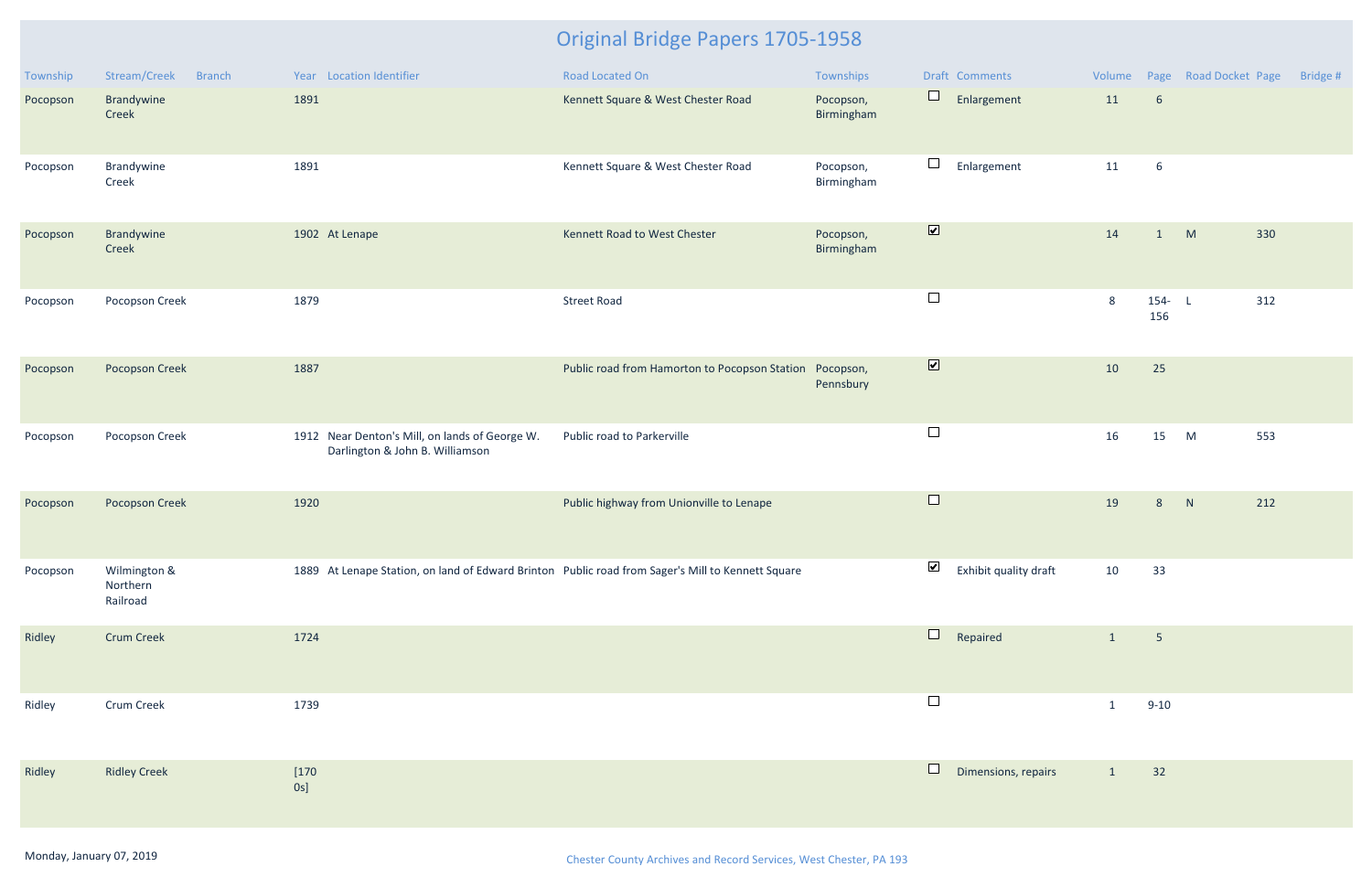# Original Bridge Papers 1705-1958

| Township | Stream/Creek | Branch | Year | Location Identifier | Road Located On | Townships | Draft | Comments | Volume | Page | Road Docket | Page | Bridge # |
|---|---|---|---|---|---|---|---|---|---|---|---|---|---|
| Pocopson | Brandywine Creek | | 1891 | | Kennett Square & West Chester Road | Pocopson, Birmingham | ☐ | Enlargement | 11 | 6 | | | |
| Pocopson | Brandywine Creek | | 1891 | | Kennett Square & West Chester Road | Pocopson, Birmingham | ☐ | Enlargement | 11 | 6 | | | |
| Pocopson | Brandywine Creek | | 1902 | At Lenape | Kennett Road to West Chester | Pocopson, Birmingham | ☑ | | 14 | 1 | M | 330 | |
| Pocopson | Pocopson Creek | | 1879 | | Street Road | | ☐ | | 8 | 154-156 | L | 312 | |
| Pocopson | Pocopson Creek | | 1887 | | Public road from Hamorton to Pocopson Station | Pocopson, Pennsbury | ☑ | | 10 | 25 | | | |
| Pocopson | Pocopson Creek | | 1912 | Near Denton's Mill, on lands of George W. Darlington & John B. Williamson | Public road to Parkerville | | ☐ | | 16 | 15 | M | 553 | |
| Pocopson | Pocopson Creek | | 1920 | | Public highway from Unionville to Lenape | | ☐ | | 19 | 8 | N | 212 | |
| Pocopson | Wilmington & Northern Railroad | | 1889 | At Lenape Station, on land of Edward Brinton | Public road from Sager's Mill to Kennett Square | | ☑ | Exhibit quality draft | 10 | 33 | | | |
| Ridley | Crum Creek | | 1724 | | | | ☐ | Repaired | 1 | 5 | | | |
| Ridley | Crum Creek | | 1739 | | | | ☐ | | 1 | 9-10 | | | |
| Ridley | Ridley Creek | | [1700s] | | | | ☐ | Dimensions, repairs | 1 | 32 | | | |

Monday, January 07, 2019

Chester County Archives and Record Services, West Chester, PA 193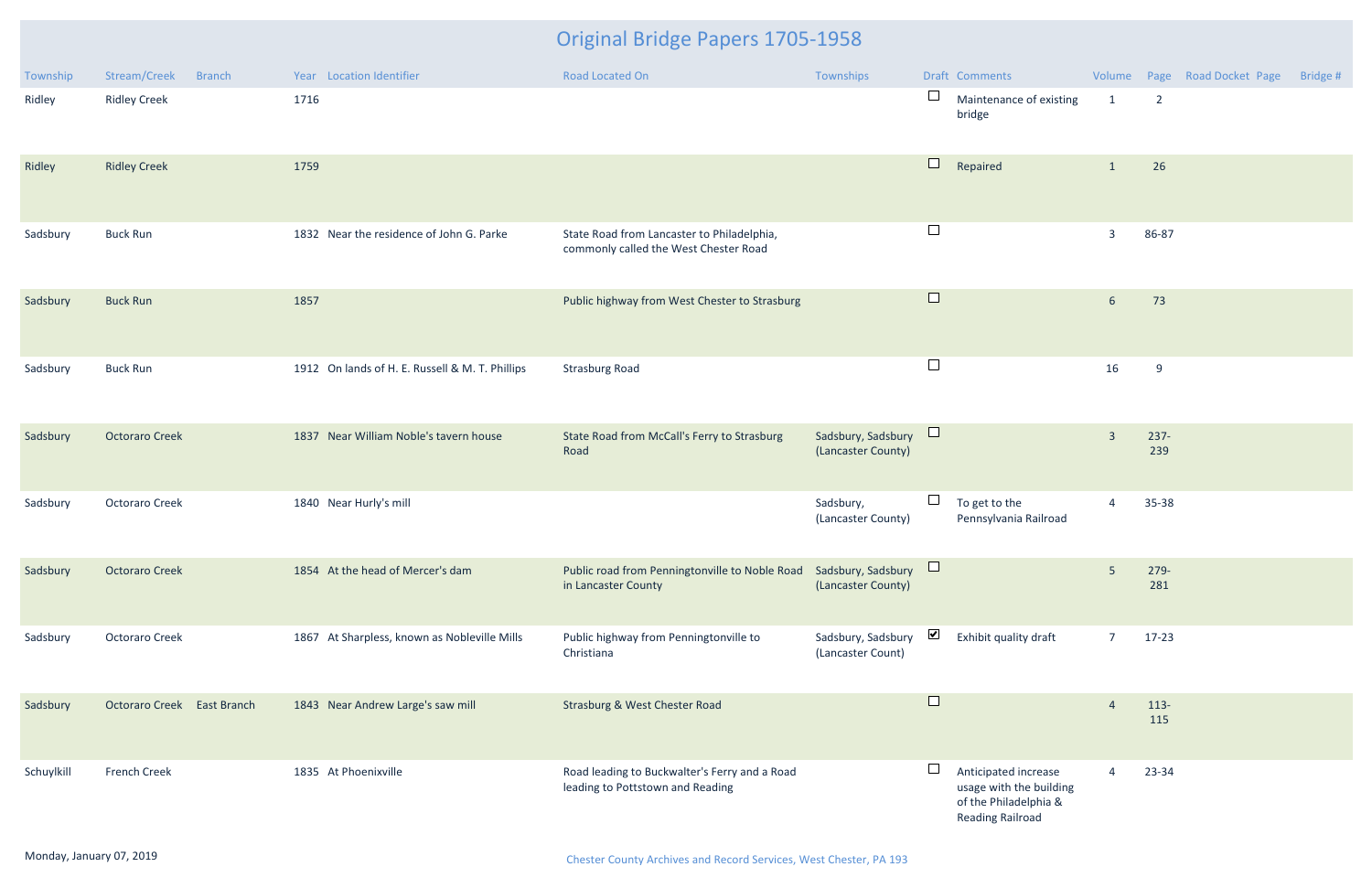# Original Bridge Papers 1705-1958

| Township | Stream/Creek | Branch | Year | Location Identifier | Road Located On | Townships | Draft | Comments | Volume | Page | Road Docket | Page | Bridge # |
|---|---|---|---|---|---|---|---|---|---|---|---|---|---|
| Ridley | Ridley Creek | | 1716 | | | | ☐ | Maintenance of existing bridge | 1 | 2 | | | |
| Ridley | Ridley Creek | | 1759 | | | | ☐ | Repaired | 1 | 26 | | | |
| Sadsbury | Buck Run | | 1832 | Near the residence of John G. Parke | State Road from Lancaster to Philadelphia, commonly called the West Chester Road | | ☐ | | 3 | 86-87 | | | |
| Sadsbury | Buck Run | | 1857 | | Public highway from West Chester to Strasburg | | ☐ | | 6 | 73 | | | |
| Sadsbury | Buck Run | | 1912 | On lands of H. E. Russell & M. T. Phillips | Strasburg Road | | ☐ | | 16 | 9 | | | |
| Sadsbury | Octoraro Creek | | 1837 | Near William Noble's tavern house | State Road from McCall's Ferry to Strasburg Road | Sadsbury, Sadsbury (Lancaster County) | ☐ | | 3 | 237-239 | | | |
| Sadsbury | Octoraro Creek | | 1840 | Near Hurly's mill | | Sadsbury, (Lancaster County) | ☐ | To get to the Pennsylvania Railroad | 4 | 35-38 | | | |
| Sadsbury | Octoraro Creek | | 1854 | At the head of Mercer's dam | Public road from Penningtonville to Noble Road in Lancaster County | Sadsbury, Sadsbury (Lancaster County) | ☐ | | 5 | 279-281 | | | |
| Sadsbury | Octoraro Creek | | 1867 | At Sharpless, known as Nobleville Mills | Public highway from Penningtonville to Christiana | Sadsbury, Sadsbury (Lancaster Count) | ☑ | Exhibit quality draft | 7 | 17-23 | | | |
| Sadsbury | Octoraro Creek | East Branch | 1843 | Near Andrew Large's saw mill | Strasburg & West Chester Road | | ☐ | | 4 | 113-115 | | | |
| Schuylkill | French Creek | | 1835 | At Phoenixville | Road leading to Buckwalter's Ferry and a Road leading to Pottstown and Reading | | ☐ | Anticipated increase usage with the building of the Philadelphia & Reading Railroad | 4 | 23-34 | | | |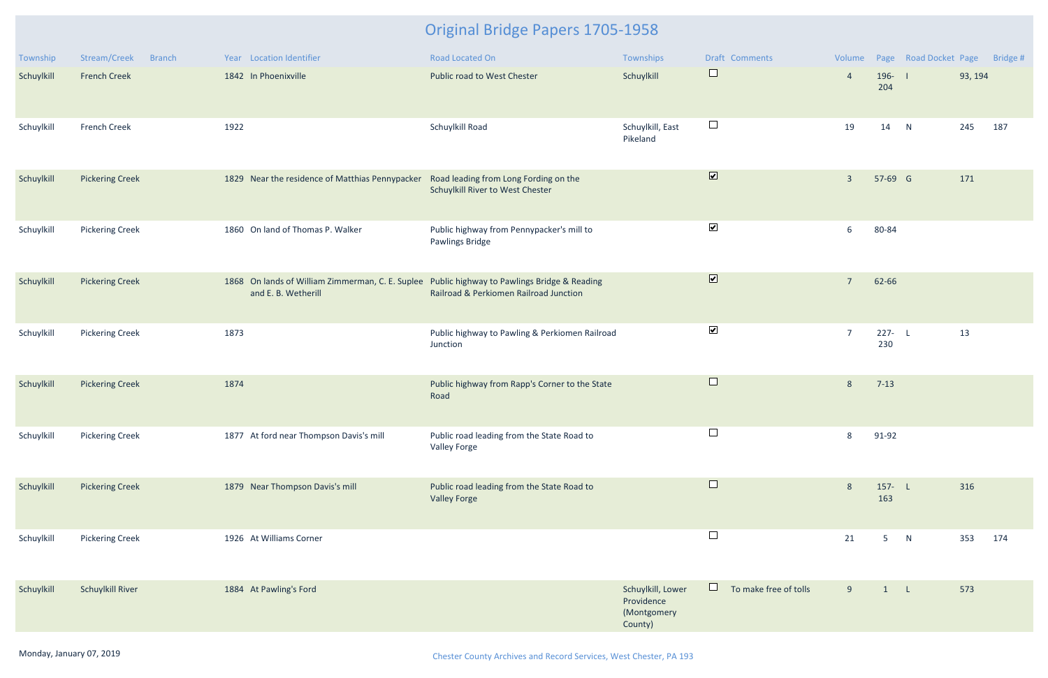# Original Bridge Papers 1705-1958

| Township | Stream/Creek | Branch | Year | Location Identifier | Road Located On | Townships | Draft | Comments | Volume | Page | Road Docket | Page | Bridge # |
|---|---|---|---|---|---|---|---|---|---|---|---|---|---|
| Schuylkill | French Creek | | 1842 | In Phoenixville | Public road to West Chester | Schuylkill | ☐ | | 4 | 196-204 | I | 93, 194 | |
| Schuylkill | French Creek | | 1922 | | Schuylkill Road | Schuylkill, East Pikeland | ☐ | | 19 | 14 | N | 245 | 187 |
| Schuylkill | Pickering Creek | | 1829 | Near the residence of Matthias Pennypacker | Road leading from Long Fording on the Schuylkill River to West Chester | | ☑ | | 3 | 57-69 | G | 171 | |
| Schuylkill | Pickering Creek | | 1860 | On land of Thomas P. Walker | Public highway from Pennypacker's mill to Pawlings Bridge | | ☑ | | 6 | 80-84 | | | |
| Schuylkill | Pickering Creek | | 1868 | On lands of William Zimmerman, C. E. Suplee and E. B. Wetherill | Public highway to Pawlings Bridge & Reading Railroad & Perkiomen Railroad Junction | | ☑ | | 7 | 62-66 | | | |
| Schuylkill | Pickering Creek | | 1873 | | Public highway to Pawling & Perkiomen Railroad Junction | | ☑ | | 7 | 227-230 | L | 13 | |
| Schuylkill | Pickering Creek | | 1874 | | Public highway from Rapp's Corner to the State Road | | ☐ | | 8 | 7-13 | | | |
| Schuylkill | Pickering Creek | | 1877 | At ford near Thompson Davis's mill | Public road leading from the State Road to Valley Forge | | ☐ | | 8 | 91-92 | | | |
| Schuylkill | Pickering Creek | | 1879 | Near Thompson Davis's mill | Public road leading from the State Road to Valley Forge | | ☐ | | 8 | 157-163 | L | 316 | |
| Schuylkill | Pickering Creek | | 1926 | At Williams Corner | | | ☐ | | 21 | 5 | N | 353 | 174 |
| Schuylkill | Schuylkill River | | 1884 | At Pawling's Ford | | Schuylkill, Lower Providence (Montgomery County) | ☐ | To make free of tolls | 9 | 1 | L | 573 | |

Monday, January 07, 2019

Chester County Archives and Record Services, West Chester, PA 193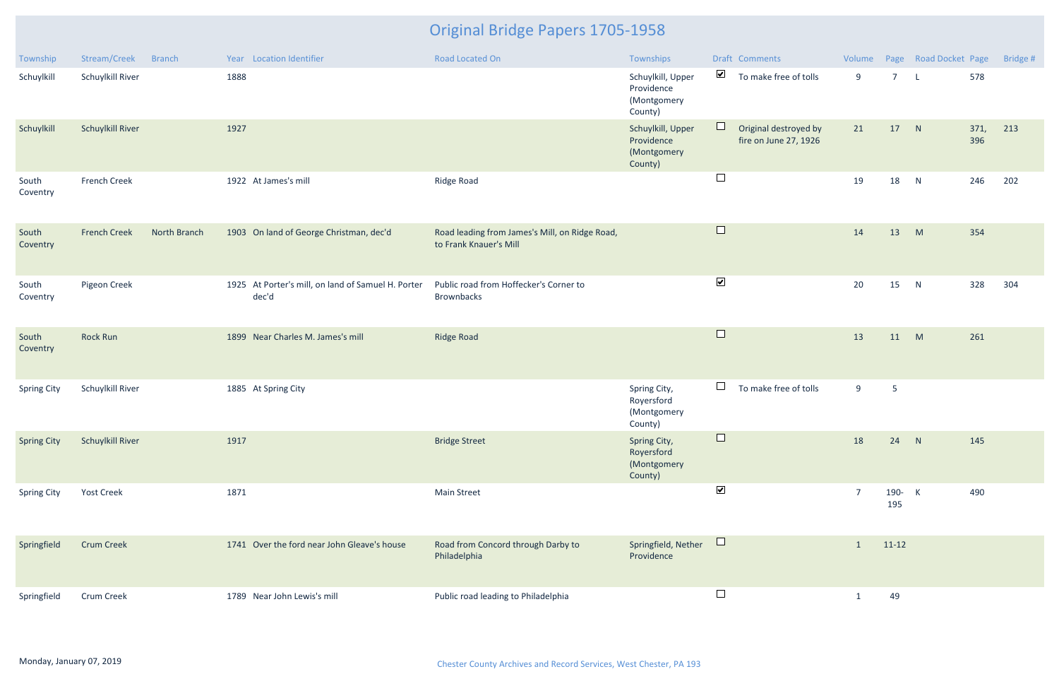# Original Bridge Papers 1705-1958

| Township | Stream/Creek | Branch | Year | Location Identifier | Road Located On | Townships | Draft | Comments | Volume | Page | Road Docket | Page | Bridge # |
|---|---|---|---|---|---|---|---|---|---|---|---|---|---|
| Schuylkill | Schuylkill River | | 1888 | | | Schuylkill, Upper Providence (Montgomery County) | ☑ | To make free of tolls | 9 | 7 | L | 578 | |
| Schuylkill | Schuylkill River | | 1927 | | | Schuylkill, Upper Providence (Montgomery County) | ☐ | Original destroyed by fire on June 27, 1926 | 21 | 17 | N | 371, 396 | 213 |
| South Coventry | French Creek | | 1922 | At James's mill | Ridge Road | | ☐ | | 19 | 18 | N | 246 | 202 |
| South Coventry | French Creek | North Branch | 1903 | On land of George Christman, dec'd | Road leading from James's Mill, on Ridge Road, to Frank Knauer's Mill | | ☐ | | 14 | 13 | M | 354 | |
| South Coventry | Pigeon Creek | | 1925 | At Porter's mill, on land of Samuel H. Porter dec'd | Public road from Hoffecker's Corner to Brownbacks | | ☑ | | 20 | 15 | N | 328 | 304 |
| South Coventry | Rock Run | | 1899 | Near Charles M. James's mill | Ridge Road | | ☐ | | 13 | 11 | M | 261 | |
| Spring City | Schuylkill River | | 1885 | At Spring City | | Spring City, Royersford (Montgomery County) | ☐ | To make free of tolls | 9 | 5 | | | |
| Spring City | Schuylkill River | | 1917 | | Bridge Street | Spring City, Royersford (Montgomery County) | ☐ | | 18 | 24 | N | 145 | |
| Spring City | Yost Creek | | 1871 | | Main Street | | ☑ | | 7 | 190-195 | K | 490 | |
| Springfield | Crum Creek | | 1741 | Over the ford near John Gleave's house | Road from Concord through Darby to Philadelphia | Springfield, Nether Providence | ☐ | | 1 | 11-12 | | | |
| Springfield | Crum Creek | | 1789 | Near John Lewis's mill | Public road leading to Philadelphia | | ☐ | | 1 | 49 | | | |

Monday, January 07, 2019

Chester County Archives and Record Services, West Chester, PA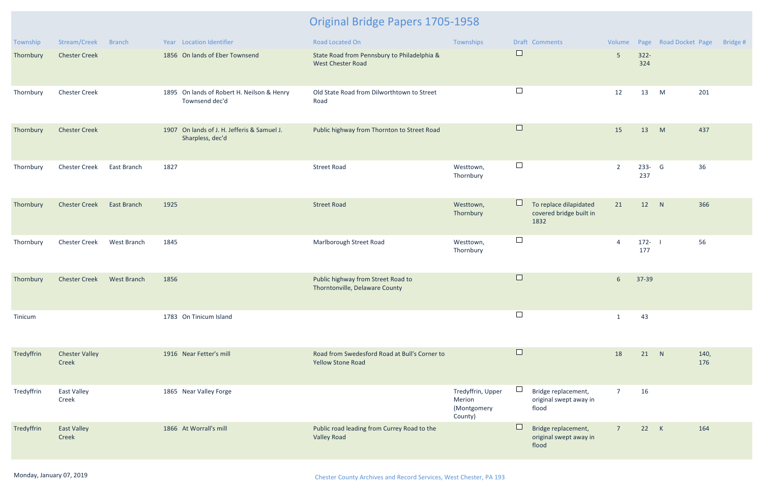# Original Bridge Papers 1705-1958

| Township | Stream/Creek | Branch | Year | Location Identifier | Road Located On | Townships | Draft | Comments | Volume | Page | Road Docket | Page | Bridge # |
|---|---|---|---|---|---|---|---|---|---|---|---|---|---|
| Thornbury | Chester Creek | | 1856 | On lands of Eber Townsend | State Road from Pennsbury to Philadelphia & West Chester Road | | ☐ | | 5 | 322-324 | | | |
| Thornbury | Chester Creek | | 1895 | On lands of Robert H. Neilson & Henry Townsend dec'd | Old State Road from Dilworthtown to Street Road | | ☐ | | 12 | 13 | M | 201 | |
| Thornbury | Chester Creek | | 1907 | On lands of J. H. Jefferis & Samuel J. Sharpless, dec'd | Public highway from Thornton to Street Road | | ☐ | | 15 | 13 | M | 437 | |
| Thornbury | Chester Creek | East Branch | 1827 | | Street Road | Westtown, Thornbury | ☐ | | 2 | 233-237 | G | 36 | |
| Thornbury | Chester Creek | East Branch | 1925 | | Street Road | Westtown, Thornbury | ☐ | To replace dilapidated covered bridge built in 1832 | 21 | 12 | N | 366 | |
| Thornbury | Chester Creek | West Branch | 1845 | | Marlborough Street Road | Westtown, Thornbury | ☐ | | 4 | 172-177 | I | 56 | |
| Thornbury | Chester Creek | West Branch | 1856 | | Public highway from Street Road to Thorntonville, Delaware County | | ☐ | | 6 | 37-39 | | | |
| Tinicum | | | 1783 | On Tinicum Island | | | ☐ | | 1 | 43 | | | |
| Tredyffrin | Chester Valley Creek | | 1916 | Near Fetter's mill | Road from Swedesford Road at Bull's Corner to Yellow Stone Road | | ☐ | | 18 | 21 | N | 140, 176 | |
| Tredyffrin | East Valley Creek | | 1865 | Near Valley Forge | | Tredyffrin, Upper Merion (Montgomery County) | ☐ | Bridge replacement, original swept away in flood | 7 | 16 | | | |
| Tredyffrin | East Valley Creek | | 1866 | At Worrall's mill | Public road leading from Currey Road to the Valley Road | | ☐ | Bridge replacement, original swept away in flood | 7 | 22 | K | 164 | |

Monday, January 07, 2019

Chester County Archives and Record Services, West Chester, PA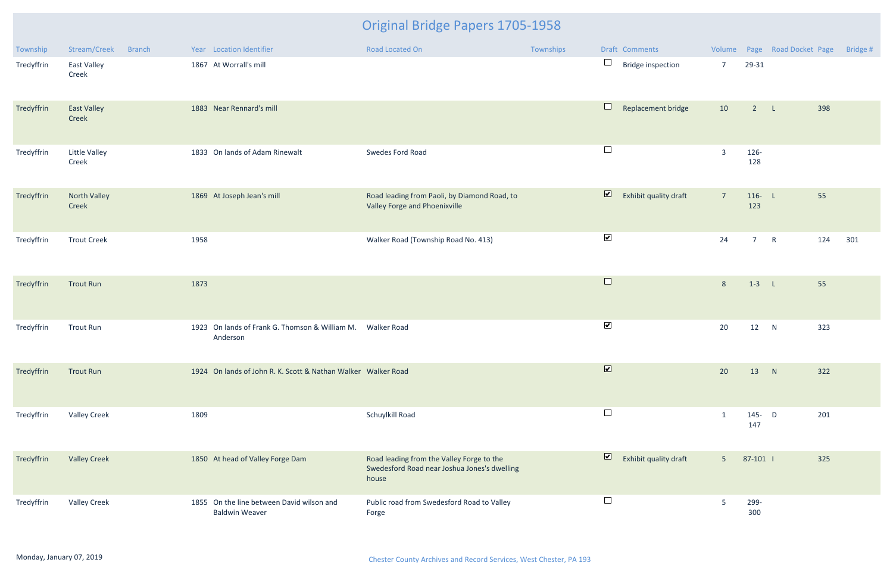# Original Bridge Papers 1705-1958

| Township | Stream/Creek | Branch | Year | Location Identifier | Road Located On | Townships | Draft | Comments | Volume | Page | Road Docket | Page | Bridge # |
|---|---|---|---|---|---|---|---|---|---|---|---|---|---|
| Tredyffrin | East Valley Creek | | 1867 | At Worrall's mill | | | ☐ | Bridge inspection | 7 | 29-31 | | | |
| Tredyffrin | East Valley Creek | | 1883 | Near Rennard's mill | | | ☐ | Replacement bridge | 10 | 2 | L | 398 | |
| Tredyffrin | Little Valley Creek | | 1833 | On lands of Adam Rinewalt | Swedes Ford Road | | ☐ | | 3 | 126-128 | | | |
| Tredyffrin | North Valley Creek | | 1869 | At Joseph Jean's mill | Road leading from Paoli, by Diamond Road, to Valley Forge and Phoenixville | | ☑ | Exhibit quality draft | 7 | 116-123 | L | 55 | |
| Tredyffrin | Trout Creek | | 1958 | | Walker Road (Township Road No. 413) | | ☑ | | 24 | 7 | R | 124 | 301 |
| Tredyffrin | Trout Run | | 1873 | | | | ☐ | | 8 | 1-3 | L | 55 | |
| Tredyffrin | Trout Run | | 1923 | On lands of Frank G. Thomson & William M. Anderson | Walker Road | | ☑ | | 20 | 12 | N | 323 | |
| Tredyffrin | Trout Run | | 1924 | On lands of John R. K. Scott & Nathan Walker | Walker Road | | ☑ | | 20 | 13 | N | 322 | |
| Tredyffrin | Valley Creek | | 1809 | | Schuylkill Road | | ☐ | | 1 | 145-147 | D | 201 | |
| Tredyffrin | Valley Creek | | 1850 | At head of Valley Forge Dam | Road leading from the Valley Forge to the Swedesford Road near Joshua Jones's dwelling house | | ☑ | Exhibit quality draft | 5 | 87-101 | I | 325 | |
| Tredyffrin | Valley Creek | | 1855 | On the line between David wilson and Baldwin Weaver | Public road from Swedesford Road to Valley Forge | | ☐ | | 5 | 299-300 | | | |

Monday, January 07, 2019

Chester County Archives and Record Services, West Chester, PA 193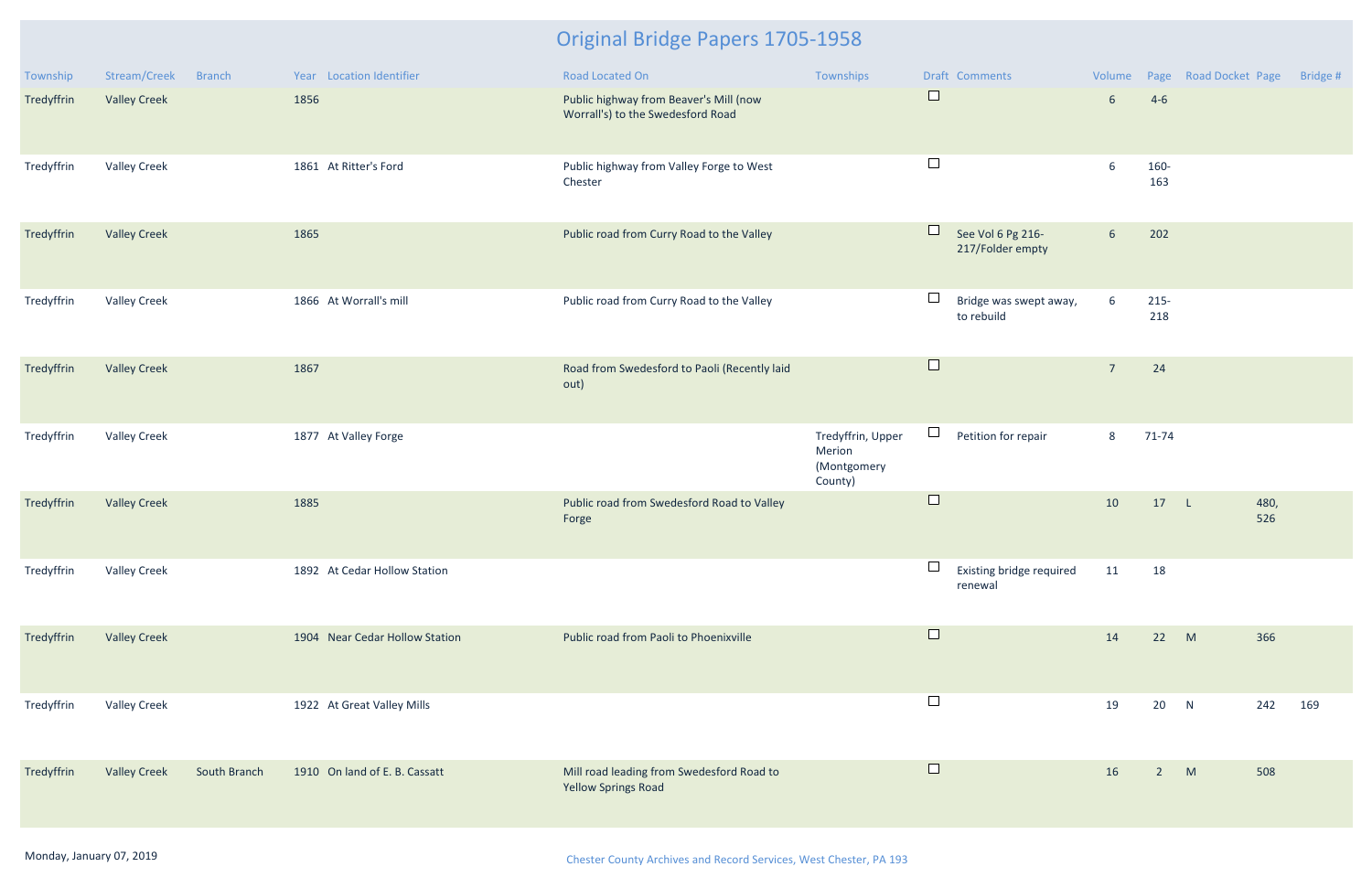# Original Bridge Papers 1705-1958

| Township | Stream/Creek | Branch | Year | Location Identifier | Road Located On | Townships | Draft | Comments | Volume | Page | Road Docket | Page | Bridge # |
|---|---|---|---|---|---|---|---|---|---|---|---|---|---|
| Tredyffrin | Valley Creek | | 1856 | | Public highway from Beaver's Mill (now Worrall's) to the Swedesford Road | | ☐ | | 6 | 4-6 | | | |
| Tredyffrin | Valley Creek | | 1861 | At Ritter's Ford | Public highway from Valley Forge to West Chester | | ☐ | | 6 | 160-163 | | | |
| Tredyffrin | Valley Creek | | 1865 | | Public road from Curry Road to the Valley | | ☐ | See Vol 6 Pg 216-217/Folder empty | 6 | 202 | | | |
| Tredyffrin | Valley Creek | | 1866 | At Worrall's mill | Public road from Curry Road to the Valley | | ☐ | Bridge was swept away, to rebuild | 6 | 215-218 | | | |
| Tredyffrin | Valley Creek | | 1867 | | Road from Swedesford to Paoli (Recently laid out) | | ☐ | | 7 | 24 | | | |
| Tredyffrin | Valley Creek | | 1877 | At Valley Forge | | Tredyffrin, Upper Merion (Montgomery County) | ☐ | Petition for repair | 8 | 71-74 | | | |
| Tredyffrin | Valley Creek | | 1885 | | Public road from Swedesford Road to Valley Forge | | ☐ | | 10 | 17 | L | 480, 526 | |
| Tredyffrin | Valley Creek | | 1892 | At Cedar Hollow Station | | | ☐ | Existing bridge required renewal | 11 | 18 | | | |
| Tredyffrin | Valley Creek | | 1904 | Near Cedar Hollow Station | Public road from Paoli to Phoenixville | | ☐ | | 14 | 22 | M | 366 | |
| Tredyffrin | Valley Creek | | 1922 | At Great Valley Mills | | | ☐ | | 19 | 20 | N | 242 | 169 |
| Tredyffrin | Valley Creek | South Branch | 1910 | On land of E. B. Cassatt | Mill road leading from Swedesford Road to Yellow Springs Road | | ☐ | | 16 | 2 | M | 508 | |

Monday, January 07, 2019

Chester County Archives and Record Services, West Chester, PA 193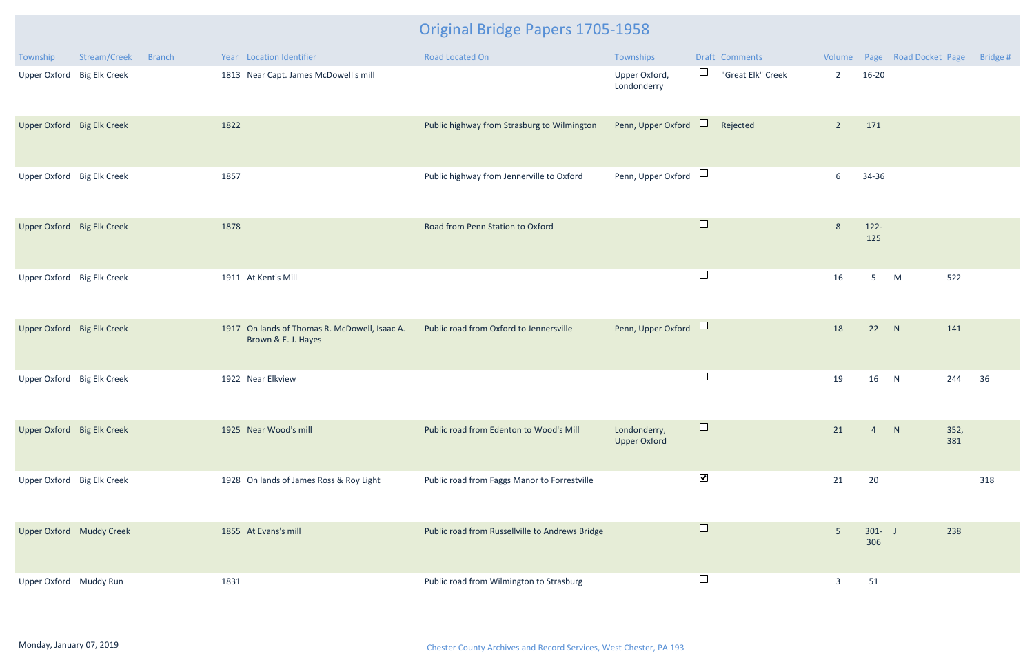# Original Bridge Papers 1705-1958

| Township | Stream/Creek | Branch | Year | Location Identifier | Road Located On | Townships | Draft | Comments | Volume | Page | Road Docket | Page | Bridge # |
|---|---|---|---|---|---|---|---|---|---|---|---|---|---|
| Upper Oxford | Big Elk Creek | | 1813 | Near Capt. James McDowell's mill | | Upper Oxford, Londonderry | ☐ | "Great Elk" Creek | 2 | 16-20 | | | |
| Upper Oxford | Big Elk Creek | | 1822 | | Public highway from Strasburg to Wilmington | Penn, Upper Oxford | ☐ | Rejected | 2 | 171 | | | |
| Upper Oxford | Big Elk Creek | | 1857 | | Public highway from Jennerville to Oxford | Penn, Upper Oxford | ☐ | | 6 | 34-36 | | | |
| Upper Oxford | Big Elk Creek | | 1878 | | Road from Penn Station to Oxford | | ☐ | | 8 | 122-125 | | | |
| Upper Oxford | Big Elk Creek | | 1911 | At Kent's Mill | | | ☐ | | 16 | 5 | M | 522 | |
| Upper Oxford | Big Elk Creek | | 1917 | On lands of Thomas R. McDowell, Isaac A. Brown & E. J. Hayes | Public road from Oxford to Jennersville | Penn, Upper Oxford | ☐ | | 18 | 22 | N | 141 | |
| Upper Oxford | Big Elk Creek | | 1922 | Near Elkview | | | ☐ | | 19 | 16 | N | 244 | 36 |
| Upper Oxford | Big Elk Creek | | 1925 | Near Wood's mill | Public road from Edenton to Wood's Mill | Londonderry, Upper Oxford | ☐ | | 21 | 4 | N | 352, 381 | |
| Upper Oxford | Big Elk Creek | | 1928 | On lands of James Ross & Roy Light | Public road from Faggs Manor to Forrestville | | ☑ | | 21 | 20 | | | 318 |
| Upper Oxford | Muddy Creek | | 1855 | At Evans's mill | Public road from Russellville to Andrews Bridge | | ☐ | | 5 | 301-306 | J | 238 | |
| Upper Oxford | Muddy Run | | 1831 | | Public road from Wilmington to Strasburg | | ☐ | | 3 | 51 | | | |

Monday, January 07, 2019

Chester County Archives and Record Services, West Chester, PA 193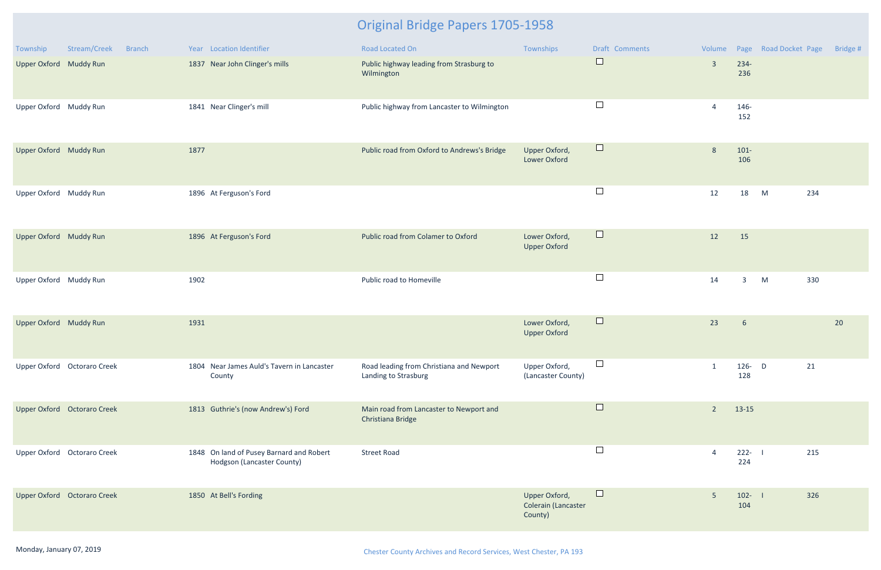# Original Bridge Papers 1705-1958

| Township | Stream/Creek | Branch | Year | Location Identifier | Road Located On | Townships | Draft | Comments | Volume | Page | Road Docket | Page | Bridge # |
|---|---|---|---|---|---|---|---|---|---|---|---|---|---|
| Upper Oxford | Muddy Run | | 1837 | Near John Clinger's mills | Public highway leading from Strasburg to Wilmington | | ☐ | | 3 | 234-236 | | | |
| Upper Oxford | Muddy Run | | 1841 | Near Clinger's mill | Public highway from Lancaster to Wilmington | | ☐ | | 4 | 146-152 | | | |
| Upper Oxford | Muddy Run | | 1877 | | Public road from Oxford to Andrews's Bridge | Upper Oxford, Lower Oxford | ☐ | | 8 | 101-106 | | | |
| Upper Oxford | Muddy Run | | 1896 | At Ferguson's Ford | | | ☐ | | 12 | 18 | M | 234 | |
| Upper Oxford | Muddy Run | | 1896 | At Ferguson's Ford | Public road from Colamer to Oxford | Lower Oxford, Upper Oxford | ☐ | | 12 | 15 | | | |
| Upper Oxford | Muddy Run | | 1902 | | Public road to Homeville | | ☐ | | 14 | 3 | M | 330 | |
| Upper Oxford | Muddy Run | | 1931 | | | Lower Oxford, Upper Oxford | ☐ | | 23 | 6 | | | 20 |
| Upper Oxford | Octoraro Creek | | 1804 | Near James Auld's Tavern in Lancaster County | Road leading from Christiana and Newport Landing to Strasburg | Upper Oxford, (Lancaster County) | ☐ | | 1 | 126-128 | D | 21 | |
| Upper Oxford | Octoraro Creek | | 1813 | Guthrie's (now Andrew's) Ford | Main road from Lancaster to Newport and Christiana Bridge | | ☐ | | 2 | 13-15 | | | |
| Upper Oxford | Octoraro Creek | | 1848 | On land of Pusey Barnard and Robert Hodgson (Lancaster County) | Street Road | | ☐ | | 4 | 222-224 | I | 215 | |
| Upper Oxford | Octoraro Creek | | 1850 | At Bell's Fording | | Upper Oxford, Colerain (Lancaster County) | ☐ | | 5 | 102-104 | I | 326 | |

Monday, January 07, 2019

Chester County Archives and Record Services, West Chester, PA 193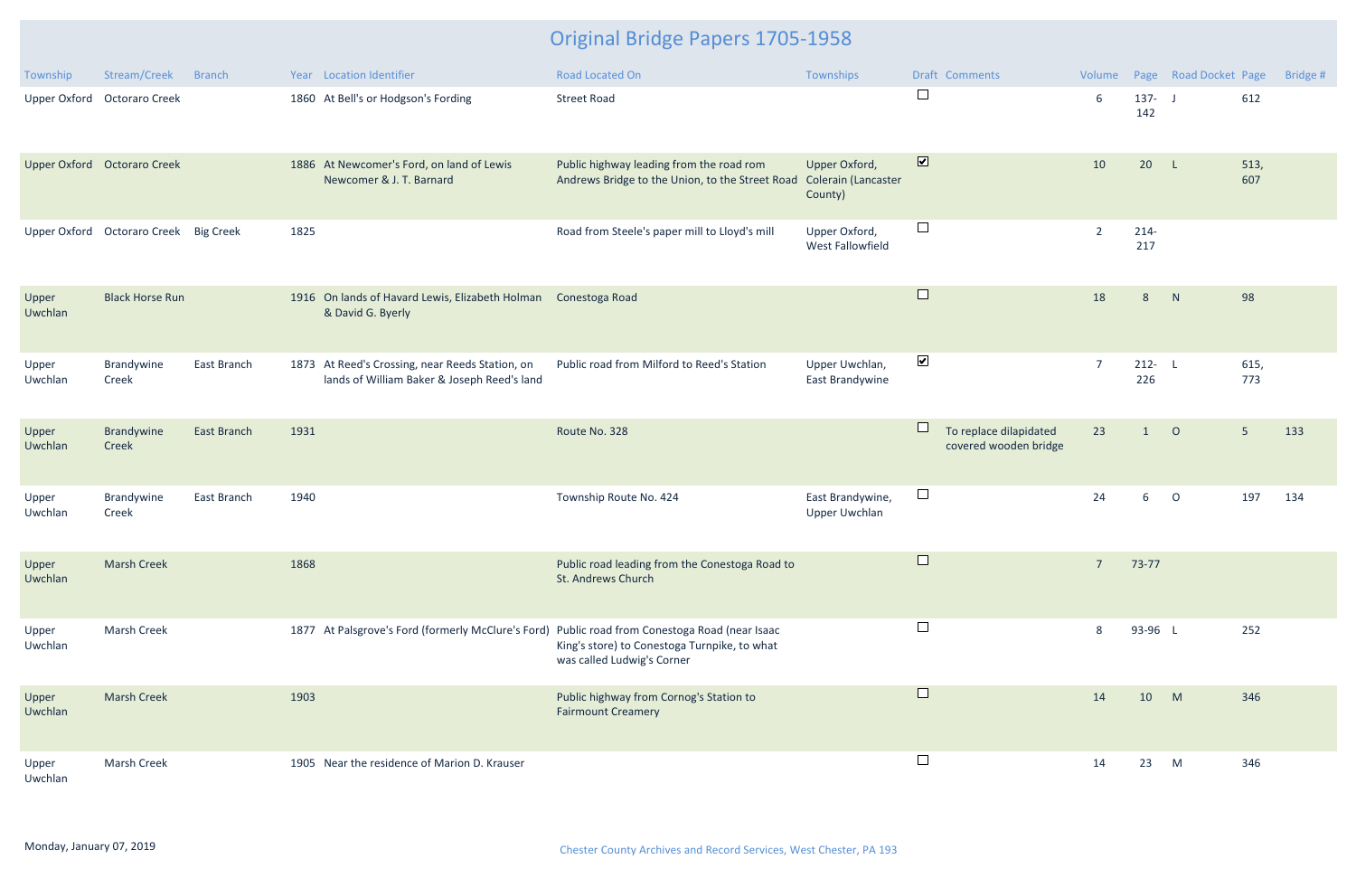# Original Bridge Papers 1705-1958

| Township | Stream/Creek | Branch | Year | Location Identifier | Road Located On | Townships | Draft | Comments | Volume | Page | Road Docket | Page | Bridge # |
|---|---|---|---|---|---|---|---|---|---|---|---|---|---|
| Upper Oxford | Octoraro Creek | | 1860 | At Bell's or Hodgson's Fording | Street Road | | ☐ | | 6 | 137-142 | J | 612 | |
| Upper Oxford | Octoraro Creek | | 1886 | At Newcomer's Ford, on land of Lewis Newcomer & J. T. Barnard | Public highway leading from the road rom Andrews Bridge to the Union, to the Street Road | Upper Oxford, Colerain (Lancaster County) | ☑ | | 10 | 20 | L | 513, 607 | |
| Upper Oxford | Octoraro Creek | Big Creek | 1825 | | Road from Steele's paper mill to Lloyd's mill | Upper Oxford, West Fallowfield | ☐ | | 2 | 214-217 | | | |
| Upper Uwchlan | Black Horse Run | | 1916 | On lands of Havard Lewis, Elizabeth Holman & David G. Byerly | Conestoga Road | | ☐ | | 18 | 8 | N | 98 | |
| Upper Uwchlan | Brandywine Creek | East Branch | 1873 | At Reed's Crossing, near Reeds Station, on lands of William Baker & Joseph Reed's land | Public road from Milford to Reed's Station | Upper Uwchlan, East Brandywine | ☑ | | 7 | 212-226 | L | 615, 773 | |
| Upper Uwchlan | Brandywine Creek | East Branch | 1931 | | Route No. 328 | | ☐ | To replace dilapidated covered wooden bridge | 23 | 1 | O | 5 | 133 |
| Upper Uwchlan | Brandywine Creek | East Branch | 1940 | | Township Route No. 424 | East Brandywine, Upper Uwchlan | ☐ | | 24 | 6 | O | 197 | 134 |
| Upper Uwchlan | Marsh Creek | | 1868 | | Public road leading from the Conestoga Road to St. Andrews Church | | ☐ | | 7 | 73-77 | | | |
| Upper Uwchlan | Marsh Creek | | 1877 | At Palsgrove's Ford (formerly McClure's Ford) | Public road from Conestoga Road (near Isaac King's store) to Conestoga Turnpike, to what was called Ludwig's Corner | | ☐ | | 8 | 93-96 | L | 252 | |
| Upper Uwchlan | Marsh Creek | | 1903 | | Public highway from Cornog's Station to Fairmount Creamery | | ☐ | | 14 | 10 | M | 346 | |
| Upper Uwchlan | Marsh Creek | | 1905 | Near the residence of Marion D. Krauser | | | ☐ | | 14 | 23 | M | 346 | |

Monday, January 07, 2019

Chester County Archives and Record Services, West Chester, PA 193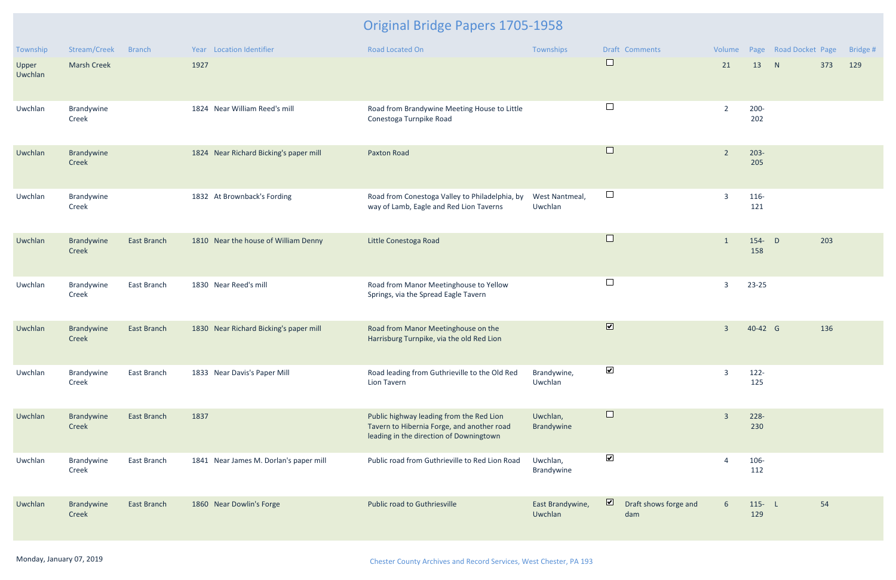# Original Bridge Papers 1705-1958

| Township | Stream/Creek | Branch | Year | Location Identifier | Road Located On | Townships | Draft | Comments | Volume | Page | Road Docket | Page | Bridge # |
|---|---|---|---|---|---|---|---|---|---|---|---|---|---|
| Upper Uwchlan | Marsh Creek | | 1927 | | | | ☐ | | 21 | 13 | N | 373 | 129 |
| Uwchlan | Brandywine Creek | | 1824 | Near William Reed's mill | Road from Brandywine Meeting House to Little Conestoga Turnpike Road | | ☐ | | 2 | 200-202 | | | |
| Uwchlan | Brandywine Creek | | 1824 | Near Richard Bicking's paper mill | Paxton Road | | ☐ | | 2 | 203-205 | | | |
| Uwchlan | Brandywine Creek | | 1832 | At Brownback's Fording | Road from Conestoga Valley to Philadelphia, by way of Lamb, Eagle and Red Lion Taverns | West Nantmeal, Uwchlan | ☐ | | 3 | 116-121 | | | |
| Uwchlan | Brandywine Creek | East Branch | 1810 | Near the house of William Denny | Little Conestoga Road | | ☐ | | 1 | 154-158 | D | 203 | |
| Uwchlan | Brandywine Creek | East Branch | 1830 | Near Reed's mill | Road from Manor Meetinghouse to Yellow Springs, via the Spread Eagle Tavern | | ☐ | | 3 | 23-25 | | | |
| Uwchlan | Brandywine Creek | East Branch | 1830 | Near Richard Bicking's paper mill | Road from Manor Meetinghouse on the Harrisburg Turnpike, via the old Red Lion | | ☑ | | 3 | 40-42 | G | 136 | |
| Uwchlan | Brandywine Creek | East Branch | 1833 | Near Davis's Paper Mill | Road leading from Guthrieville to the Old Red Lion Tavern | Brandywine, Uwchlan | ☑ | | 3 | 122-125 | | | |
| Uwchlan | Brandywine Creek | East Branch | 1837 | | Public highway leading from the Red Lion Tavern to Hibernia Forge, and another road leading in the direction of Downingtown | Uwchlan, Brandywine | ☐ | | 3 | 228-230 | | | |
| Uwchlan | Brandywine Creek | East Branch | 1841 | Near James M. Dorlan's paper mill | Public road from Guthrieville to Red Lion Road | Uwchlan, Brandywine | ☑ | | 4 | 106-112 | | | |
| Uwchlan | Brandywine Creek | East Branch | 1860 | Near Dowlin's Forge | Public road to Guthriesville | East Brandywine, Uwchlan | ☑ | Draft shows forge and dam | 6 | 115-129 | L | 54 | |

Monday, January 07, 2019

Chester County Archives and Record Services, West Chester, PA 193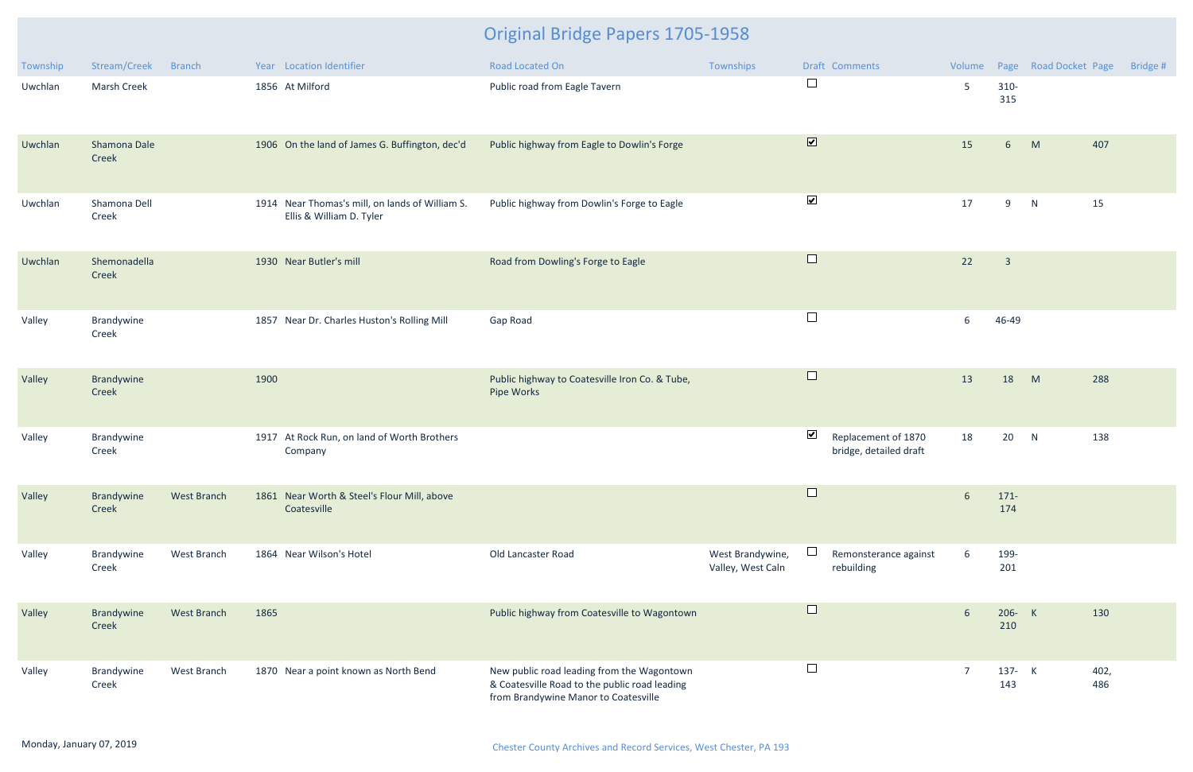# Original Bridge Papers 1705-1958

| Township | Stream/Creek | Branch | Year | Location Identifier | Road Located On | Townships | Draft | Comments | Volume | Page | Road Docket | Page | Bridge # |
|---|---|---|---|---|---|---|---|---|---|---|---|---|---|
| Uwchlan | Marsh Creek | | 1856 | At Milford | Public road from Eagle Tavern | | ☐ | | 5 | 310-315 | | | |
| Uwchlan | Shamona Dale Creek | | 1906 | On the land of James G. Buffington, dec'd | Public highway from Eagle to Dowlin's Forge | | ☑ | | 15 | 6 | M | 407 | |
| Uwchlan | Shamona Dell Creek | | 1914 | Near Thomas's mill, on lands of William S. Ellis & William D. Tyler | Public highway from Dowlin's Forge to Eagle | | ☑ | | 17 | 9 | N | 15 | |
| Uwchlan | Shemonadella Creek | | 1930 | Near Butler's mill | Road from Dowling's Forge to Eagle | | ☐ | | 22 | 3 | | | |
| Valley | Brandywine Creek | | 1857 | Near Dr. Charles Huston's Rolling Mill | Gap Road | | ☐ | | 6 | 46-49 | | | |
| Valley | Brandywine Creek | | 1900 | | Public highway to Coatesville Iron Co. & Tube, Pipe Works | | ☐ | | 13 | 18 | M | 288 | |
| Valley | Brandywine Creek | | 1917 | At Rock Run, on land of Worth Brothers Company | | | ☑ | Replacement of 1870 bridge, detailed draft | 18 | 20 | N | 138 | |
| Valley | Brandywine Creek | West Branch | 1861 | Near Worth & Steel's Flour Mill, above Coatesville | | | ☐ | | 6 | 171-174 | | | |
| Valley | Brandywine Creek | West Branch | 1864 | Near Wilson's Hotel | Old Lancaster Road | West Brandywine, Valley, West Caln | ☐ | Remonsterance against rebuilding | 6 | 199-201 | | | |
| Valley | Brandywine Creek | West Branch | 1865 | | Public highway from Coatesville to Wagontown | | ☐ | | 6 | 206-210 | K | 130 | |
| Valley | Brandywine Creek | West Branch | 1870 | Near a point known as North Bend | New public road leading from the Wagontown & Coatesville Road to the public road leading from Brandywine Manor to Coatesville | | ☐ | | 7 | 137-143 | K | 402, 486 | |

Monday, January 07, 2019

Chester County Archives and Record Services, West Chester, PA 193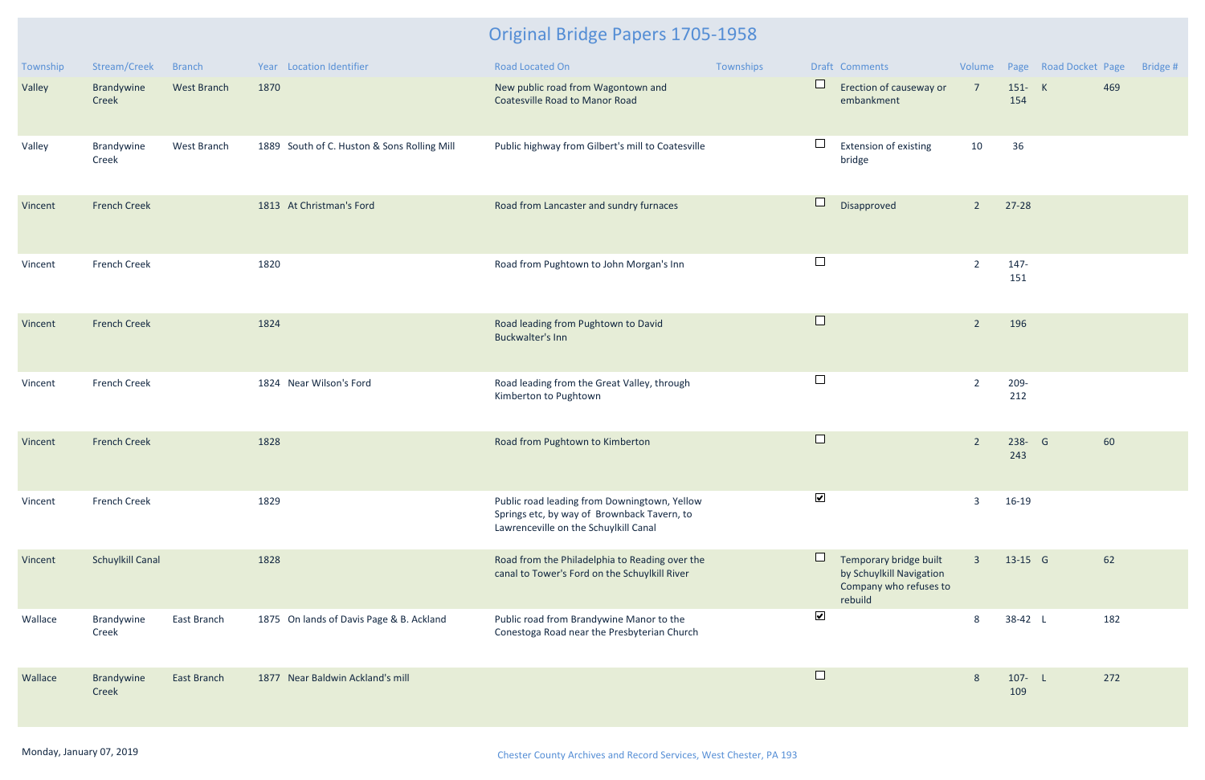# Original Bridge Papers 1705-1958

| Township | Stream/Creek | Branch | Year | Location Identifier | Road Located On | Townships | Draft | Comments | Volume | Page | Road Docket | Page | Bridge # |
|---|---|---|---|---|---|---|---|---|---|---|---|---|---|
| Valley | Brandywine Creek | West Branch | 1870 | | New public road from Wagontown and Coatesville Road to Manor Road | | ☐ | Erection of causeway or embankment | 7 | 151-154 | K | 469 | |
| Valley | Brandywine Creek | West Branch | 1889 | South of C. Huston & Sons Rolling Mill | Public highway from Gilbert's mill to Coatesville | | ☐ | Extension of existing bridge | 10 | 36 | | | |
| Vincent | French Creek | | 1813 | At Christman's Ford | Road from Lancaster and sundry furnaces | | ☐ | Disapproved | 2 | 27-28 | | | |
| Vincent | French Creek | | 1820 | | Road from Pughtown to John Morgan's Inn | | ☐ | | 2 | 147-151 | | | |
| Vincent | French Creek | | 1824 | | Road leading from Pughtown to David Buckwalter's Inn | | ☐ | | 2 | 196 | | | |
| Vincent | French Creek | | 1824 | Near Wilson's Ford | Road leading from the Great Valley, through Kimberton to Pughtown | | ☐ | | 2 | 209-212 | | | |
| Vincent | French Creek | | 1828 | | Road from Pughtown to Kimberton | | ☐ | | 2 | 238-243 | G | 60 | |
| Vincent | French Creek | | 1829 | | Public road leading from Downingtown, Yellow Springs etc, by way of Brownback Tavern, to Lawrenceville on the Schuylkill Canal | | ☑ | | 3 | 16-19 | | | |
| Vincent | Schuylkill Canal | | 1828 | | Road from the Philadelphia to Reading over the canal to Tower's Ford on the Schuylkill River | | ☐ | Temporary bridge built by Schuylkill Navigation Company who refuses to rebuild | 3 | 13-15 | G | 62 | |
| Wallace | Brandywine Creek | East Branch | 1875 | On lands of Davis Page & B. Ackland | Public road from Brandywine Manor to the Conestoga Road near the Presbyterian Church | | ☑ | | 8 | 38-42 | L | 182 | |
| Wallace | Brandywine Creek | East Branch | 1877 | Near Baldwin Ackland's mill | | | ☐ | | 8 | 107-109 | L | 272 | |

Monday, January 07, 2019

Chester County Archives and Record Services, West Chester, PA 193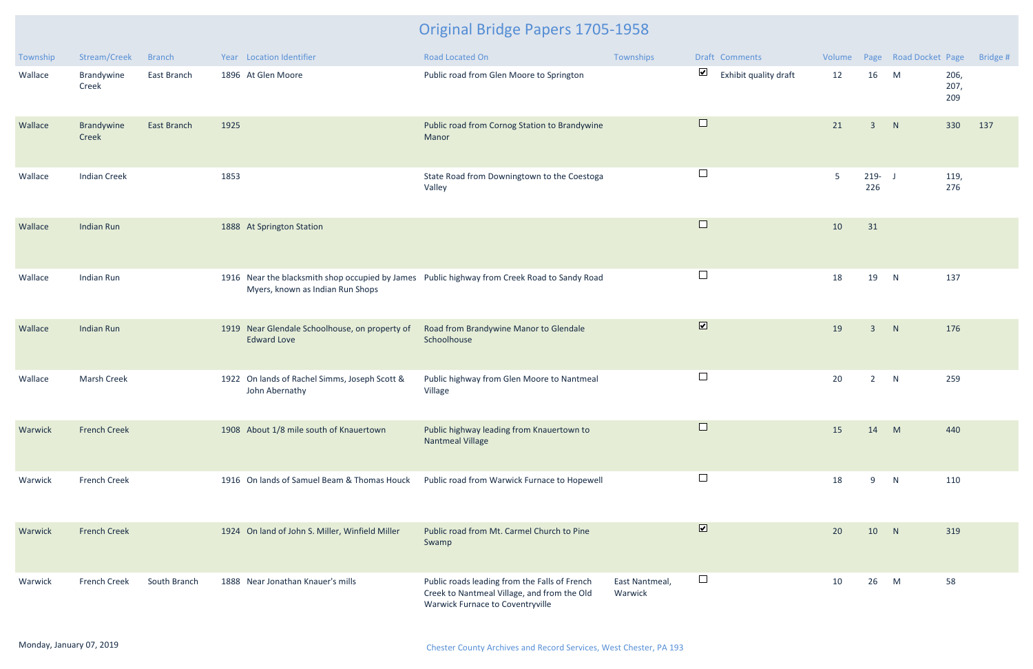# Original Bridge Papers 1705-1958

| Township | Stream/Creek | Branch | Year | Location Identifier | Road Located On | Townships | Draft | Comments | Volume | Page | Road Docket | Page | Bridge # |
|---|---|---|---|---|---|---|---|---|---|---|---|---|---|
| Wallace | Brandywine Creek | East Branch | 1896 | At Glen Moore | Public road from Glen Moore to Springton | | ☑ | Exhibit quality draft | 12 | 16 | M | 206, 207, 209 | |
| Wallace | Brandywine Creek | East Branch | 1925 | | Public road from Cornog Station to Brandywine Manor | | ☐ | | 21 | 3 | N | 330 | 137 |
| Wallace | Indian Creek | | 1853 | | State Road from Downingtown to the Coestoga Valley | | ☐ | | 5 | 219-226 | J | 119, 276 | |
| Wallace | Indian Run | | 1888 | At Springton Station | | | ☐ | | 10 | 31 | | | |
| Wallace | Indian Run | | 1916 | Near the blacksmith shop occupied by James Myers, known as Indian Run Shops | Public highway from Creek Road to Sandy Road | | ☐ | | 18 | 19 | N | 137 | |
| Wallace | Indian Run | | 1919 | Near Glendale Schoolhouse, on property of Edward Love | Road from Brandywine Manor to Glendale Schoolhouse | | ☑ | | 19 | 3 | N | 176 | |
| Wallace | Marsh Creek | | 1922 | On lands of Rachel Simms, Joseph Scott & John Abernathy | Public highway from Glen Moore to Nantmeal Village | | ☐ | | 20 | 2 | N | 259 | |
| Warwick | French Creek | | 1908 | About 1/8 mile south of Knauertown | Public highway leading from Knauertown to Nantmeal Village | | ☐ | | 15 | 14 | M | 440 | |
| Warwick | French Creek | | 1916 | On lands of Samuel Beam & Thomas Houck | Public road from Warwick Furnace to Hopewell | | ☐ | | 18 | 9 | N | 110 | |
| Warwick | French Creek | | 1924 | On land of John S. Miller, Winfield Miller | Public road from Mt. Carmel Church to Pine Swamp | | ☑ | | 20 | 10 | N | 319 | |
| Warwick | French Creek | South Branch | 1888 | Near Jonathan Knauer's mills | Public roads leading from the Falls of French Creek to Nantmeal Village, and from the Old Warwick Furnace to Coventryville | East Nantmeal, Warwick | ☐ | | 10 | 26 | M | 58 | |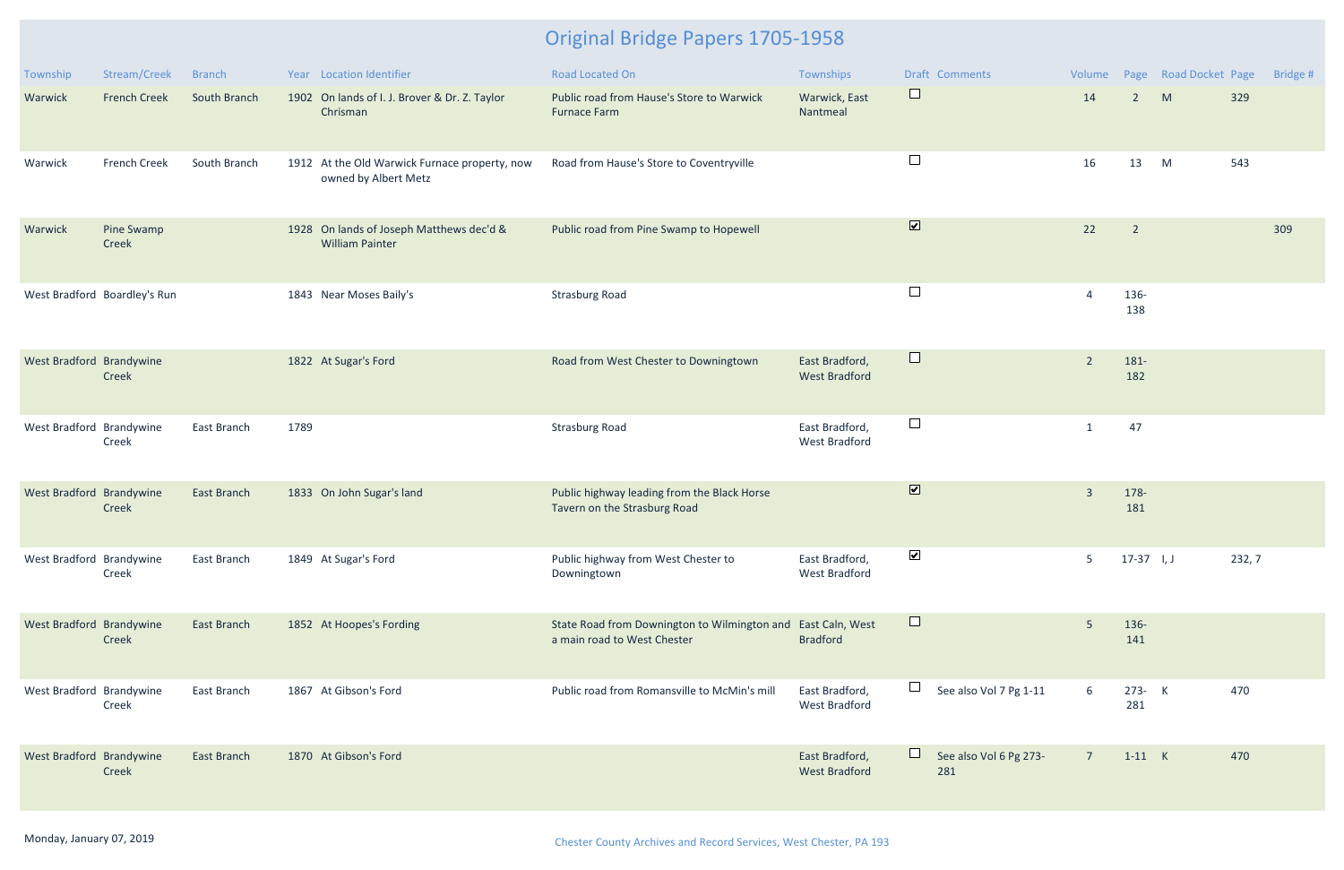# Original Bridge Papers 1705-1958

| Township | Stream/Creek | Branch | Year | Location Identifier | Road Located On | Townships | Draft | Comments | Volume | Page | Road Docket | Page | Bridge # |
|---|---|---|---|---|---|---|---|---|---|---|---|---|---|
| Warwick | French Creek | South Branch | 1902 | On lands of I. J. Brover & Dr. Z. Taylor Chrisman | Public road from Hause's Store to Warwick Furnace Farm | Warwick, East Nantmeal | ☐ | | 14 | 2 | M | 329 | |
| Warwick | French Creek | South Branch | 1912 | At the Old Warwick Furnace property, now owned by Albert Metz | Road from Hause's Store to Coventryville | | ☐ | | 16 | 13 | M | 543 | |
| Warwick | Pine Swamp Creek | | 1928 | On lands of Joseph Matthews dec'd & William Painter | Public road from Pine Swamp to Hopewell | | ☑ | | 22 | 2 | | | 309 |
| West Bradford | Boardley's Run | | 1843 | Near Moses Baily's | Strasburg Road | | ☐ | | 4 | 136-138 | | | |
| West Bradford | Brandywine Creek | | 1822 | At Sugar's Ford | Road from West Chester to Downingtown | East Bradford, West Bradford | ☐ | | 2 | 181-182 | | | |
| West Bradford | Brandywine Creek | East Branch | 1789 | | Strasburg Road | East Bradford, West Bradford | ☐ | | 1 | 47 | | | |
| West Bradford | Brandywine Creek | East Branch | 1833 | On John Sugar's land | Public highway leading from the Black Horse Tavern on the Strasburg Road | | ☑ | | 3 | 178-181 | | | |
| West Bradford | Brandywine Creek | East Branch | 1849 | At Sugar's Ford | Public highway from West Chester to Downingtown | East Bradford, West Bradford | ☑ | | 5 | 17-37 | I, J | 232, 7 | |
| West Bradford | Brandywine Creek | East Branch | 1852 | At Hoopes's Fording | State Road from Downington to Wilmington and a main road to West Chester | East Caln, West Bradford | ☐ | | 5 | 136-141 | | | |
| West Bradford | Brandywine Creek | East Branch | 1867 | At Gibson's Ford | Public road from Romansville to McMin's mill | East Bradford, West Bradford | ☐ | See also Vol 7 Pg 1-11 | 6 | 273-281 | K | 470 | |
| West Bradford | Brandywine Creek | East Branch | 1870 | At Gibson's Ford | | East Bradford, West Bradford | ☐ | See also Vol 6 Pg 273-281 | 7 | 1-11 | K | 470 | |

Monday, January 07, 2019

Chester County Archives and Record Services, West Chester, PA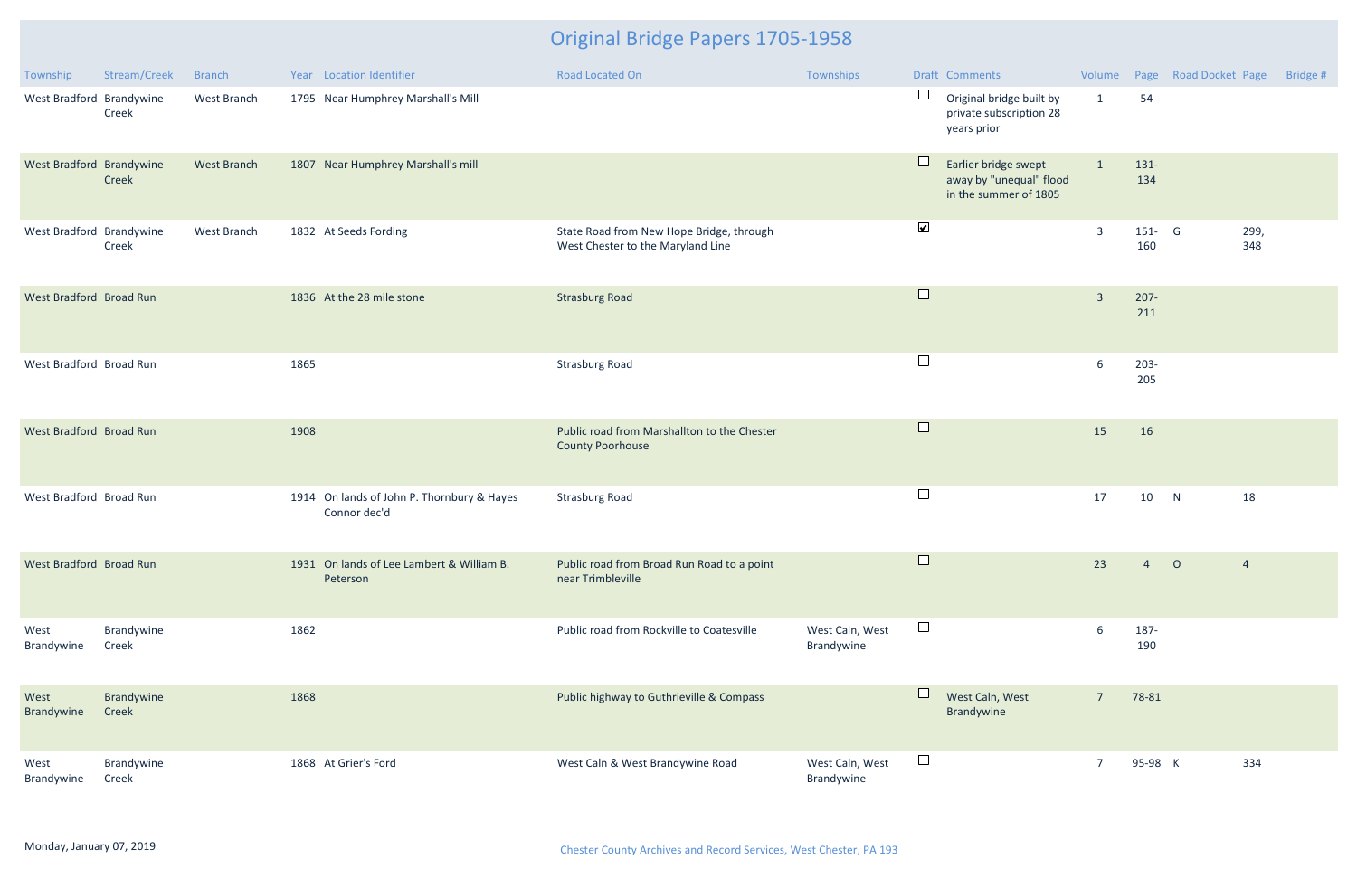# Original Bridge Papers 1705-1958

| Township | Stream/Creek | Branch | Year | Location Identifier | Road Located On | Townships | Draft | Comments | Volume | Page | Road Docket | Page | Bridge # |
|---|---|---|---|---|---|---|---|---|---|---|---|---|---|
| West Bradford | Brandywine Creek | West Branch | 1795 | Near Humphrey Marshall's Mill | | | ☐ | Original bridge built by private subscription 28 years prior | 1 | 54 | | | |
| West Bradford | Brandywine Creek | West Branch | 1807 | Near Humphrey Marshall's mill | | | ☐ | Earlier bridge swept away by "unequal" flood in the summer of 1805 | 1 | 131-134 | | | |
| West Bradford | Brandywine Creek | West Branch | 1832 | At Seeds Fording | State Road from New Hope Bridge, through West Chester to the Maryland Line | | ☑ | | 3 | 151-160 | G | 299, 348 | |
| West Bradford | Broad Run | | 1836 | At the 28 mile stone | Strasburg Road | | ☐ | | 3 | 207-211 | | | |
| West Bradford | Broad Run | | 1865 | | Strasburg Road | | ☐ | | 6 | 203-205 | | | |
| West Bradford | Broad Run | | 1908 | | Public road from Marshallton to the Chester County Poorhouse | | ☐ | | 15 | 16 | | | |
| West Bradford | Broad Run | | 1914 | On lands of John P. Thornbury & Hayes Connor dec'd | Strasburg Road | | ☐ | | 17 | 10 | N | 18 | |
| West Bradford | Broad Run | | 1931 | On lands of Lee Lambert & William B. Peterson | Public road from Broad Run Road to a point near Trimbleville | | ☐ | | 23 | 4 | O | 4 | |
| West Brandywine | Brandywine Creek | | 1862 | | Public road from Rockville to Coatesville | West Caln, West Brandywine | ☐ | | 6 | 187-190 | | | |
| West Brandywine | Brandywine Creek | | 1868 | | Public highway to Guthrieville & Compass | | ☐ | West Caln, West Brandywine | 7 | 78-81 | | | |
| West Brandywine | Brandywine Creek | | 1868 | At Grier's Ford | West Caln & West Brandywine Road | West Caln, West Brandywine | ☐ | | 7 | 95-98 | K | 334 | |

Monday, January 07, 2019

Chester County Archives and Record Services, West Chester, PA 193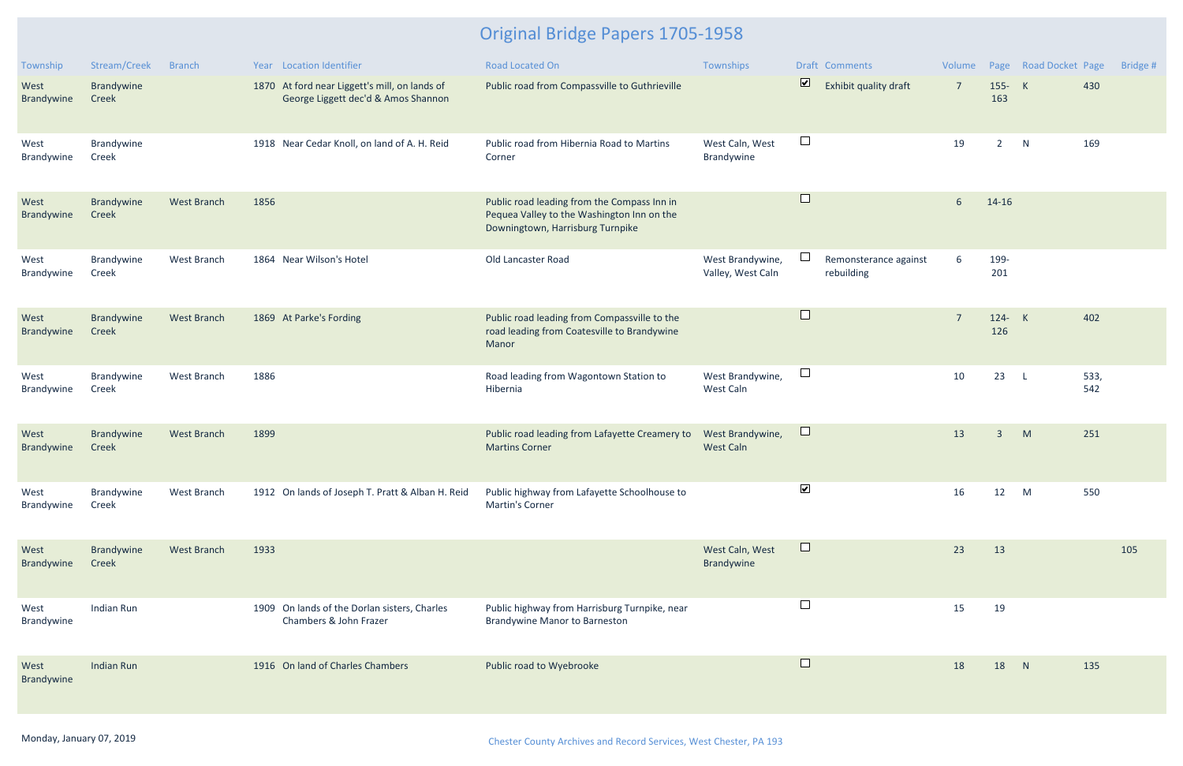# Original Bridge Papers 1705-1958

| Township | Stream/Creek | Branch | Year | Location Identifier | Road Located On | Townships | Draft | Comments | Volume | Page | Road Docket | Page | Bridge # |
|---|---|---|---|---|---|---|---|---|---|---|---|---|---|
| West Brandywine | Brandywine Creek | | 1870 | At ford near Liggett's mill, on lands of George Liggett dec'd & Amos Shannon | Public road from Compassville to Guthrieville | | ☑ | Exhibit quality draft | 7 | 155-163 | K | 430 | |
| West Brandywine | Brandywine Creek | | 1918 | Near Cedar Knoll, on land of A. H. Reid | Public road from Hibernia Road to Martins Corner | West Caln, West Brandywine | ☐ | | 19 | 2 | N | 169 | |
| West Brandywine | Brandywine Creek | West Branch | 1856 | | Public road leading from the Compass Inn in Pequea Valley to the Washington Inn on the Downingtown, Harrisburg Turnpike | | ☐ | | 6 | 14-16 | | | |
| West Brandywine | Brandywine Creek | West Branch | 1864 | Near Wilson's Hotel | Old Lancaster Road | West Brandywine, Valley, West Caln | ☐ | Remonsterance against rebuilding | 6 | 199-201 | | | |
| West Brandywine | Brandywine Creek | West Branch | 1869 | At Parke's Fording | Public road leading from Compassville to the road leading from Coatesville to Brandywine Manor | | ☐ | | 7 | 124-126 | K | 402 | |
| West Brandywine | Brandywine Creek | West Branch | 1886 | | Road leading from Wagontown Station to Hibernia | West Brandywine, West Caln | ☐ | | 10 | 23 | L | 533, 542 | |
| West Brandywine | Brandywine Creek | West Branch | 1899 | | Public road leading from Lafayette Creamery to Martins Corner | West Brandywine, West Caln | ☐ | | 13 | 3 | M | 251 | |
| West Brandywine | Brandywine Creek | West Branch | 1912 | On lands of Joseph T. Pratt & Alban H. Reid | Public highway from Lafayette Schoolhouse to Martin's Corner | | ☑ | | 16 | 12 | M | 550 | |
| West Brandywine | Brandywine Creek | West Branch | 1933 | | | West Caln, West Brandywine | ☐ | | 23 | 13 | | | 105 |
| West Brandywine | Indian Run | | 1909 | On lands of the Dorlan sisters, Charles Chambers & John Frazer | Public highway from Harrisburg Turnpike, near Brandywine Manor to Barneston | | ☐ | | 15 | 19 | | | |
| West Brandywine | Indian Run | | 1916 | On land of Charles Chambers | Public road to Wyebrooke | | ☐ | | 18 | 18 | N | 135 | |

Monday, January 07, 2019

Chester County Archives and Record Services, West Chester, PA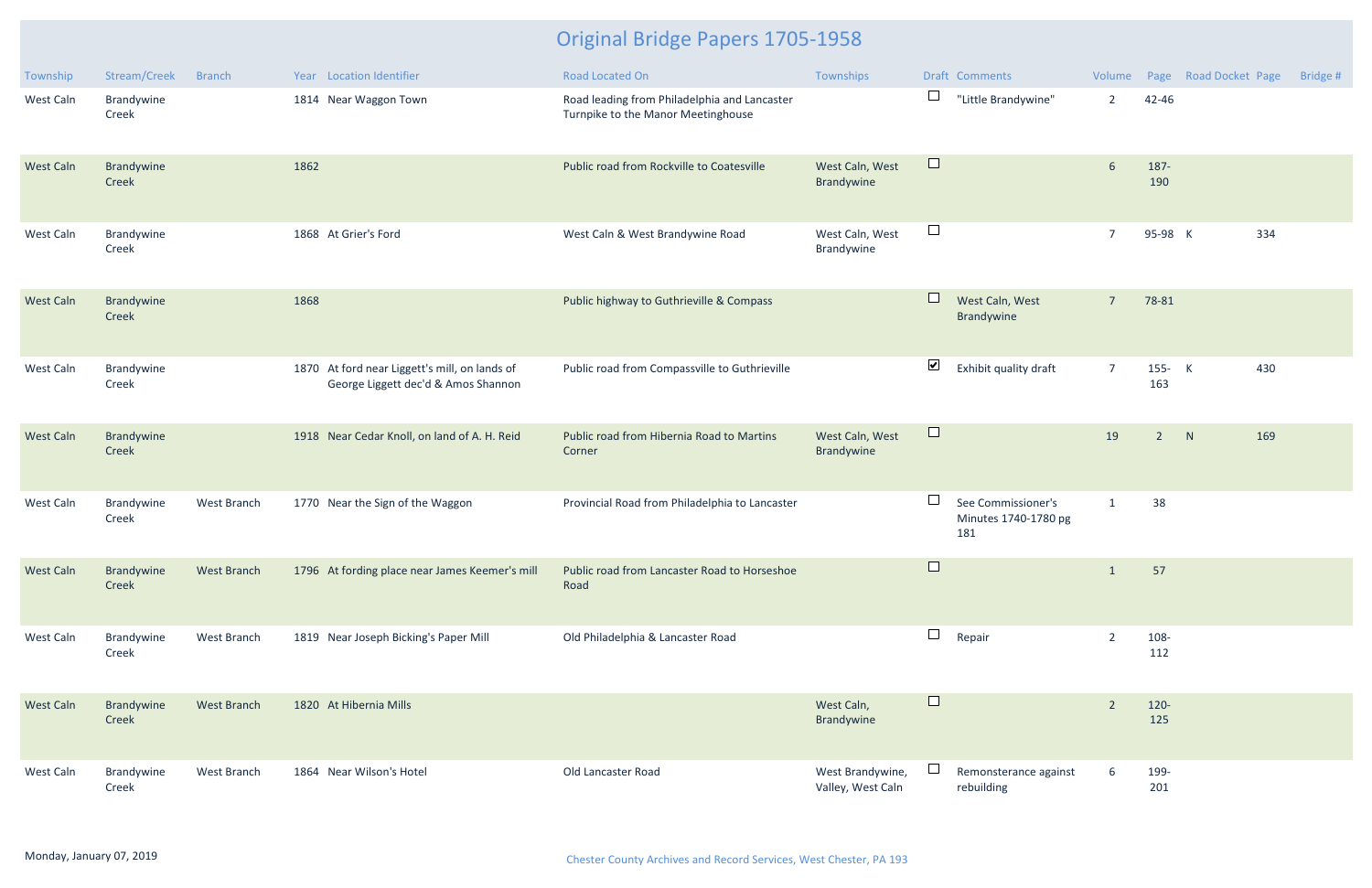# Original Bridge Papers 1705-1958

| Township | Stream/Creek | Branch | Year | Location Identifier | Road Located On | Townships | Draft | Comments | Volume | Page | Road Docket | Page | Bridge # |
|---|---|---|---|---|---|---|---|---|---|---|---|---|---|
| West Caln | Brandywine Creek | | 1814 | Near Waggon Town | Road leading from Philadelphia and Lancaster Turnpike to the Manor Meetinghouse | | ☐ | "Little Brandywine" | 2 | 42-46 | | | |
| West Caln | Brandywine Creek | | 1862 | | Public road from Rockville to Coatesville | West Caln, West Brandywine | ☐ | | 6 | 187-190 | | | |
| West Caln | Brandywine Creek | | 1868 | At Grier's Ford | West Caln & West Brandywine Road | West Caln, West Brandywine | ☐ | | 7 | 95-98 | K | 334 | |
| West Caln | Brandywine Creek | | 1868 | | Public highway to Guthrieville & Compass | | ☐ | West Caln, West Brandywine | 7 | 78-81 | | | |
| West Caln | Brandywine Creek | | 1870 | At ford near Liggett's mill, on lands of George Liggett dec'd & Amos Shannon | Public road from Compassville to Guthrieville | | ☑ | Exhibit quality draft | 7 | 155-163 | K | 430 | |
| West Caln | Brandywine Creek | | 1918 | Near Cedar Knoll, on land of A. H. Reid | Public road from Hibernia Road to Martins Corner | West Caln, West Brandywine | ☐ | | 19 | 2 | N | 169 | |
| West Caln | Brandywine Creek | West Branch | 1770 | Near the Sign of the Waggon | Provincial Road from Philadelphia to Lancaster | | ☐ | See Commissioner's Minutes 1740-1780 pg 181 | 1 | 38 | | | |
| West Caln | Brandywine Creek | West Branch | 1796 | At fording place near James Keemer's mill | Public road from Lancaster Road to Horseshoe Road | | ☐ | | 1 | 57 | | | |
| West Caln | Brandywine Creek | West Branch | 1819 | Near Joseph Bicking's Paper Mill | Old Philadelphia & Lancaster Road | | ☐ | Repair | 2 | 108-112 | | | |
| West Caln | Brandywine Creek | West Branch | 1820 | At Hibernia Mills | | West Caln, Brandywine | ☐ | | 2 | 120-125 | | | |
| West Caln | Brandywine Creek | West Branch | 1864 | Near Wilson's Hotel | Old Lancaster Road | West Brandywine, Valley, West Caln | ☐ | Remonsterance against rebuilding | 6 | 199-201 | | | |

Monday, January 07, 2019

Chester County Archives and Record Services, West Chester, PA 193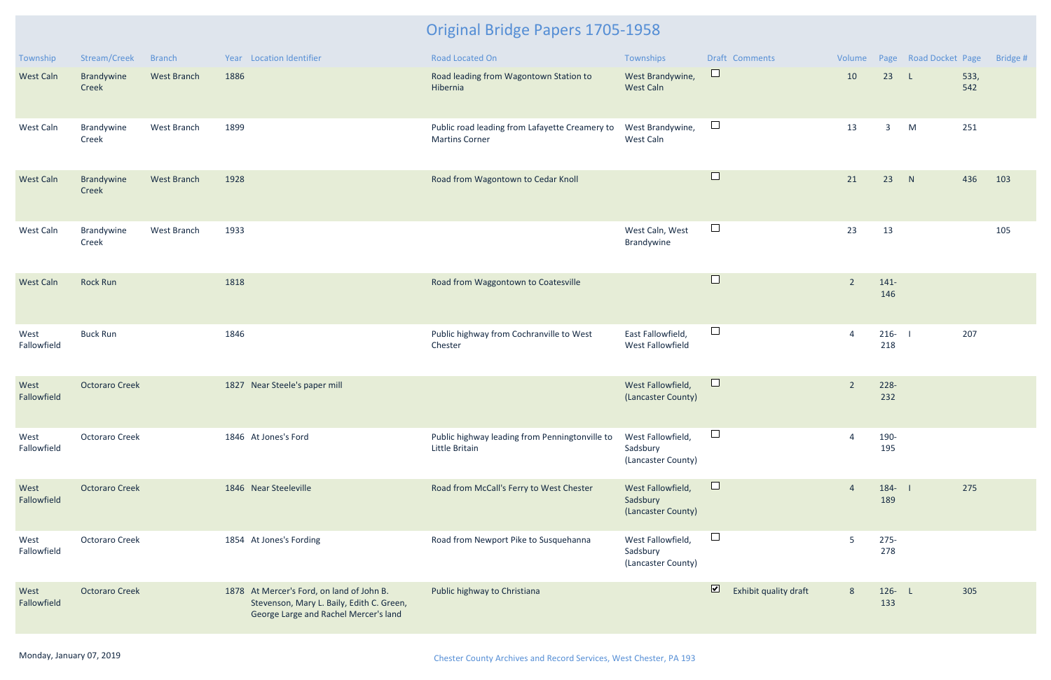# Original Bridge Papers 1705-1958

| Township | Stream/Creek | Branch | Year | Location Identifier | Road Located On | Townships | Draft | Comments | Volume | Page | Road Docket | Page | Bridge # |
|---|---|---|---|---|---|---|---|---|---|---|---|---|---|
| West Caln | Brandywine Creek | West Branch | 1886 | | Road leading from Wagontown Station to Hibernia | West Brandywine, West Caln | ☐ | | 10 | 23 | L | 533, 542 | |
| West Caln | Brandywine Creek | West Branch | 1899 | | Public road leading from Lafayette Creamery to Martins Corner | West Brandywine, West Caln | ☐ | | 13 | 3 | M | 251 | |
| West Caln | Brandywine Creek | West Branch | 1928 | | Road from Wagontown to Cedar Knoll | | ☐ | | 21 | 23 | N | 436 | 103 |
| West Caln | Brandywine Creek | West Branch | 1933 | | | West Caln, West Brandywine | ☐ | | 23 | 13 | | | 105 |
| West Caln | Rock Run | | 1818 | | Road from Waggontown to Coatesville | | ☐ | | 2 | 141-146 | | | |
| West Fallowfield | Buck Run | | 1846 | | Public highway from Cochranville to West Chester | East Fallowfield, West Fallowfield | ☐ | | 4 | 216-218 | I | 207 | |
| West Fallowfield | Octoraro Creek | | 1827 | Near Steele's paper mill | | West Fallowfield, (Lancaster County) | ☐ | | 2 | 228-232 | | | |
| West Fallowfield | Octoraro Creek | | 1846 | At Jones's Ford | Public highway leading from Penningtonville to Little Britain | West Fallowfield, Sadsbury (Lancaster County) | ☐ | | 4 | 190-195 | | | |
| West Fallowfield | Octoraro Creek | | 1846 | Near Steeleville | Road from McCall's Ferry to West Chester | West Fallowfield, Sadsbury (Lancaster County) | ☐ | | 4 | 184-189 | I | 275 | |
| West Fallowfield | Octoraro Creek | | 1854 | At Jones's Fording | Road from Newport Pike to Susquehanna | West Fallowfield, Sadsbury (Lancaster County) | ☐ | | 5 | 275-278 | | | |
| West Fallowfield | Octoraro Creek | | 1878 | At Mercer's Ford, on land of John B. Stevenson, Mary L. Baily, Edith C. Green, George Large and Rachel Mercer's land | Public highway to Christiana | | ☑ | Exhibit quality draft | 8 | 126-133 | L | 305 | |

Monday, January 07, 2019

Chester County Archives and Record Services, West Chester, PA 193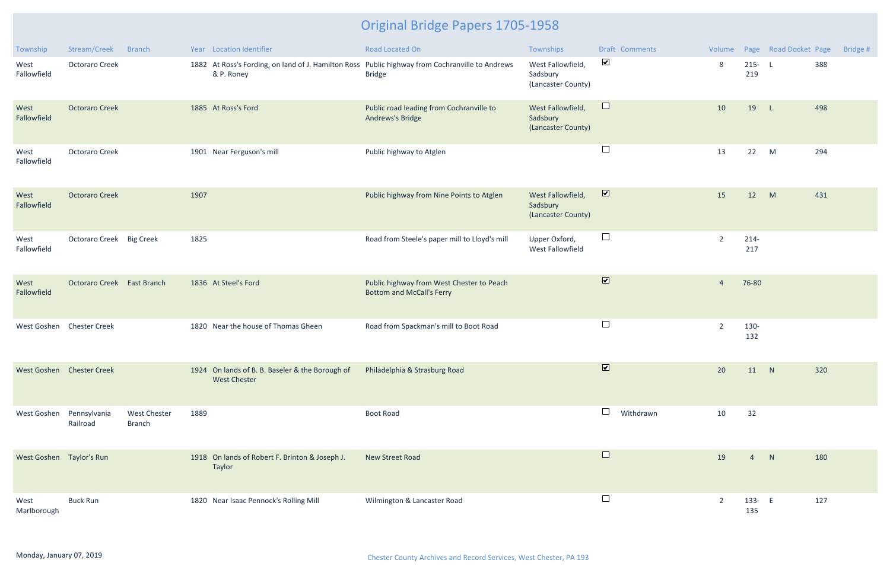# Original Bridge Papers 1705-1958

| Township | Stream/Creek | Branch | Year | Location Identifier | Road Located On | Townships | Draft | Comments | Volume | Page | Road Docket | Page | Bridge # |
|---|---|---|---|---|---|---|---|---|---|---|---|---|---|
| West Fallowfield | Octoraro Creek | | 1882 | At Ross's Fording, on land of J. Hamilton Ross & P. Roney | Public highway from Cochranville to Andrews Bridge | West Fallowfield, Sadsbury (Lancaster County) | ☑ | | 8 | 215-219 | L | 388 | |
| West Fallowfield | Octoraro Creek | | 1885 | At Ross's Ford | Public road leading from Cochranville to Andrews's Bridge | West Fallowfield, Sadsbury (Lancaster County) | ☐ | | 10 | 19 | L | 498 | |
| West Fallowfield | Octoraro Creek | | 1901 | Near Ferguson's mill | Public highway to Atglen | | ☐ | | 13 | 22 | M | 294 | |
| West Fallowfield | Octoraro Creek | | 1907 | | Public highway from Nine Points to Atglen | West Fallowfield, Sadsbury (Lancaster County) | ☑ | | 15 | 12 | M | 431 | |
| West Fallowfield | Octoraro Creek | Big Creek | 1825 | | Road from Steele's paper mill to Lloyd's mill | Upper Oxford, West Fallowfield | ☐ | | 2 | 214-217 | | | |
| West Fallowfield | Octoraro Creek | East Branch | 1836 | At Steel's Ford | Public highway from West Chester to Peach Bottom and McCall's Ferry | | ☑ | | 4 | 76-80 | | | |
| West Goshen | Chester Creek | | 1820 | Near the house of Thomas Gheen | Road from Spackman's mill to Boot Road | | ☐ | | 2 | 130-132 | | | |
| West Goshen | Chester Creek | | 1924 | On lands of B. B. Baseler & the Borough of West Chester | Philadelphia & Strasburg Road | | ☑ | | 20 | 11 | N | 320 | |
| West Goshen | Pennsylvania Railroad | West Chester Branch | 1889 | | Boot Road | | ☐ | Withdrawn | 10 | 32 | | | |
| West Goshen | Taylor's Run | | 1918 | On lands of Robert F. Brinton & Joseph J. Taylor | New Street Road | | ☐ | | 19 | 4 | N | 180 | |
| West Marlborough | Buck Run | | 1820 | Near Isaac Pennock's Rolling Mill | Wilmington & Lancaster Road | | ☐ | | 2 | 133-135 | E | 127 | |

Monday, January 07, 2019

Chester County Archives and Record Services, West Chester, PA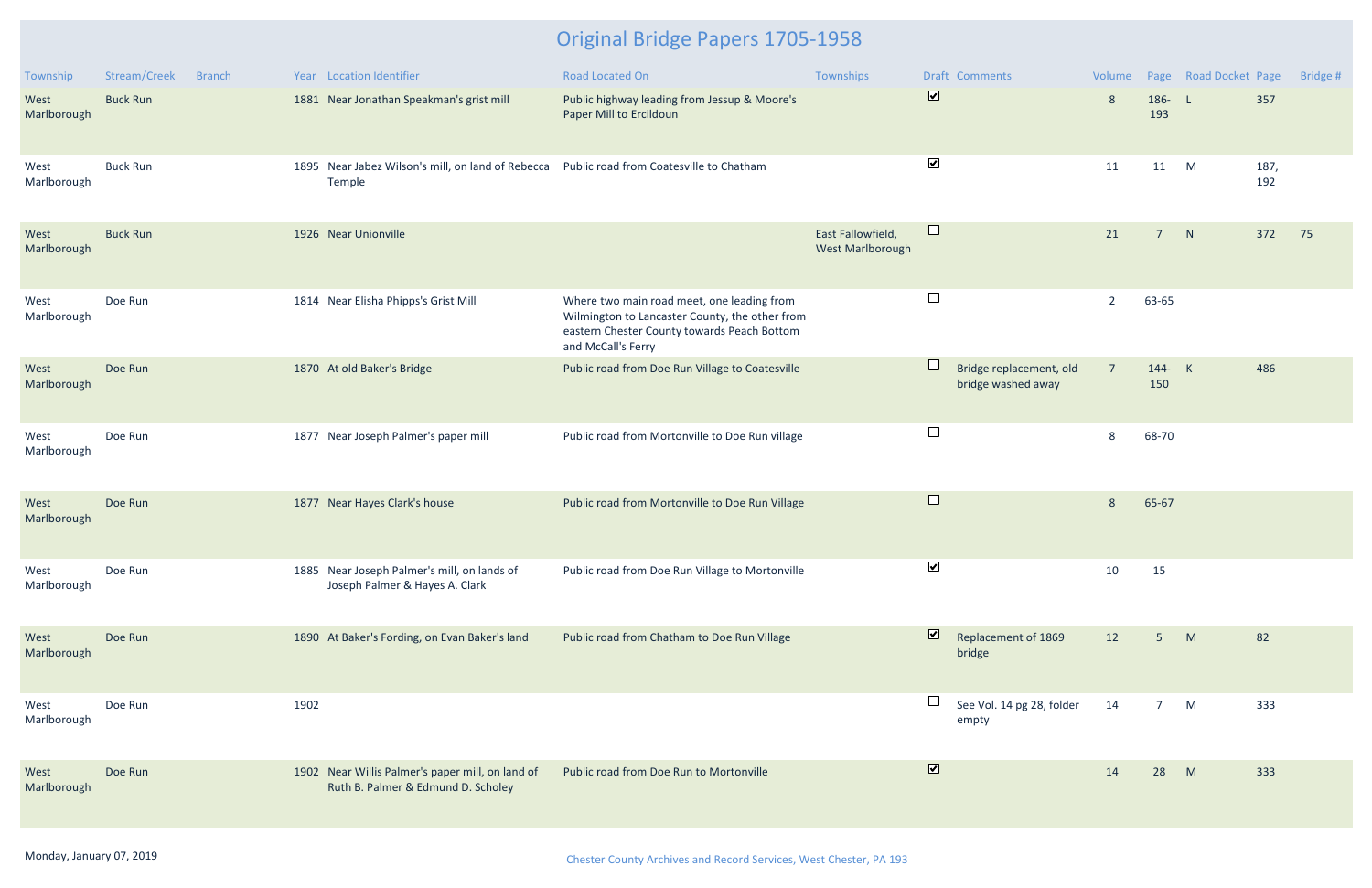# Original Bridge Papers 1705-1958

| Township | Stream/Creek | Branch | Year | Location Identifier | Road Located On | Townships | Draft | Comments | Volume | Page | Road Docket | Page | Bridge # |
|---|---|---|---|---|---|---|---|---|---|---|---|---|---|
| West Marlborough | Buck Run | | 1881 | Near Jonathan Speakman's grist mill | Public highway leading from Jessup & Moore's Paper Mill to Ercildoun | | ☑ | | 8 | 186-193 | L | 357 | |
| West Marlborough | Buck Run | | 1895 | Near Jabez Wilson's mill, on land of Rebecca Temple | Public road from Coatesville to Chatham | | ☑ | | 11 | 11 | M | 187, 192 | |
| West Marlborough | Buck Run | | 1926 | Near Unionville | | East Fallowfield, West Marlborough | ☐ | | 21 | 7 | N | 372 | 75 |
| West Marlborough | Doe Run | | 1814 | Near Elisha Phipps's Grist Mill | Where two main road meet, one leading from Wilmington to Lancaster County, the other from eastern Chester County towards Peach Bottom and McCall's Ferry | | ☐ | | 2 | 63-65 | | | |
| West Marlborough | Doe Run | | 1870 | At old Baker's Bridge | Public road from Doe Run Village to Coatesville | | ☐ | Bridge replacement, old bridge washed away | 7 | 144-150 | K | 486 | |
| West Marlborough | Doe Run | | 1877 | Near Joseph Palmer's paper mill | Public road from Mortonville to Doe Run village | | ☐ | | 8 | 68-70 | | | |
| West Marlborough | Doe Run | | 1877 | Near Hayes Clark's house | Public road from Mortonville to Doe Run Village | | ☐ | | 8 | 65-67 | | | |
| West Marlborough | Doe Run | | 1885 | Near Joseph Palmer's mill, on lands of Joseph Palmer & Hayes A. Clark | Public road from Doe Run Village to Mortonville | | ☑ | | 10 | 15 | | | |
| West Marlborough | Doe Run | | 1890 | At Baker's Fording, on Evan Baker's land | Public road from Chatham to Doe Run Village | | ☑ | Replacement of 1869 bridge | 12 | 5 | M | 82 | |
| West Marlborough | Doe Run | | 1902 | | | | ☐ | See Vol. 14 pg 28, folder empty | 14 | 7 | M | 333 | |
| West Marlborough | Doe Run | | 1902 | Near Willis Palmer's paper mill, on land of Ruth B. Palmer & Edmund D. Scholey | Public road from Doe Run to Mortonville | | ☑ | | 14 | 28 | M | 333 | |

Monday, January 07, 2019

Chester County Archives and Record Services, West Chester, PA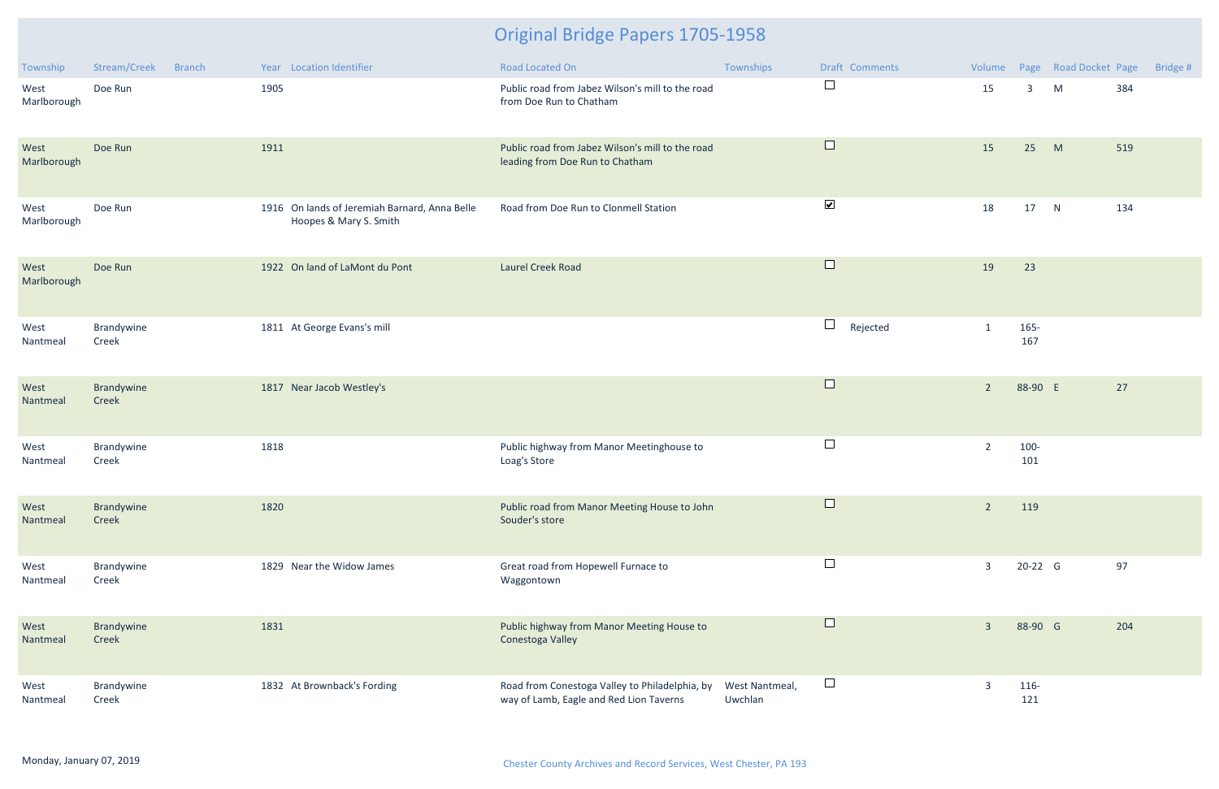# Original Bridge Papers 1705-1958

| Township | Stream/Creek | Branch | Year | Location Identifier | Road Located On | Townships | Draft | Comments | Volume | Page | Road Docket | Page | Bridge # |
|---|---|---|---|---|---|---|---|---|---|---|---|---|---|
| West Marlborough | Doe Run | | 1905 | | Public road from Jabez Wilson's mill to the road from Doe Run to Chatham | | ☐ | | 15 | 3 | M | 384 | |
| West Marlborough | Doe Run | | 1911 | | Public road from Jabez Wilson's mill to the road leading from Doe Run to Chatham | | ☐ | | 15 | 25 | M | 519 | |
| West Marlborough | Doe Run | | 1916 | On lands of Jeremiah Barnard, Anna Belle Hoopes & Mary S. Smith | Road from Doe Run to Clonmell Station | | ☑ | | 18 | 17 | N | 134 | |
| West Marlborough | Doe Run | | 1922 | On land of LaMont du Pont | Laurel Creek Road | | ☐ | | 19 | 23 | | | |
| West Nantmeal | Brandywine Creek | | 1811 | At George Evans's mill | | | ☐ | Rejected | 1 | 165-167 | | | |
| West Nantmeal | Brandywine Creek | | 1817 | Near Jacob Westley's | | | ☐ | | 2 | 88-90 | E | 27 | |
| West Nantmeal | Brandywine Creek | | 1818 | | Public highway from Manor Meetinghouse to Loag's Store | | ☐ | | 2 | 100-101 | | | |
| West Nantmeal | Brandywine Creek | | 1820 | | Public road from Manor Meeting House to John Souder's store | | ☐ | | 2 | 119 | | | |
| West Nantmeal | Brandywine Creek | | 1829 | Near the Widow James | Great road from Hopewell Furnace to Waggontown | | ☐ | | 3 | 20-22 | G | 97 | |
| West Nantmeal | Brandywine Creek | | 1831 | | Public highway from Manor Meeting House to Conestoga Valley | | ☐ | | 3 | 88-90 | G | 204 | |
| West Nantmeal | Brandywine Creek | | 1832 | At Brownback's Fording | Road from Conestoga Valley to Philadelphia, by way of Lamb, Eagle and Red Lion Taverns | West Nantmeal, Uwchlan | ☐ | | 3 | 116-121 | | | |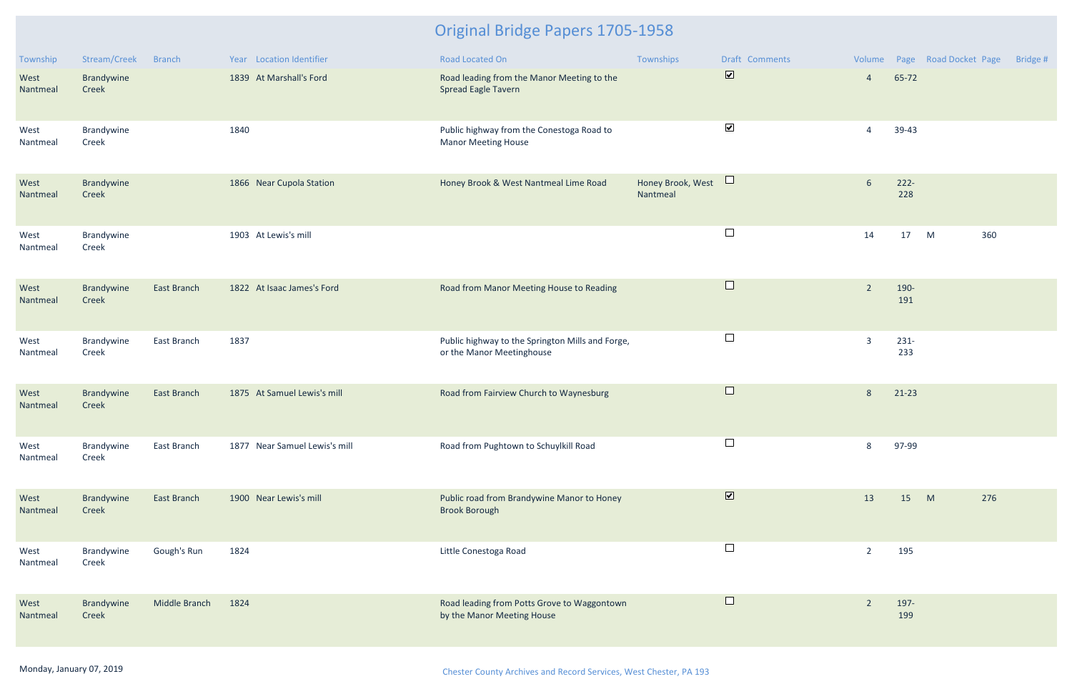# Original Bridge Papers 1705-1958

| Township | Stream/Creek | Branch | Year | Location Identifier | Road Located On | Townships | Draft | Comments | Volume | Page | Road Docket | Page | Bridge # |
|---|---|---|---|---|---|---|---|---|---|---|---|---|---|
| West Nantmeal | Brandywine Creek | | 1839 | At Marshall's Ford | Road leading from the Manor Meeting to the Spread Eagle Tavern | | ☑ | | 4 | 65-72 | | | |
| West Nantmeal | Brandywine Creek | | 1840 | | Public highway from the Conestoga Road to Manor Meeting House | | ☑ | | 4 | 39-43 | | | |
| West Nantmeal | Brandywine Creek | | 1866 | Near Cupola Station | Honey Brook & West Nantmeal Lime Road | Honey Brook, West Nantmeal | ☐ | | 6 | 222-228 | | | |
| West Nantmeal | Brandywine Creek | | 1903 | At Lewis's mill | | | ☐ | | 14 | 17 | M | 360 | |
| West Nantmeal | Brandywine Creek | East Branch | 1822 | At Isaac James's Ford | Road from Manor Meeting House to Reading | | ☐ | | 2 | 190-191 | | | |
| West Nantmeal | Brandywine Creek | East Branch | 1837 | | Public highway to the Springton Mills and Forge, or the Manor Meetinghouse | | ☐ | | 3 | 231-233 | | | |
| West Nantmeal | Brandywine Creek | East Branch | 1875 | At Samuel Lewis's mill | Road from Fairview Church to Waynesburg | | ☐ | | 8 | 21-23 | | | |
| West Nantmeal | Brandywine Creek | East Branch | 1877 | Near Samuel Lewis's mill | Road from Pughtown to Schuylkill Road | | ☐ | | 8 | 97-99 | | | |
| West Nantmeal | Brandywine Creek | East Branch | 1900 | Near Lewis's mill | Public road from Brandywine Manor to Honey Brook Borough | | ☑ | | 13 | 15 | M | 276 | |
| West Nantmeal | Brandywine Creek | Gough's Run | 1824 | | Little Conestoga Road | | ☐ | | 2 | 195 | | | |
| West Nantmeal | Brandywine Creek | Middle Branch | 1824 | | Road leading from Potts Grove to Waggontown by the Manor Meeting House | | ☐ | | 2 | 197-199 | | | |

Monday, January 07, 2019

Chester County Archives and Record Services, West Chester, PA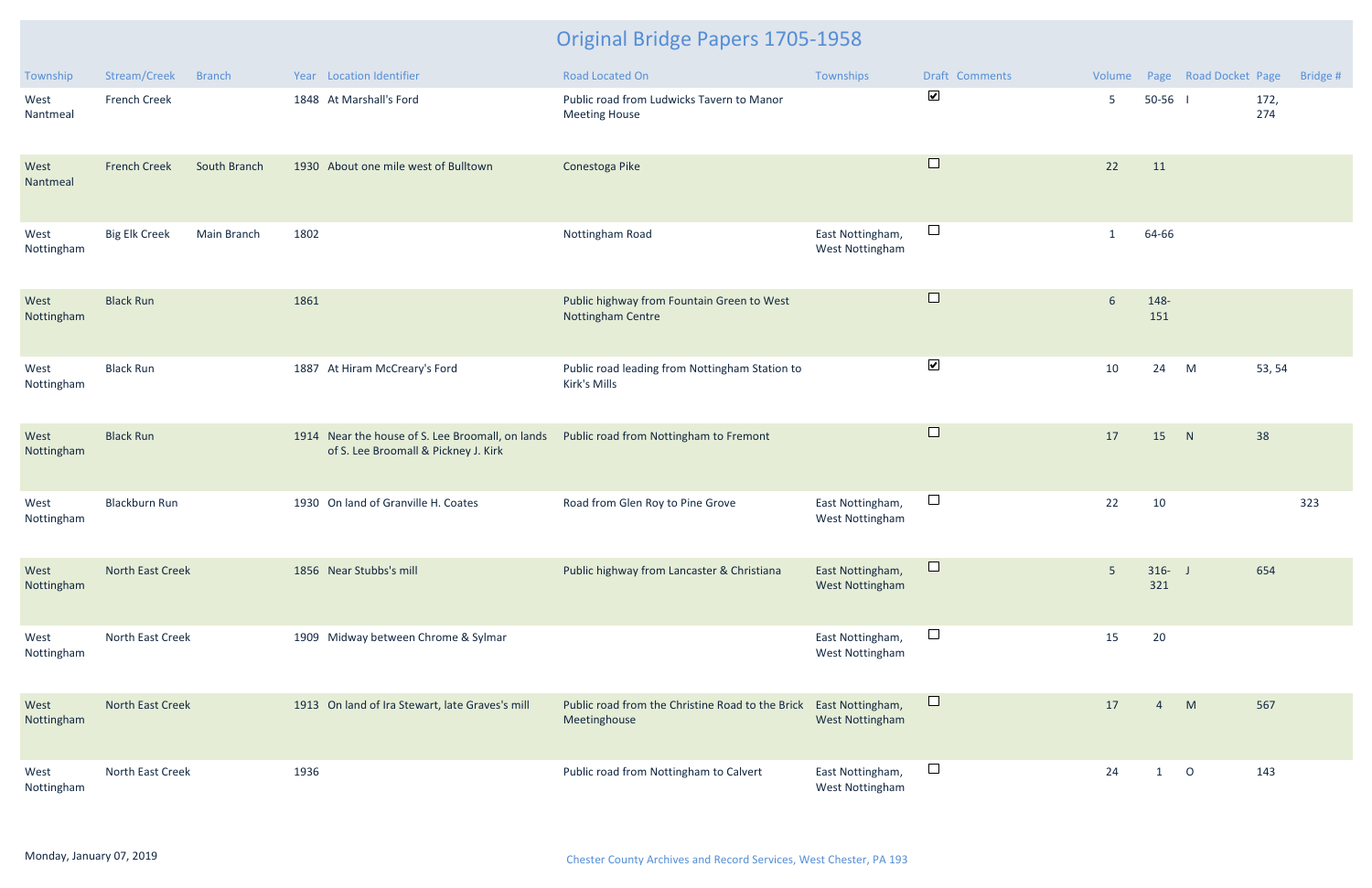# Original Bridge Papers 1705-1958

| Township | Stream/Creek | Branch | Year | Location Identifier | Road Located On | Townships | Draft | Comments | Volume | Page | Road Docket | Page | Bridge # |
|---|---|---|---|---|---|---|---|---|---|---|---|---|---|
| West Nantmeal | French Creek | | 1848 | At Marshall's Ford | Public road from Ludwicks Tavern to Manor Meeting House | | ☑ | | 5 | 50-56 | I | 172, 274 | |
| West Nantmeal | French Creek | South Branch | 1930 | About one mile west of Bulltown | Conestoga Pike | | ☐ | | 22 | 11 | | | |
| West Nottingham | Big Elk Creek | Main Branch | 1802 | | Nottingham Road | East Nottingham, West Nottingham | ☐ | | 1 | 64-66 | | | |
| West Nottingham | Black Run | | 1861 | | Public highway from Fountain Green to West Nottingham Centre | | ☐ | | 6 | 148-151 | | | |
| West Nottingham | Black Run | | 1887 | At Hiram McCreary's Ford | Public road leading from Nottingham Station to Kirk's Mills | | ☑ | | 10 | 24 | M | 53, 54 | |
| West Nottingham | Black Run | | 1914 | Near the house of S. Lee Broomall, on lands of S. Lee Broomall & Pickney J. Kirk | Public road from Nottingham to Fremont | | ☐ | | 17 | 15 | N | 38 | |
| West Nottingham | Blackburn Run | | 1930 | On land of Granville H. Coates | Road from Glen Roy to Pine Grove | East Nottingham, West Nottingham | ☐ | | 22 | 10 | | | 323 |
| West Nottingham | North East Creek | | 1856 | Near Stubbs's mill | Public highway from Lancaster & Christiana | East Nottingham, West Nottingham | ☐ | | 5 | 316-321 | J | 654 | |
| West Nottingham | North East Creek | | 1909 | Midway between Chrome & Sylmar | | East Nottingham, West Nottingham | ☐ | | 15 | 20 | | | |
| West Nottingham | North East Creek | | 1913 | On land of Ira Stewart, late Graves's mill | Public road from the Christine Road to the Brick Meetinghouse | East Nottingham, West Nottingham | ☐ | | 17 | 4 | M | 567 | |
| West Nottingham | North East Creek | | 1936 | | Public road from Nottingham to Calvert | East Nottingham, West Nottingham | ☐ | | 24 | 1 | O | 143 | |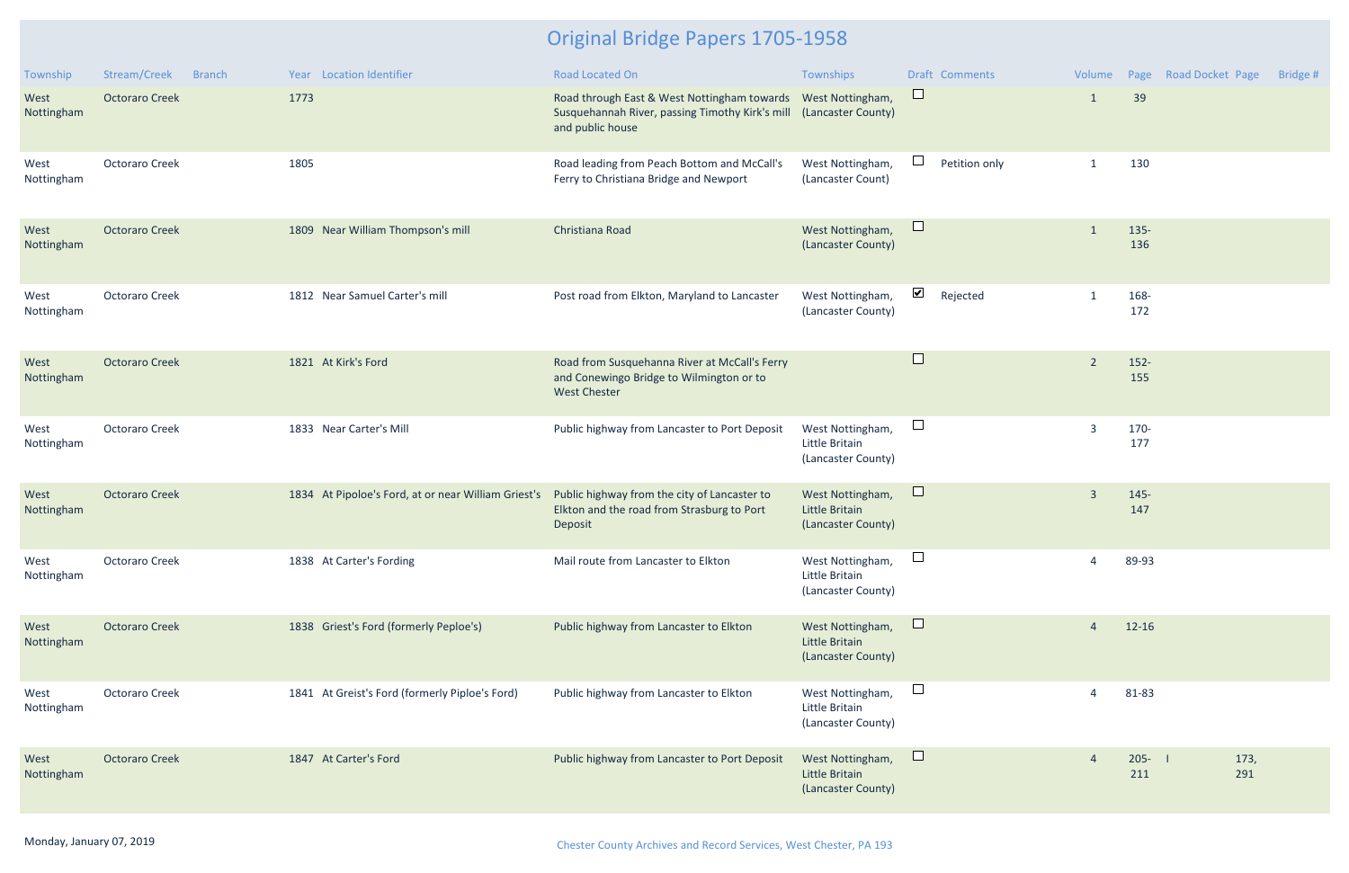# Original Bridge Papers 1705-1958

| Township | Stream/Creek | Branch | Year | Location Identifier | Road Located On | Townships | Draft | Comments | Volume | Page | Road Docket | Page | Bridge # |
|---|---|---|---|---|---|---|---|---|---|---|---|---|---|
| West Nottingham | Octoraro Creek | | 1773 | | Road through East & West Nottingham towards Susquehannah River, passing Timothy Kirk's mill and public house | West Nottingham, (Lancaster County) | ☐ | | 1 | 39 | | | |
| West Nottingham | Octoraro Creek | | 1805 | | Road leading from Peach Bottom and McCall's Ferry to Christiana Bridge and Newport | West Nottingham, (Lancaster Count) | ☐ | Petition only | 1 | 130 | | | |
| West Nottingham | Octoraro Creek | | 1809 | Near William Thompson's mill | Christiana Road | West Nottingham, (Lancaster County) | ☐ | | 1 | 135-136 | | | |
| West Nottingham | Octoraro Creek | | 1812 | Near Samuel Carter's mill | Post road from Elkton, Maryland to Lancaster | West Nottingham, (Lancaster County) | ☑ | Rejected | 1 | 168-172 | | | |
| West Nottingham | Octoraro Creek | | 1821 | At Kirk's Ford | Road from Susquehanna River at McCall's Ferry and Conewingo Bridge to Wilmington or to West Chester | | ☐ | | 2 | 152-155 | | | |
| West Nottingham | Octoraro Creek | | 1833 | Near Carter's Mill | Public highway from Lancaster to Port Deposit | West Nottingham, Little Britain (Lancaster County) | ☐ | | 3 | 170-177 | | | |
| West Nottingham | Octoraro Creek | | 1834 | At Pipoloe's Ford, at or near William Griest's | Public highway from the city of Lancaster to Elkton and the road from Strasburg to Port Deposit | West Nottingham, Little Britain (Lancaster County) | ☐ | | 3 | 145-147 | | | |
| West Nottingham | Octoraro Creek | | 1838 | At Carter's Fording | Mail route from Lancaster to Elkton | West Nottingham, Little Britain (Lancaster County) | ☐ | | 4 | 89-93 | | | |
| West Nottingham | Octoraro Creek | | 1838 | Griest's Ford (formerly Peploe's) | Public highway from Lancaster to Elkton | West Nottingham, Little Britain (Lancaster County) | ☐ | | 4 | 12-16 | | | |
| West Nottingham | Octoraro Creek | | 1841 | At Greist's Ford (formerly Piploe's Ford) | Public highway from Lancaster to Elkton | West Nottingham, Little Britain (Lancaster County) | ☐ | | 4 | 81-83 | | | |
| West Nottingham | Octoraro Creek | | 1847 | At Carter's Ford | Public highway from Lancaster to Port Deposit | West Nottingham, Little Britain (Lancaster County) | ☐ | | 4 | 205-211 | I | 173, 291 | |

Monday, January 07, 2019

Chester County Archives and Record Services, West Chester, PA 193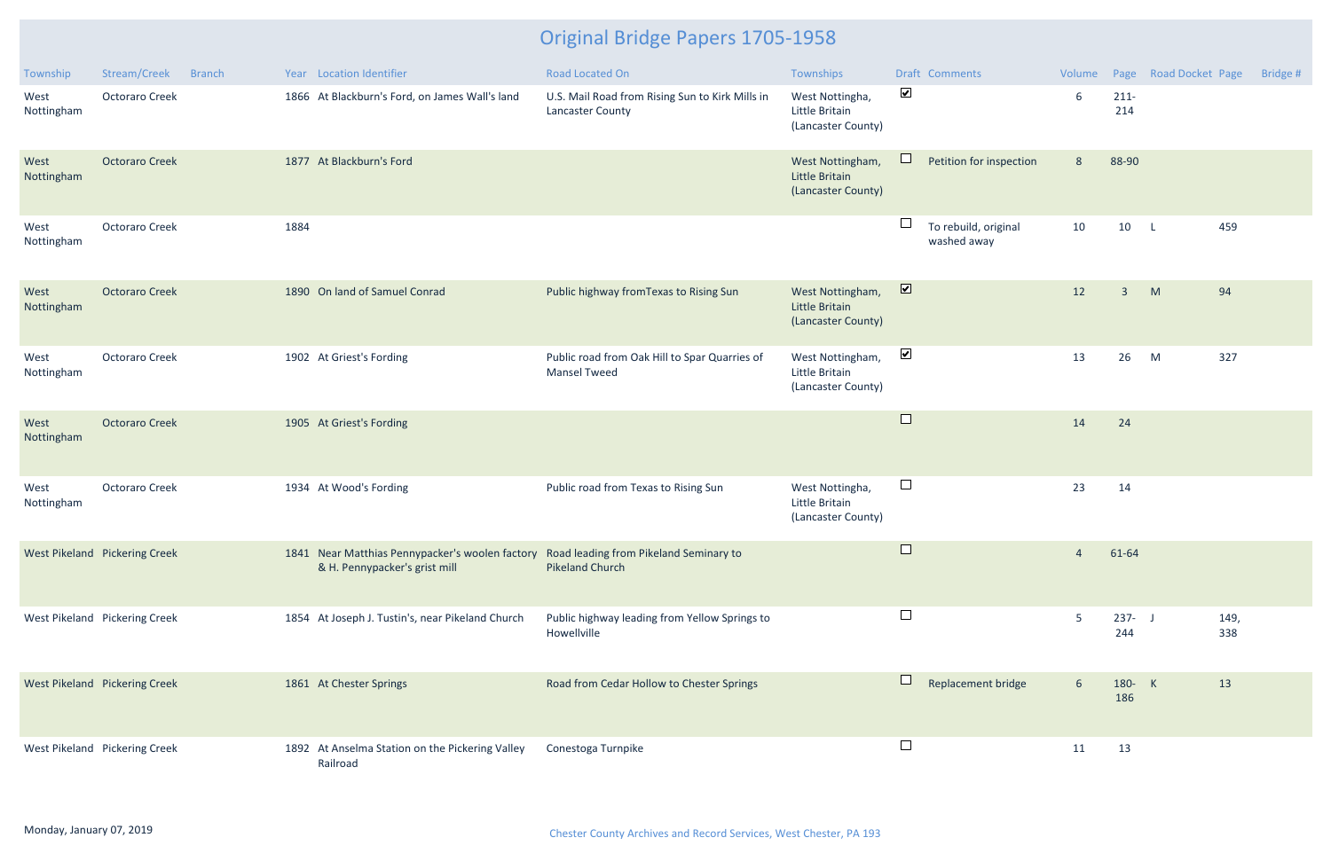# Original Bridge Papers 1705-1958

| Township | Stream/Creek | Branch | Year | Location Identifier | Road Located On | Townships | Draft | Comments | Volume | Page | Road Docket | Page | Bridge # |
|---|---|---|---|---|---|---|---|---|---|---|---|---|---|
| West Nottingham | Octoraro Creek | | 1866 | At Blackburn's Ford, on James Wall's land | U.S. Mail Road from Rising Sun to Kirk Mills in Lancaster County | West Nottingha, Little Britain (Lancaster County) | ☑ | | 6 | 211-214 | | | |
| West Nottingham | Octoraro Creek | | 1877 | At Blackburn's Ford | | West Nottingham, Little Britain (Lancaster County) | ☐ | Petition for inspection | 8 | 88-90 | | | |
| West Nottingham | Octoraro Creek | | 1884 | | | | ☐ | To rebuild, original washed away | 10 | 10 | L | 459 | |
| West Nottingham | Octoraro Creek | | 1890 | On land of Samuel Conrad | Public highway fromTexas to Rising Sun | West Nottingham, Little Britain (Lancaster County) | ☑ | | 12 | 3 | M | 94 | |
| West Nottingham | Octoraro Creek | | 1902 | At Griest's Fording | Public road from Oak Hill to Spar Quarries of Mansel Tweed | West Nottingham, Little Britain (Lancaster County) | ☑ | | 13 | 26 | M | 327 | |
| West Nottingham | Octoraro Creek | | 1905 | At Griest's Fording | | | ☐ | | 14 | 24 | | | |
| West Nottingham | Octoraro Creek | | 1934 | At Wood's Fording | Public road from Texas to Rising Sun | West Nottingha, Little Britain (Lancaster County) | ☐ | | 23 | 14 | | | |
| West Pikeland | Pickering Creek | | 1841 | Near Matthias Pennypacker's woolen factory & H. Pennypacker's grist mill | Road leading from Pikeland Seminary to Pikeland Church | | ☐ | | 4 | 61-64 | | | |
| West Pikeland | Pickering Creek | | 1854 | At Joseph J. Tustin's, near Pikeland Church | Public highway leading from Yellow Springs to Howellville | | ☐ | | 5 | 237-244 | J | 149, 338 | |
| West Pikeland | Pickering Creek | | 1861 | At Chester Springs | Road from Cedar Hollow to Chester Springs | | ☐ | Replacement bridge | 6 | 180-186 | K | 13 | |
| West Pikeland | Pickering Creek | | 1892 | At Anselma Station on the Pickering Valley Railroad | Conestoga Turnpike | | ☐ | | 11 | 13 | | | |

Monday, January 07, 2019

Chester County Archives and Record Services, West Chester, PA 193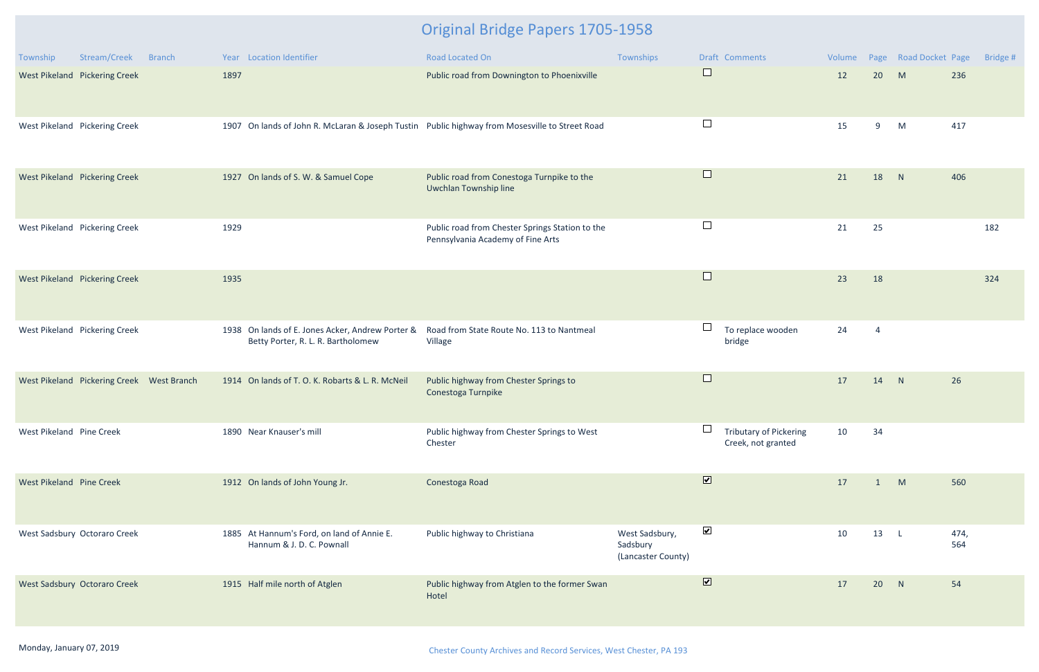# Original Bridge Papers 1705-1958

| Township | Stream/Creek | Branch | Year | Location Identifier | Road Located On | Townships | Draft | Comments | Volume | Page | Road Docket | Page | Bridge # |
|---|---|---|---|---|---|---|---|---|---|---|---|---|---|
| West Pikeland | Pickering Creek | | 1897 | | Public road from Downington to Phoenixville | | ☐ | | 12 | 20 | M | 236 | |
| West Pikeland | Pickering Creek | | 1907 | On lands of John R. McLaran & Joseph Tustin | Public highway from Mosesville to Street Road | | ☐ | | 15 | 9 | M | 417 | |
| West Pikeland | Pickering Creek | | 1927 | On lands of S. W. & Samuel Cope | Public road from Conestoga Turnpike to the Uwchlan Township line | | ☐ | | 21 | 18 | N | 406 | |
| West Pikeland | Pickering Creek | | 1929 | | Public road from Chester Springs Station to the Pennsylvania Academy of Fine Arts | | ☐ | | 21 | 25 | | | 182 |
| West Pikeland | Pickering Creek | | 1935 | | | | ☐ | | 23 | 18 | | | 324 |
| West Pikeland | Pickering Creek | | 1938 | On lands of E. Jones Acker, Andrew Porter & Betty Porter, R. L. R. Bartholomew | Road from State Route No. 113 to Nantmeal Village | | ☐ | To replace wooden bridge | 24 | 4 | | | |
| West Pikeland | Pickering Creek | West Branch | 1914 | On lands of T. O. K. Robarts & L. R. McNeil | Public highway from Chester Springs to Conestoga Turnpike | | ☐ | | 17 | 14 | N | 26 | |
| West Pikeland | Pine Creek | | 1890 | Near Knauser's mill | Public highway from Chester Springs to West Chester | | ☐ | Tributary of Pickering Creek, not granted | 10 | 34 | | | |
| West Pikeland | Pine Creek | | 1912 | On lands of John Young Jr. | Conestoga Road | | ☑ | | 17 | 1 | M | 560 | |
| West Sadsbury | Octoraro Creek | | 1885 | At Hannum's Ford, on land of Annie E. Hannum & J. D. C. Pownall | Public highway to Christiana | West Sadsbury, Sadsbury (Lancaster County) | ☑ | | 10 | 13 | L | 474, 564 | |
| West Sadsbury | Octoraro Creek | | 1915 | Half mile north of Atglen | Public highway from Atglen to the former Swan Hotel | | ☑ | | 17 | 20 | N | 54 | |

Monday, January 07, 2019

Chester County Archives and Record Services, West Chester, PA 193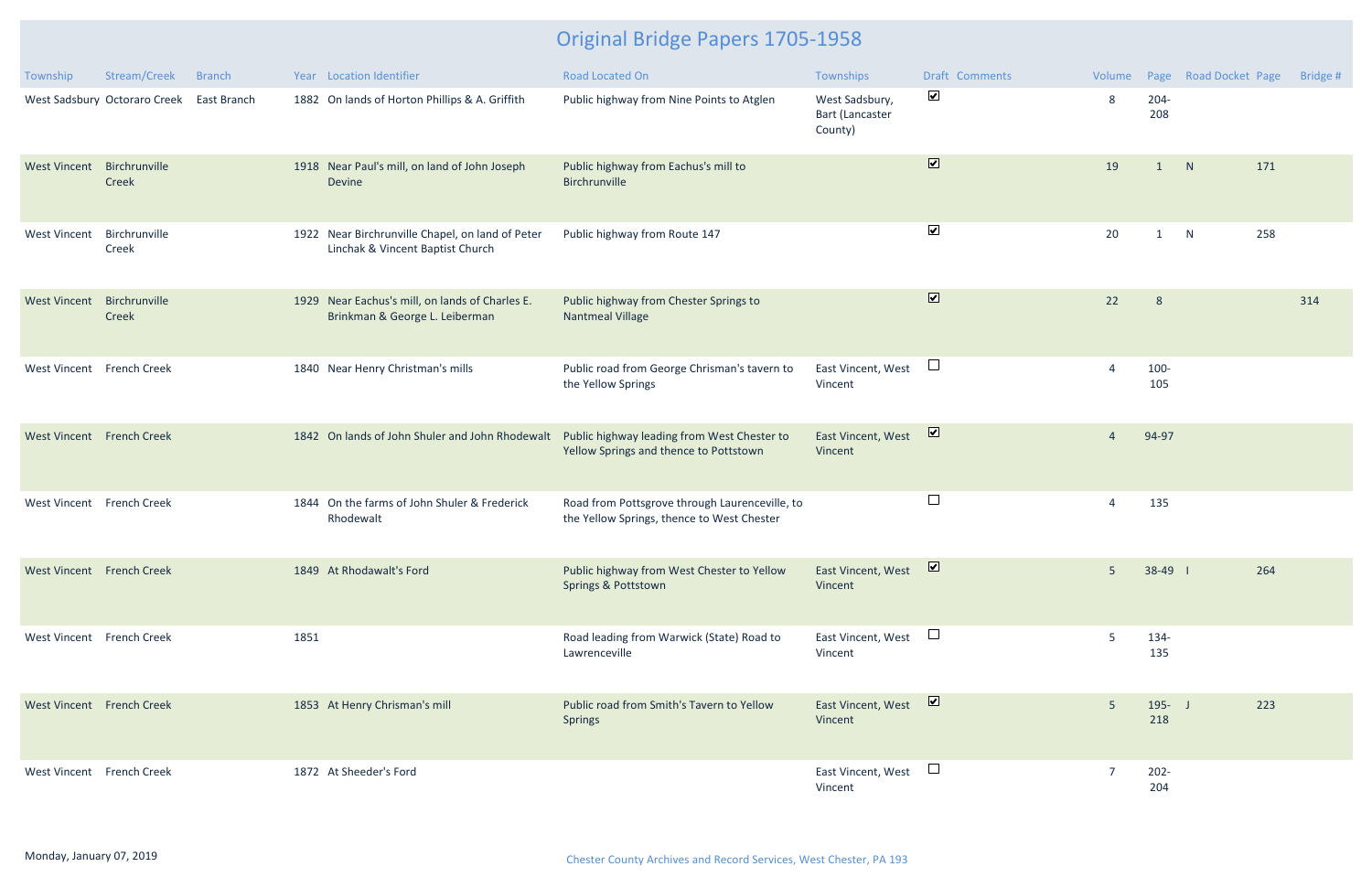# Original Bridge Papers 1705-1958

| Township | Stream/Creek | Branch | Year | Location Identifier | Road Located On | Townships | Draft | Comments | Volume | Page | Road Docket | Page | Bridge # |
|---|---|---|---|---|---|---|---|---|---|---|---|---|---|
| West Sadsbury | Octoraro Creek | East Branch | 1882 | On lands of Horton Phillips & A. Griffith | Public highway from Nine Points to Atglen | West Sadsbury, Bart (Lancaster County) | ☑ | | 8 | 204-208 | | | |
| West Vincent | Birchrunville Creek | | 1918 | Near Paul's mill, on land of John Joseph Devine | Public highway from Eachus's mill to Birchrunville | | ☑ | | 19 | 1 | N | 171 | |
| West Vincent | Birchrunville Creek | | 1922 | Near Birchrunville Chapel, on land of Peter Linchak & Vincent Baptist Church | Public highway from Route 147 | | ☑ | | 20 | 1 | N | 258 | |
| West Vincent | Birchrunville Creek | | 1929 | Near Eachus's mill, on lands of Charles E. Brinkman & George L. Leiberman | Public highway from Chester Springs to Nantmeal Village | | ☑ | | 22 | 8 | | | 314 |
| West Vincent | French Creek | | 1840 | Near Henry Christman's mills | Public road from George Chrisman's tavern to the Yellow Springs | East Vincent, West Vincent | ☐ | | 4 | 100-105 | | | |
| West Vincent | French Creek | | 1842 | On lands of John Shuler and John Rhodewalt | Public highway leading from West Chester to Yellow Springs and thence to Pottstown | East Vincent, West Vincent | ☑ | | 4 | 94-97 | | | |
| West Vincent | French Creek | | 1844 | On the farms of John Shuler & Frederick Rhodewalt | Road from Pottsgrove through Laurenceville, to the Yellow Springs, thence to West Chester | | ☐ | | 4 | 135 | | | |
| West Vincent | French Creek | | 1849 | At Rhodawalt's Ford | Public highway from West Chester to Yellow Springs & Pottstown | East Vincent, West Vincent | ☑ | | 5 | 38-49 | I | 264 | |
| West Vincent | French Creek | | 1851 | | Road leading from Warwick (State) Road to Lawrenceville | East Vincent, West Vincent | ☐ | | 5 | 134-135 | | | |
| West Vincent | French Creek | | 1853 | At Henry Chrisman's mill | Public road from Smith's Tavern to Yellow Springs | East Vincent, West Vincent | ☑ | | 5 | 195-218 | J | 223 | |
| West Vincent | French Creek | | 1872 | At Sheeder's Ford | | East Vincent, West Vincent | ☐ | | 7 | 202-204 | | | |

Monday, January 07, 2019

Chester County Archives and Record Services, West Chester, PA 193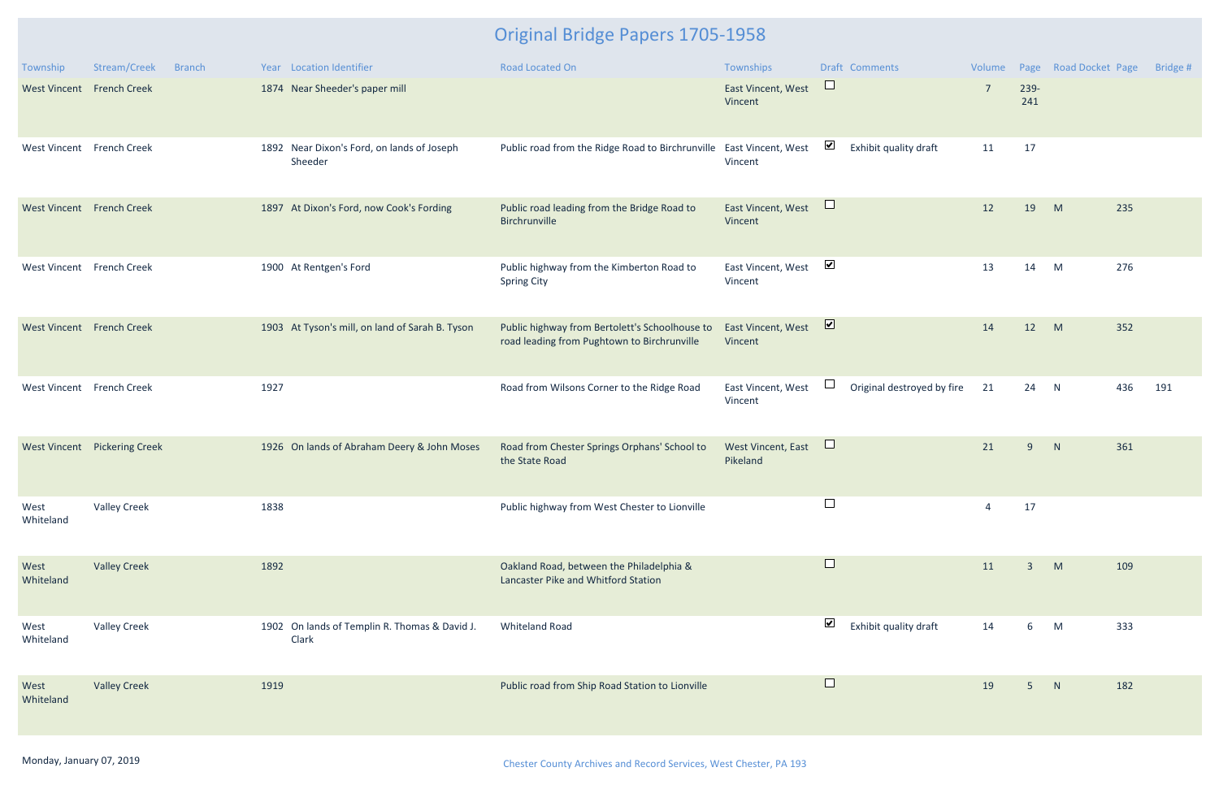# Original Bridge Papers 1705-1958

| Township | Stream/Creek | Branch | Year | Location Identifier | Road Located On | Townships | Draft | Comments | Volume | Page | Road Docket | Page | Bridge # |
|---|---|---|---|---|---|---|---|---|---|---|---|---|---|
| West Vincent | French Creek | | 1874 | Near Sheeder's paper mill | | East Vincent, West Vincent | ☐ | | 7 | 239-241 | | | |
| West Vincent | French Creek | | 1892 | Near Dixon's Ford, on lands of Joseph Sheeder | Public road from the Ridge Road to Birchrunville | East Vincent, West Vincent | ☑ | Exhibit quality draft | 11 | 17 | | | |
| West Vincent | French Creek | | 1897 | At Dixon's Ford, now Cook's Fording | Public road leading from the Bridge Road to Birchrunville | East Vincent, West Vincent | ☐ | | 12 | 19 | M | 235 | |
| West Vincent | French Creek | | 1900 | At Rentgen's Ford | Public highway from the Kimberton Road to Spring City | East Vincent, West Vincent | ☑ | | 13 | 14 | M | 276 | |
| West Vincent | French Creek | | 1903 | At Tyson's mill, on land of Sarah B. Tyson | Public highway from Bertolett's Schoolhouse to road leading from Pughtown to Birchrunville | East Vincent, West Vincent | ☑ | | 14 | 12 | M | 352 | |
| West Vincent | French Creek | | 1927 | | Road from Wilsons Corner to the Ridge Road | East Vincent, West Vincent | ☐ | Original destroyed by fire | 21 | 24 | N | 436 | 191 |
| West Vincent | Pickering Creek | | 1926 | On lands of Abraham Deery & John Moses | Road from Chester Springs Orphans' School to the State Road | West Vincent, East Pikeland | ☐ | | 21 | 9 | N | 361 | |
| West Whiteland | Valley Creek | | 1838 | | Public highway from West Chester to Lionville | | ☐ | | 4 | 17 | | | |
| West Whiteland | Valley Creek | | 1892 | | Oakland Road, between the Philadelphia & Lancaster Pike and Whitford Station | | ☐ | | 11 | 3 | M | 109 | |
| West Whiteland | Valley Creek | | 1902 | On lands of Templin R. Thomas & David J. Clark | Whiteland Road | | ☑ | Exhibit quality draft | 14 | 6 | M | 333 | |
| West Whiteland | Valley Creek | | 1919 | | Public road from Ship Road Station to Lionville | | ☐ | | 19 | 5 | N | 182 | |

Monday, January 07, 2019

Chester County Archives and Record Services, West Chester, PA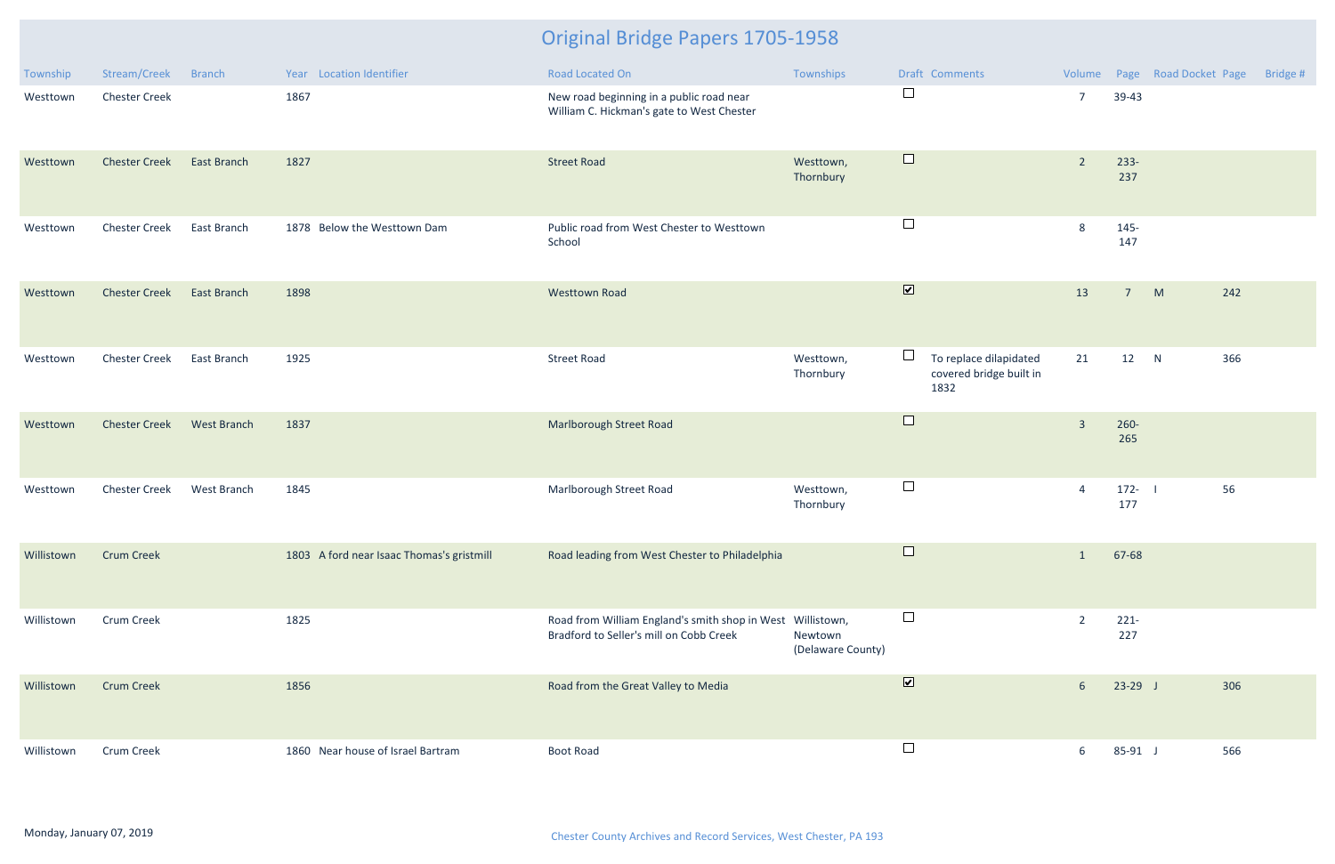# Original Bridge Papers 1705-1958

| Township | Stream/Creek | Branch | Year | Location Identifier | Road Located On | Townships | Draft | Comments | Volume | Page | Road Docket | Page | Bridge # |
|---|---|---|---|---|---|---|---|---|---|---|---|---|---|
| Westtown | Chester Creek | | 1867 | | New road beginning in a public road near William C. Hickman's gate to West Chester | | ☐ | | 7 | 39-43 | | | |
| Westtown | Chester Creek | East Branch | 1827 | | Street Road | Westtown, Thornbury | ☐ | | 2 | 233-237 | | | |
| Westtown | Chester Creek | East Branch | 1878 | Below the Westtown Dam | Public road from West Chester to Westtown School | | ☐ | | 8 | 145-147 | | | |
| Westtown | Chester Creek | East Branch | 1898 | | Westtown Road | | ☑ | | 13 | 7 | M | 242 | |
| Westtown | Chester Creek | East Branch | 1925 | | Street Road | Westtown, Thornbury | ☐ | To replace dilapidated covered bridge built in 1832 | 21 | 12 | N | 366 | |
| Westtown | Chester Creek | West Branch | 1837 | | Marlborough Street Road | | ☐ | | 3 | 260-265 | | | |
| Westtown | Chester Creek | West Branch | 1845 | | Marlborough Street Road | Westtown, Thornbury | ☐ | | 4 | 172-177 | I | 56 | |
| Willistown | Crum Creek | | 1803 | A ford near Isaac Thomas's gristmill | Road leading from West Chester to Philadelphia | | ☐ | | 1 | 67-68 | | | |
| Willistown | Crum Creek | | 1825 | | Road from William England's smith shop in West Bradford to Seller's mill on Cobb Creek | Willistown, Newtown (Delaware County) | ☐ | | 2 | 221-227 | | | |
| Willistown | Crum Creek | | 1856 | | Road from the Great Valley to Media | | ☑ | | 6 | 23-29 | J | 306 | |
| Willistown | Crum Creek | | 1860 | Near house of Israel Bartram | Boot Road | | ☐ | | 6 | 85-91 | J | 566 | |

Monday, January 07, 2019

Chester County Archives and Record Services, West Chester, PA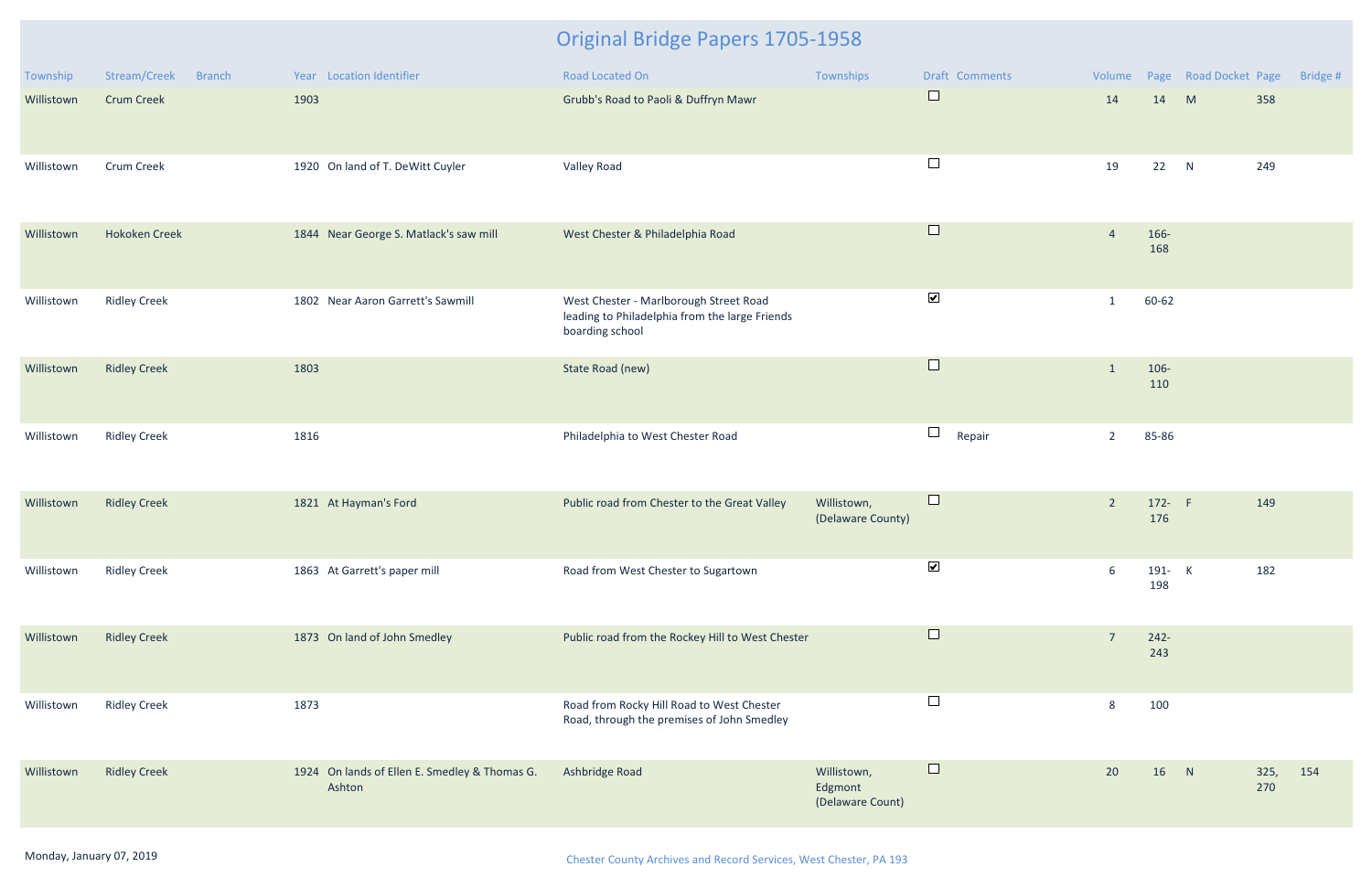# Original Bridge Papers 1705-1958

| Township | Stream/Creek | Branch | Year | Location Identifier | Road Located On | Townships | Draft | Comments | Volume | Page | Road Docket | Page | Bridge # |
|---|---|---|---|---|---|---|---|---|---|---|---|---|---|
| Willistown | Crum Creek | | 1903 | | Grubb's Road to Paoli & Duffryn Mawr | | ☐ | | 14 | 14 | M | 358 | |
| Willistown | Crum Creek | | 1920 | On land of T. DeWitt Cuyler | Valley Road | | ☐ | | 19 | 22 | N | 249 | |
| Willistown | Hokoken Creek | | 1844 | Near George S. Matlack's saw mill | West Chester & Philadelphia Road | | ☐ | | 4 | 166-168 | | | |
| Willistown | Ridley Creek | | 1802 | Near Aaron Garrett's Sawmill | West Chester - Marlborough Street Road leading to Philadelphia from the large Friends boarding school | | ☑ | | 1 | 60-62 | | | |
| Willistown | Ridley Creek | | 1803 | | State Road (new) | | ☐ | | 1 | 106-110 | | | |
| Willistown | Ridley Creek | | 1816 | | Philadelphia to West Chester Road | | ☐ | Repair | 2 | 85-86 | | | |
| Willistown | Ridley Creek | | 1821 | At Hayman's Ford | Public road from Chester to the Great Valley | Willistown, (Delaware County) | ☐ | | 2 | 172-176 | F | 149 | |
| Willistown | Ridley Creek | | 1863 | At Garrett's paper mill | Road from West Chester to Sugartown | | ☑ | | 6 | 191-198 | K | 182 | |
| Willistown | Ridley Creek | | 1873 | On land of John Smedley | Public road from the Rockey Hill to West Chester | | ☐ | | 7 | 242-243 | | | |
| Willistown | Ridley Creek | | 1873 | | Road from Rocky Hill Road to West Chester Road, through the premises of John Smedley | | ☐ | | 8 | 100 | | | |
| Willistown | Ridley Creek | | 1924 | On lands of Ellen E. Smedley & Thomas G. Ashton | Ashbridge Road | Willistown, Edgmont (Delaware Count) | ☐ | | 20 | 16 | N | 325, 270 | 154 |

Monday, January 07, 2019

Chester County Archives and Record Services, West Chester, PA 193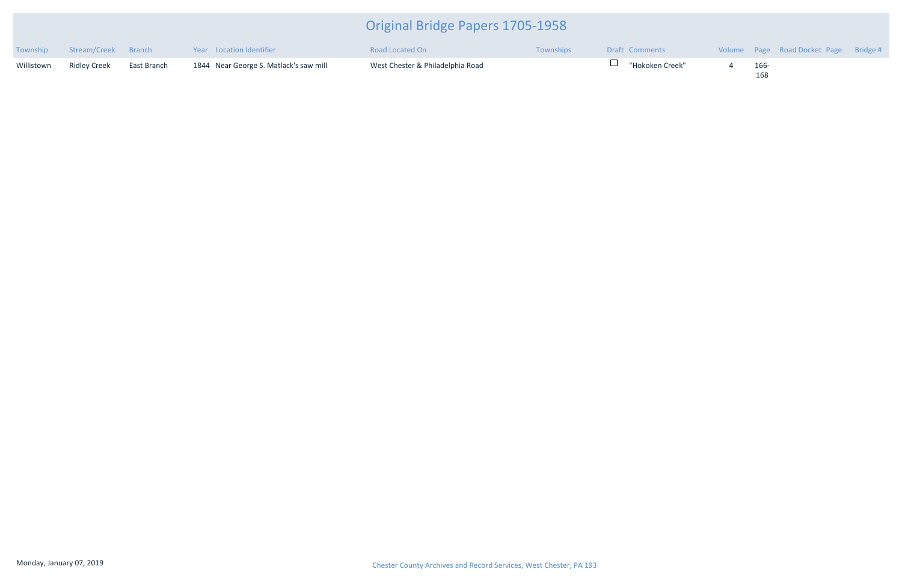# Original Bridge Papers 1705-1958

| Township | Stream/Creek | Branch | Year | Location Identifier | Road Located On | Townships | Draft | Comments | Volume | Page | Road Docket Page | Bridge # |
|---|---|---|---|---|---|---|---|---|---|---|---|---|
| Willistown | Ridley Creek | East Branch | 1844 | Near George S. Matlack's saw mill | West Chester & Philadelphia Road | | ☐ | "Hokoken Creek" | 4 | 166-168 | | |

Monday, January 07, 2019

Chester County Archives and Record Services, West Chester, PA 193